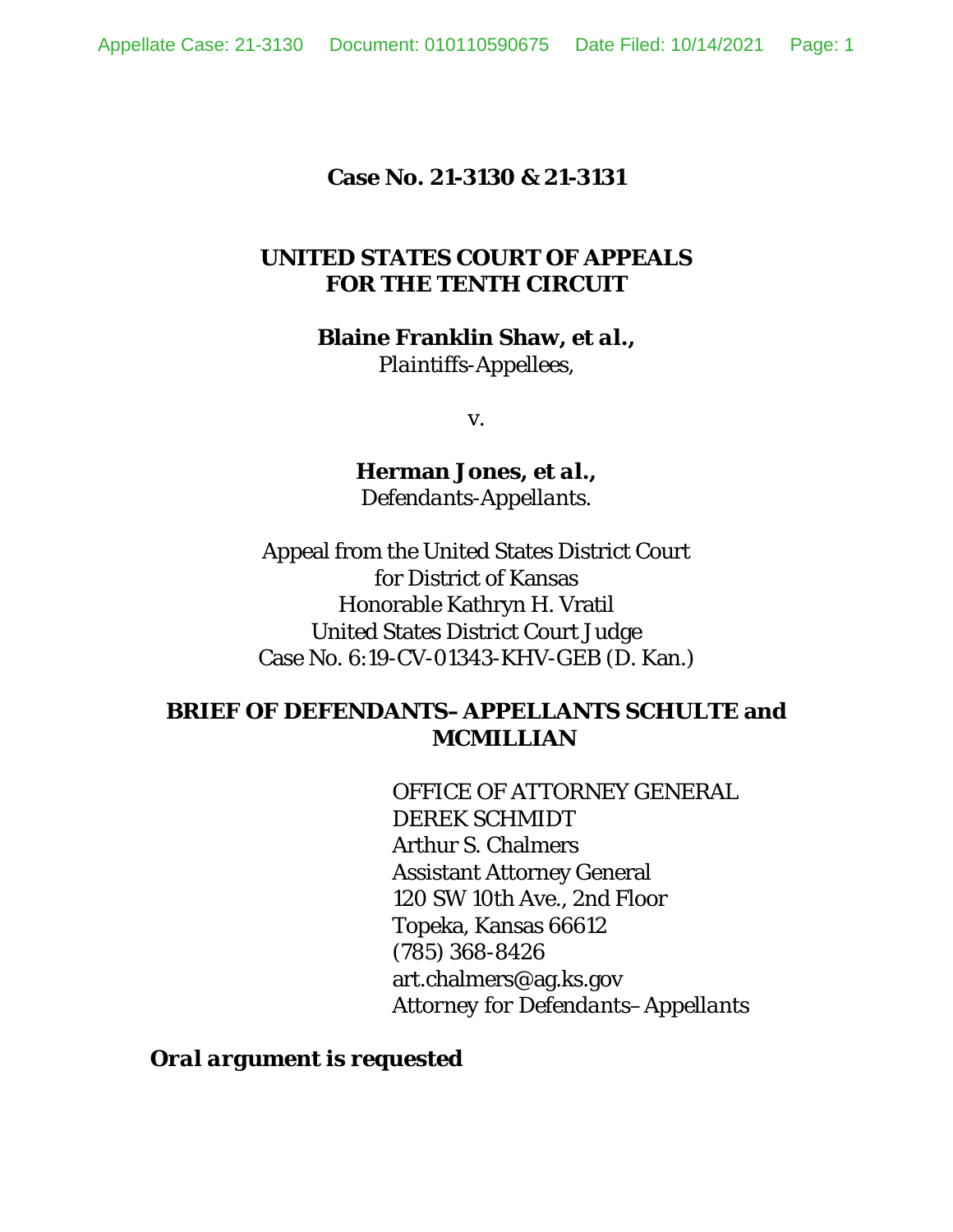**Case No. 21-3130 & 21-3131**

**UNITED STATES COURT OF APPEALS FOR THE TENTH CIRCUIT**

**Blaine Franklin Shaw, *et al.*,**
*Plaintiffs-Appellees,*

v.

***Herman Jones, et al.,***
*Defendants-Appellants.*

Appeal from the United States District Court
for District of Kansas
Honorable Kathryn H. Vratil
United States District Court Judge
Case No. 6:19-CV-01343-KHV-GEB (D. Kan.)

**BRIEF OF DEFENDANTS–APPELLANTS SCHULTE and MCMILLIAN**

OFFICE OF ATTORNEY GENERAL
DEREK SCHMIDT
Arthur S. Chalmers
Assistant Attorney General
120 SW 10th Ave., 2nd Floor
Topeka, Kansas 66612
(785) 368-8426
art.chalmers@ag.ks.gov
*Attorney for Defendants–Appellants*

***Oral argument is requested***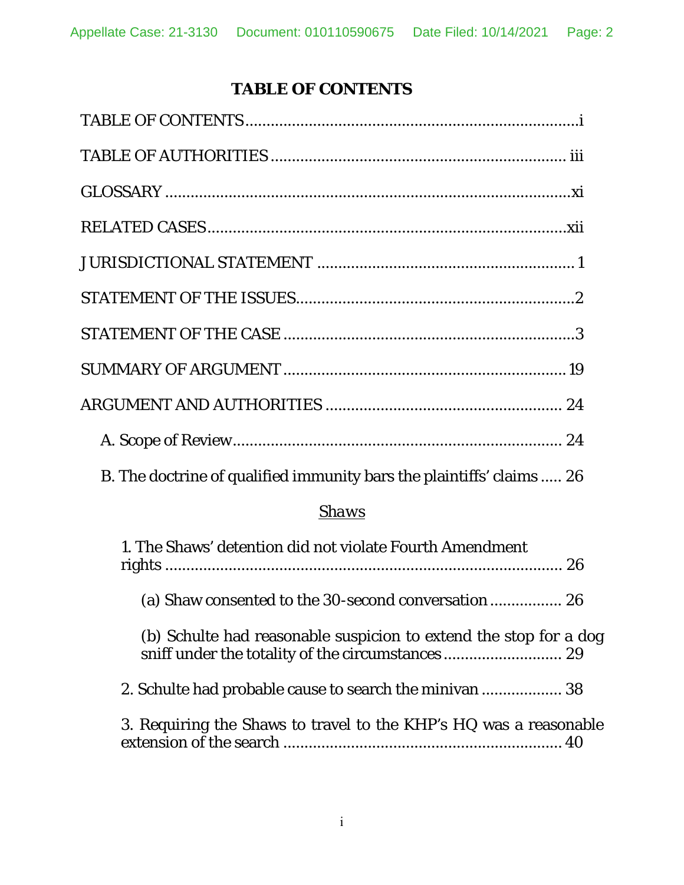# TABLE OF CONTENTS

TABLE OF CONTENTS ............................................................................i

TABLE OF AUTHORITIES ..................................................................... iii

GLOSSARY ................................................................................................xi

RELATED CASES.....................................................................................xii

JURISDICTIONAL STATEMENT .............................................................. 1

STATEMENT OF THE ISSUES.................................................................2

STATEMENT OF THE CASE .....................................................................3

SUMMARY OF ARGUMENT .................................................................. 19

ARGUMENT AND AUTHORITIES ........................................................ 24

A. Scope of Review.............................................................................. 24

B. The doctrine of qualified immunity bars the plaintiffs' claims ..... 26

*Shaws*

1. The Shaws' detention did not violate Fourth Amendment rights .............................................................................................. 26

(a) Shaw consented to the 30-second conversation ................ 26

(b) Schulte had reasonable suspicion to extend the stop for a dog sniff under the totality of the circumstances ........................... 29

2. Schulte had probable cause to search the minivan .................. 38

3. Requiring the Shaws to travel to the KHP's HQ was a reasonable extension of the search .................................................................. 40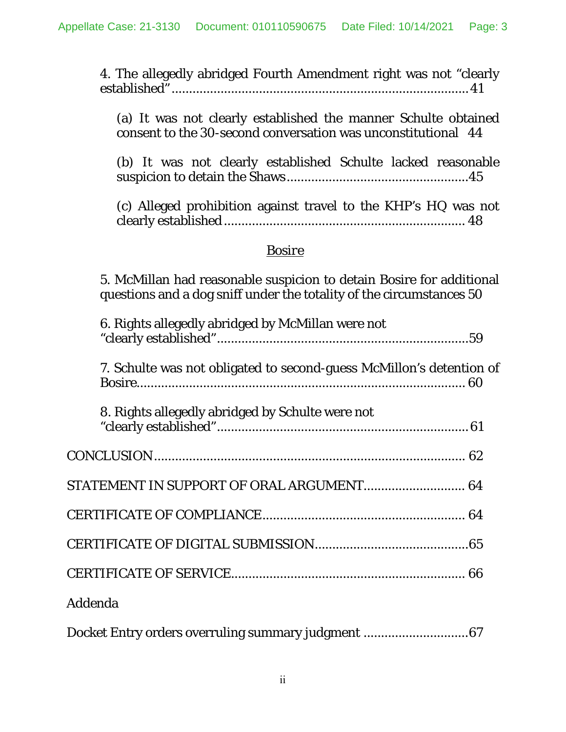4. The allegedly abridged Fourth Amendment right was not "clearly established" .................................................................................. 41

(a) It was not clearly established the manner Schulte obtained consent to the 30-second conversation was unconstitutional 44

(b) It was not clearly established Schulte lacked reasonable suspicion to detain the Shaws ................................................ 45

(c) Alleged prohibition against travel to the KHP's HQ was not clearly established ................................................................ 48

## Bosire

5. McMillan had reasonable suspicion to detain Bosire for additional questions and a dog sniff under the totality of the circumstances 50

6. Rights allegedly abridged by McMillan were not "clearly established" ................................................................... 59

7. Schulte was not obligated to second-guess McMillon's detention of Bosire ....................................................................................... 60

8. Rights allegedly abridged by Schulte were not "clearly established" ................................................................... 61

CONCLUSION ................................................................................. 62

STATEMENT IN SUPPORT OF ORAL ARGUMENT ........................... 64

CERTIFICATE OF COMPLIANCE ..................................................... 64

CERTIFICATE OF DIGITAL SUBMISSION ......................................... 65

CERTIFICATE OF SERVICE ............................................................ 66

Addenda

Docket Entry orders overruling summary judgment ............................ 67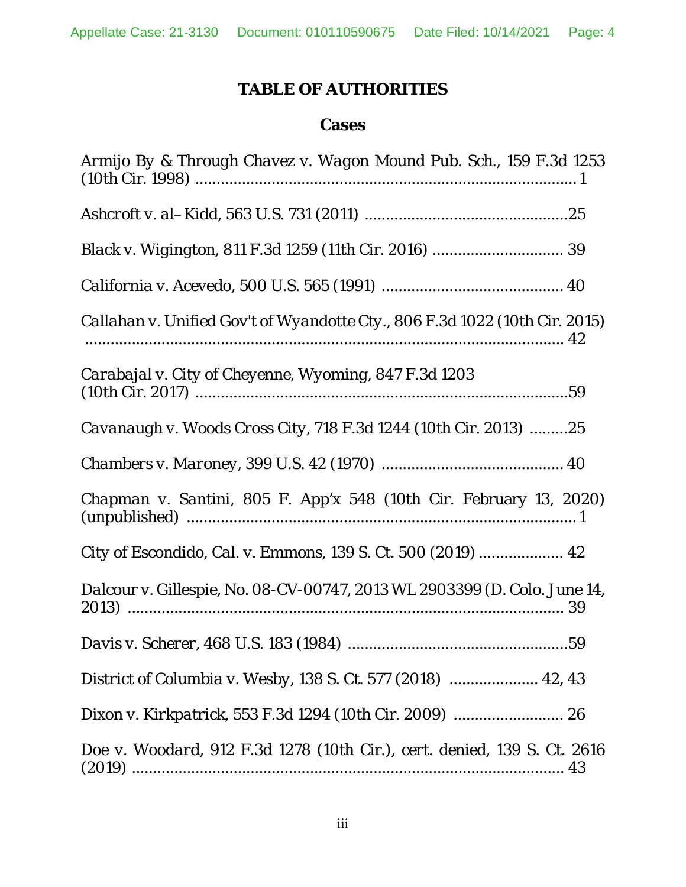# TABLE OF AUTHORITIES

## Cases

*Armijo By & Through Chavez v. Wagon Mound Pub. Sch.*, 159 F.3d 1253 (10th Cir. 1998) .......... 1

*Ashcroft v. al–Kidd*, 563 U.S. 731 (2011) .......... 25

*Black v. Wigington*, 811 F.3d 1259 (11th Cir. 2016) .......... 39

*California v. Acevedo*, 500 U.S. 565 (1991) .......... 40

*Callahan v. Unified Gov't of Wyandotte Cty.*, 806 F.3d 1022 (10th Cir. 2015) .......... 42

*Carabajal v. City of Cheyenne, Wyoming*, 847 F.3d 1203 (10th Cir. 2017) .......... 59

*Cavanaugh v. Woods Cross City*, 718 F.3d 1244 (10th Cir. 2013) .......... 25

*Chambers v. Maroney*, 399 U.S. 42 (1970) .......... 40

*Chapman v. Santini*, 805 F. App'x 548 (10th Cir. February 13, 2020) (unpublished) .......... 1

*City of Escondido, Cal. v. Emmons*, 139 S. Ct. 500 (2019) .......... 42

*Dalcour v. Gillespie*, No. 08-CV-00747, 2013 WL 2903399 (D. Colo. June 14, 2013) .......... 39

*Davis v. Scherer*, 468 U.S. 183 (1984) .......... 59

*District of Columbia v. Wesby*, 138 S. Ct. 577 (2018) .......... 42, 43

*Dixon v. Kirkpatrick*, 553 F.3d 1294 (10th Cir. 2009) .......... 26

*Doe v. Woodard*, 912 F.3d 1278 (10th Cir.), cert. denied, 139 S. Ct. 2616 (2019) .......... 43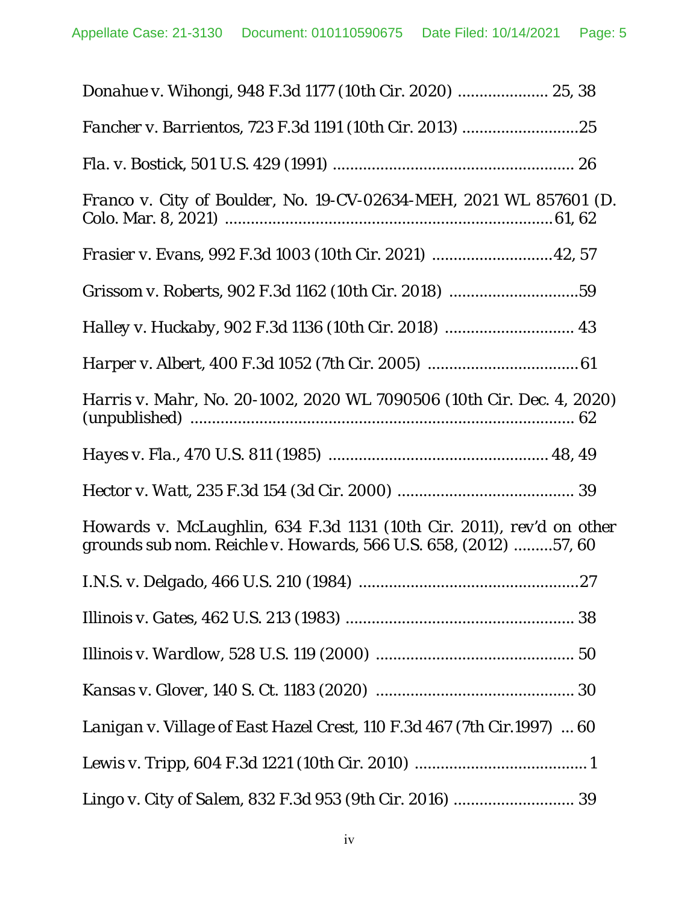*Donahue v. Wihongi*, 948 F.3d 1177 (10th Cir. 2020) ..................... 25, 38

*Fancher v. Barrientos*, 723 F.3d 1191 (10th Cir. 2013) ...........................25

*Fla. v. Bostick*, 501 U.S. 429 (1991) ........................................................ 26

*Franco v. City of Boulder*, No. 19-CV-02634-MEH, 2021 WL 857601 (D. Colo. Mar. 8, 2021) ............................................................................61, 62

*Frasier v. Evans*, 992 F.3d 1003 (10th Cir. 2021) ............................42, 57

*Grissom v. Roberts*, 902 F.3d 1162 (10th Cir. 2018) ..............................59

*Halley v. Huckaby*, 902 F.3d 1136 (10th Cir. 2018) .............................. 43

*Harper v. Albert*, 400 F.3d 1052 (7th Cir. 2005) ...................................61

*Harris v. Mahr*, No. 20-1002, 2020 WL 7090506 (10th Cir. Dec. 4, 2020) (unpublished) ......................................................................................... 62

*Hayes v. Fla.*, 470 U.S. 811 (1985) .................................................. 48, 49

*Hector v. Watt*, 235 F.3d 154 (3d Cir. 2000) ......................................... 39

*Howards v. McLaughlin*, 634 F.3d 1131 (10th Cir. 2011), *rev'd on other grounds sub nom. Reichle v. Howards*, 566 U.S. 658, (2012) .........57, 60

*I.N.S. v. Delgado*, 466 U.S. 210 (1984) ...................................................27

*Illinois v. Gates*, 462 U.S. 213 (1983) ..................................................... 38

*Illinois v. Wardlow*, 528 U.S. 119 (2000) .............................................. 50

*Kansas v. Glover*, 140 S. Ct. 1183 (2020) .............................................. 30

*Lanigan v. Village of East Hazel Crest*, 110 F.3d 467 (7th Cir.1997) ... 60

*Lewis v. Tripp*, 604 F.3d 1221 (10th Cir. 2010) ........................................ 1

*Lingo v. City of Salem*, 832 F.3d 953 (9th Cir. 2016) ............................ 39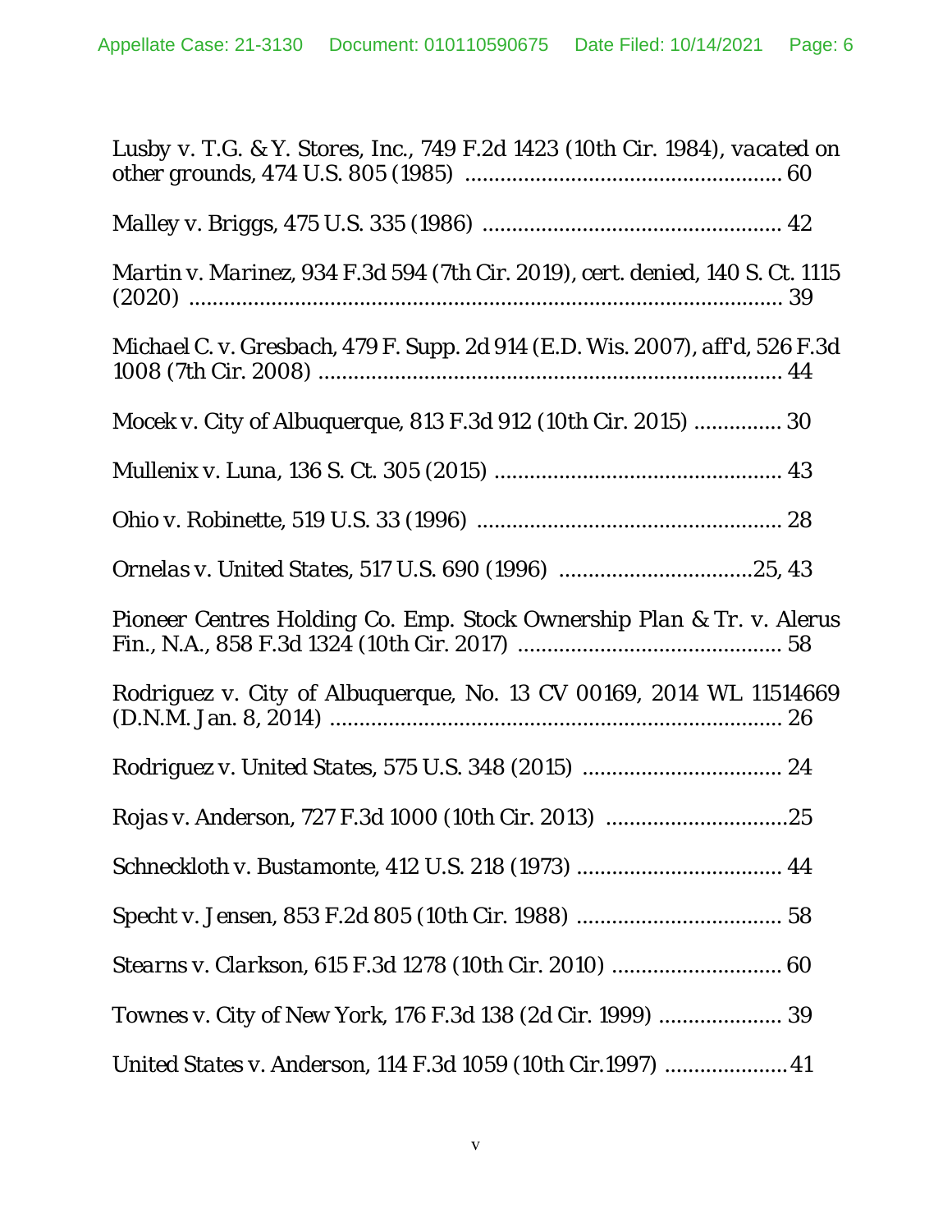Lusby v. T.G. & Y. Stores, Inc., 749 F.2d 1423 (10th Cir. 1984), vacated on other grounds, 474 U.S. 805 (1985) ..................................................... 60

Malley v. Briggs, 475 U.S. 335 (1986) .................................................. 42

Martin v. Marinez, 934 F.3d 594 (7th Cir. 2019), cert. denied, 140 S. Ct. 1115 (2020) ..................................................................................... 39

Michael C. v. Gresbach, 479 F. Supp. 2d 914 (E.D. Wis. 2007), aff'd, 526 F.3d 1008 (7th Cir. 2008) ............................................................................... 44

Mocek v. City of Albuquerque, 813 F.3d 912 (10th Cir. 2015) ............... 30

Mullenix v. Luna, 136 S. Ct. 305 (2015) ................................................ 43

Ohio v. Robinette, 519 U.S. 33 (1996) ................................................... 28

Ornelas v. United States, 517 U.S. 690 (1996) .................................25, 43

Pioneer Centres Holding Co. Emp. Stock Ownership Plan & Tr. v. Alerus Fin., N.A., 858 F.3d 1324 (10th Cir. 2017) ............................................. 58

Rodriguez v. City of Albuquerque, No. 13 CV 00169, 2014 WL 11514669 (D.N.M. Jan. 8, 2014) ............................................................................. 26

Rodriguez v. United States, 575 U.S. 348 (2015) .................................. 24

Rojas v. Anderson, 727 F.3d 1000 (10th Cir. 2013) ...............................25

Schneckloth v. Bustamonte, 412 U.S. 218 (1973) .................................. 44

Specht v. Jensen, 853 F.2d 805 (10th Cir. 1988) .................................. 58

Stearns v. Clarkson, 615 F.3d 1278 (10th Cir. 2010) ............................. 60

Townes v. City of New York, 176 F.3d 138 (2d Cir. 1999) ..................... 39

United States v. Anderson, 114 F.3d 1059 (10th Cir.1997) ..................... 41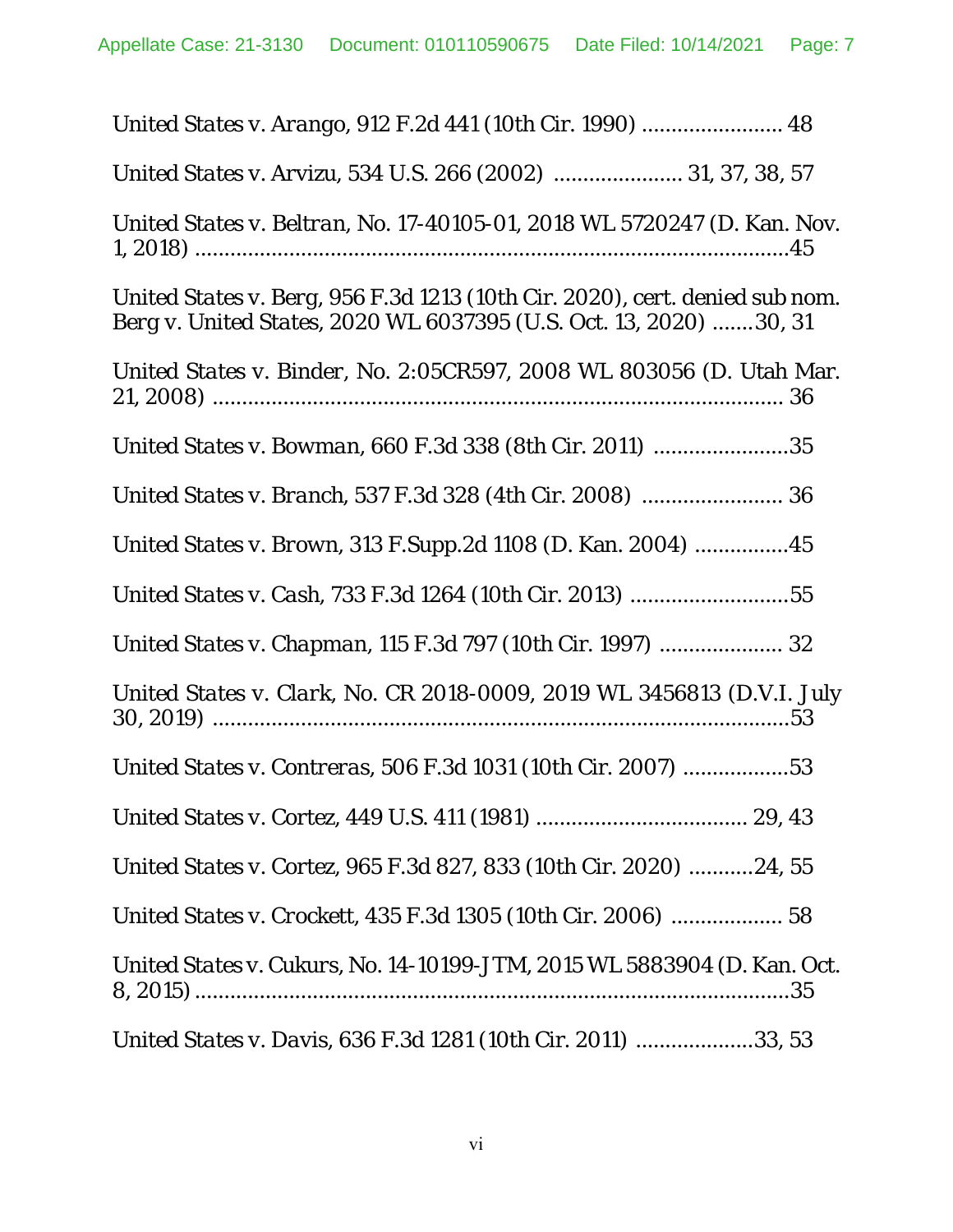*United States v. Arango*, 912 F.2d 441 (10th Cir. 1990) ........................ 48

*United States v. Arvizu*, 534 U.S. 266 (2002) ...................... 31, 37, 38, 57

*United States v. Beltran*, No. 17-40105-01, 2018 WL 5720247 (D. Kan. Nov. 1, 2018) .......................................................................................45

*United States v. Berg*, 956 F.3d 1213 (10th Cir. 2020), *cert. denied sub nom. Berg v. United States*, 2020 WL 6037395 (U.S. Oct. 13, 2020) .......30, 31

*United States v. Binder*, No. 2:05CR597, 2008 WL 803056 (D. Utah Mar. 21, 2008) ................................................................................... 36

*United States v. Bowman*, 660 F.3d 338 (8th Cir. 2011) .......................35

*United States v. Branch*, 537 F.3d 328 (4th Cir. 2008) ........................ 36

*United States v. Brown*, 313 F.Supp.2d 1108 (D. Kan. 2004) ................45

*United States v. Cash*, 733 F.3d 1264 (10th Cir. 2013) ...........................55

*United States v. Chapman*, 115 F.3d 797 (10th Cir. 1997) ..................... 32

*United States v. Clark*, No. CR 2018-0009, 2019 WL 3456813 (D.V.I. July 30, 2019) ....................................................................................53

*United States v. Contreras*, 506 F.3d 1031 (10th Cir. 2007) ..................53

*United States v. Cortez*, 449 U.S. 411 (1981) .................................... 29, 43

*United States v. Cortez*, 965 F.3d 827, 833 (10th Cir. 2020) ...........24, 55

*United States v. Crockett*, 435 F.3d 1305 (10th Cir. 2006) ................... 58

*United States v. Cukurs*, No. 14-10199-JTM, 2015 WL 5883904 (D. Kan. Oct. 8, 2015) .......................................................................................35

*United States v. Davis*, 636 F.3d 1281 (10th Cir. 2011) ....................33, 53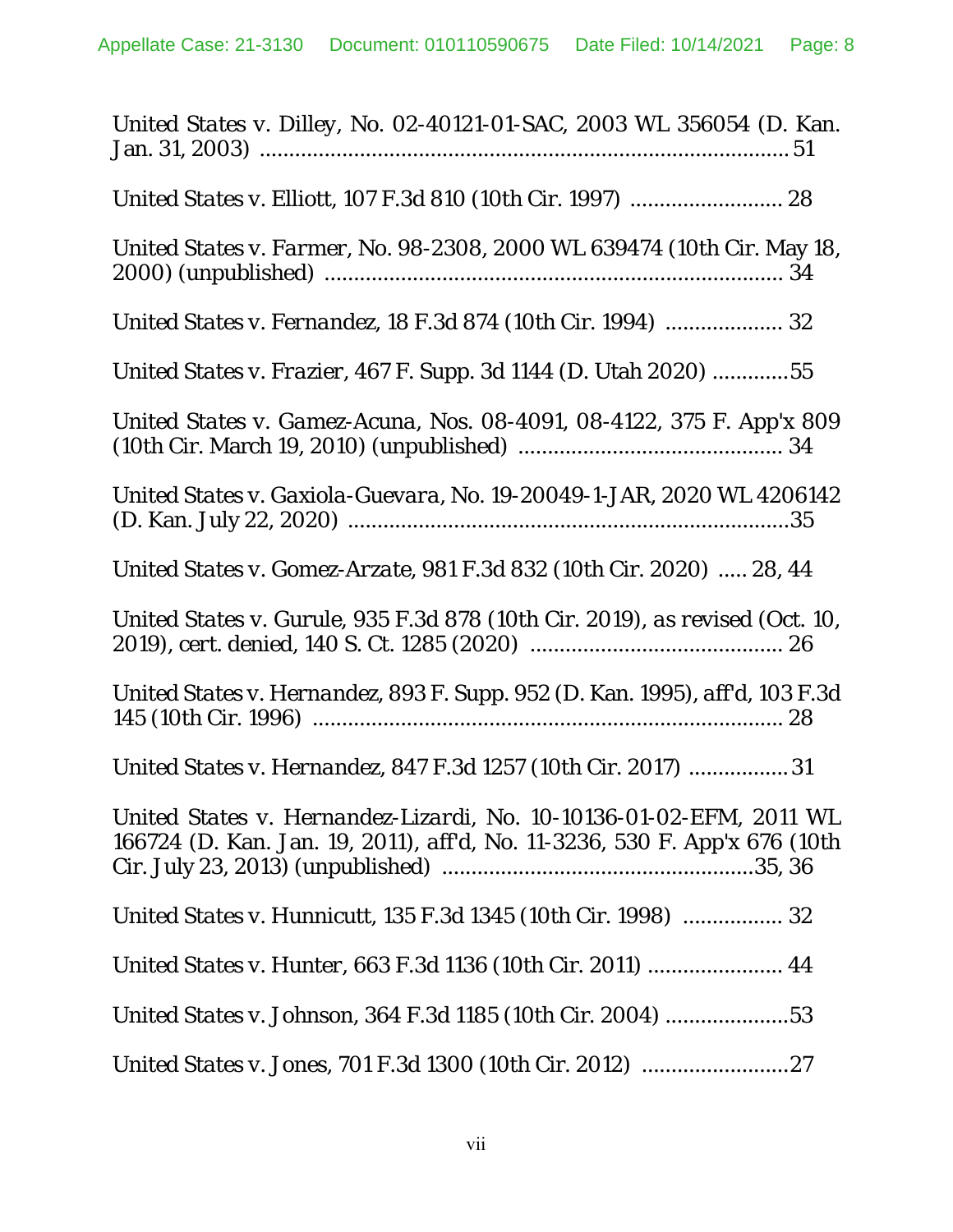*United States v. Dilley*, No. 02-40121-01-SAC, 2003 WL 356054 (D. Kan. Jan. 31, 2003) ........................................................................................ 51

*United States v. Elliott*, 107 F.3d 810 (10th Cir. 1997) .......................... 28

*United States v. Farmer*, No. 98-2308, 2000 WL 639474 (10th Cir. May 18, 2000) (unpublished) ............................................................................ 34

*United States v. Fernandez*, 18 F.3d 874 (10th Cir. 1994) .................... 32

*United States v. Frazier*, 467 F. Supp. 3d 1144 (D. Utah 2020) .............55

*United States v. Gamez-Acuna*, Nos. 08-4091, 08-4122, 375 F. App'x 809 (10th Cir. March 19, 2010) (unpublished) ............................................ 34

*United States v. Gaxiola-Guevara*, No. 19-20049-1-JAR, 2020 WL 4206142 (D. Kan. July 22, 2020) ...........................................................................35

*United States v. Gomez-Arzate*, 981 F.3d 832 (10th Cir. 2020) ..... 28, 44

*United States v. Gurule*, 935 F.3d 878 (10th Cir. 2019), as revised (Oct. 10, 2019), cert. denied, 140 S. Ct. 1285 (2020) .......................................... 26

*United States v. Hernandez*, 893 F. Supp. 952 (D. Kan. 1995), aff'd, 103 F.3d 145 (10th Cir. 1996) ................................................................................ 28

*United States v. Hernandez*, 847 F.3d 1257 (10th Cir. 2017) .................31

*United States v. Hernandez-Lizardi*, No. 10-10136-01-02-EFM, 2011 WL 166724 (D. Kan. Jan. 19, 2011), aff'd, No. 11-3236, 530 F. App'x 676 (10th Cir. July 23, 2013) (unpublished) .....................................................35, 36

*United States v. Hunnicutt*, 135 F.3d 1345 (10th Cir. 1998) ................. 32

*United States v. Hunter*, 663 F.3d 1136 (10th Cir. 2011) ....................... 44

*United States v. Johnson*, 364 F.3d 1185 (10th Cir. 2004) .....................53

*United States v. Jones*, 701 F.3d 1300 (10th Cir. 2012) .........................27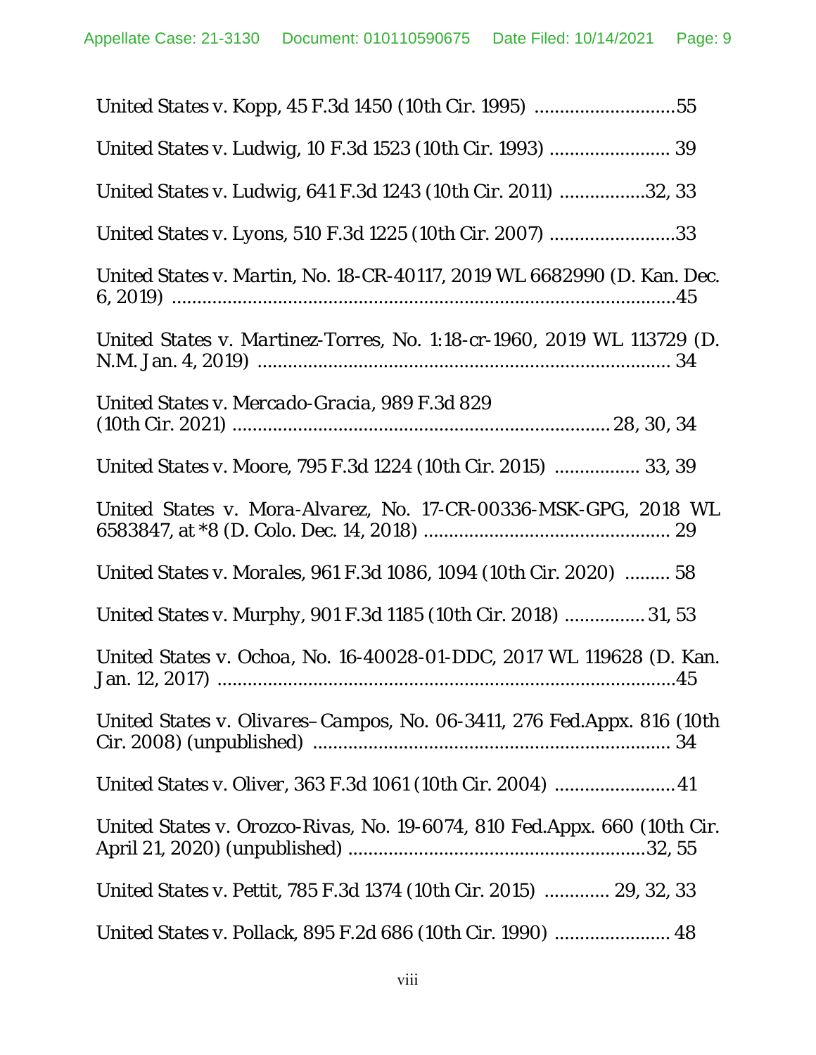*United States v. Kopp*, 45 F.3d 1450 (10th Cir. 1995) ............................55

*United States v. Ludwig*, 10 F.3d 1523 (10th Cir. 1993) ........................ 39

*United States v. Ludwig*, 641 F.3d 1243 (10th Cir. 2011) .................32, 33

*United States v. Lyons*, 510 F.3d 1225 (10th Cir. 2007) .........................33

*United States v. Martin*, No. 18-CR-40117, 2019 WL 6682990 (D. Kan. Dec. 6, 2019) ......................................................................................45

*United States v. Martinez-Torres*, No. 1:18-cr-1960, 2019 WL 113729 (D. N.M. Jan. 4, 2019) .................................................................................. 34

*United States v. Mercado-Gracia*, 989 F.3d 829 (10th Cir. 2021) ......................................................................... 28, 30, 34

*United States v. Moore*, 795 F.3d 1224 (10th Cir. 2015) ................. 33, 39

*United States v. Mora-Alvarez*, No. 17-CR-00336-MSK-GPG, 2018 WL 6583847, at *8 (D. Colo. Dec. 14, 2018) ................................................ 29

*United States v. Morales*, 961 F.3d 1086, 1094 (10th Cir. 2020) ......... 58

*United States v. Murphy*, 901 F.3d 1185 (10th Cir. 2018) ................ 31, 53

*United States v. Ochoa*, No. 16-40028-01-DDC, 2017 WL 119628 (D. Kan. Jan. 12, 2017) ..........................................................................................45

*United States v. Olivares–Campos*, No. 06-3411, 276 Fed.Appx. 816 (10th Cir. 2008) (unpublished) ....................................................................... 34

*United States v. Oliver*, 363 F.3d 1061 (10th Cir. 2004) ........................41

*United States v. Orozco-Rivas*, No. 19-6074, 810 Fed.Appx. 660 (10th Cir. April 21, 2020) (unpublished) ...........................................................32, 55

*United States v. Pettit*, 785 F.3d 1374 (10th Cir. 2015) ............. 29, 32, 33

*United States v. Pollack*, 895 F.2d 686 (10th Cir. 1990) ....................... 48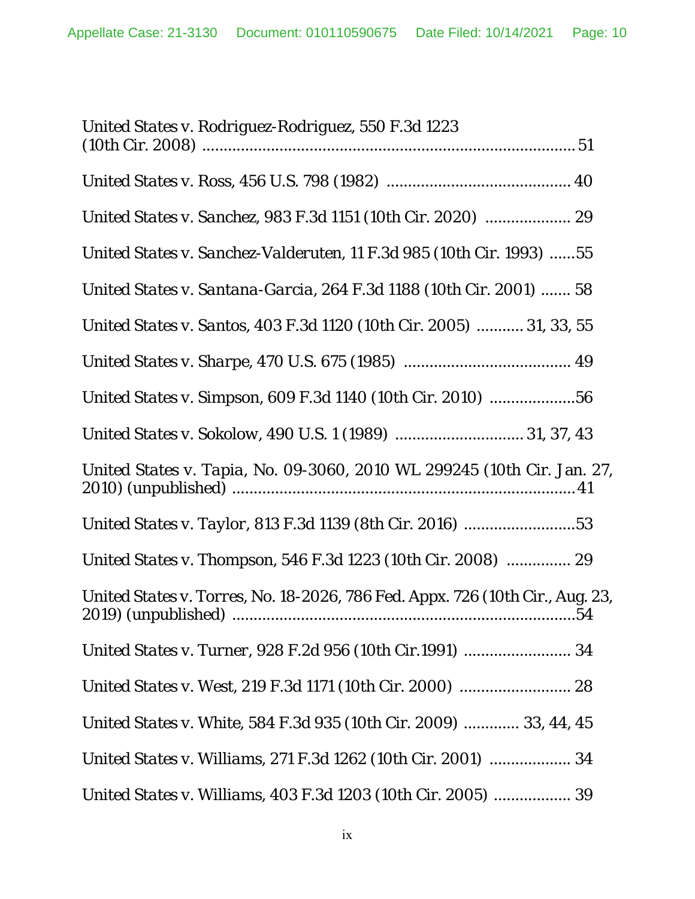United States v. Rodriguez-Rodriguez, 550 F.3d 1223 (10th Cir. 2008) ........................................................................................ 51

United States v. Ross, 456 U.S. 798 (1982) ........................................... 40

United States v. Sanchez, 983 F.3d 1151 (10th Cir. 2020) .................... 29

United States v. Sanchez-Valderuten, 11 F.3d 985 (10th Cir. 1993) ......55

United States v. Santana-Garcia, 264 F.3d 1188 (10th Cir. 2001) ....... 58

United States v. Santos, 403 F.3d 1120 (10th Cir. 2005) ........... 31, 33, 55

United States v. Sharpe, 470 U.S. 675 (1985) ....................................... 49

United States v. Simpson, 609 F.3d 1140 (10th Cir. 2010) ....................56

United States v. Sokolow, 490 U.S. 1 (1989) .............................. 31, 37, 43

United States v. Tapia, No. 09-3060, 2010 WL 299245 (10th Cir. Jan. 27, 2010) (unpublished) .................................................................................41

United States v. Taylor, 813 F.3d 1139 (8th Cir. 2016) ..........................53

United States v. Thompson, 546 F.3d 1223 (10th Cir. 2008) ............... 29

United States v. Torres, No. 18-2026, 786 Fed. Appx. 726 (10th Cir., Aug. 23, 2019) (unpublished) .................................................................................54

United States v. Turner, 928 F.2d 956 (10th Cir.1991) ......................... 34

United States v. West, 219 F.3d 1171 (10th Cir. 2000) .......................... 28

United States v. White, 584 F.3d 935 (10th Cir. 2009) ............. 33, 44, 45

United States v. Williams, 271 F.3d 1262 (10th Cir. 2001) ................... 34

United States v. Williams, 403 F.3d 1203 (10th Cir. 2005) .................. 39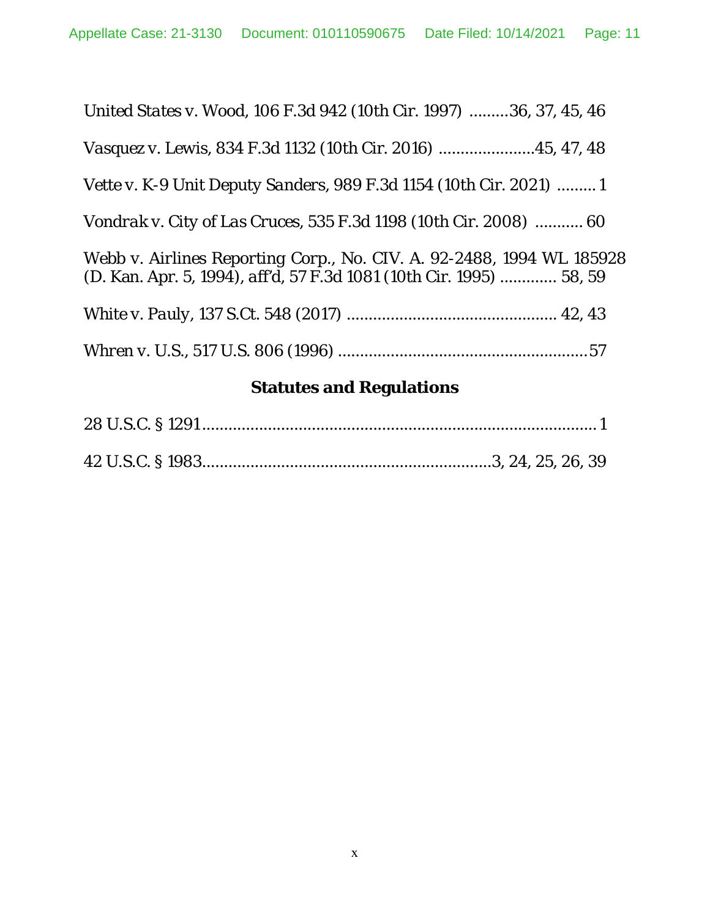*United States v. Wood*, 106 F.3d 942 (10th Cir. 1997) .........36, 37, 45, 46

*Vasquez v. Lewis*, 834 F.3d 1132 (10th Cir. 2016) ......................45, 47, 48

*Vette v. K-9 Unit Deputy Sanders*, 989 F.3d 1154 (10th Cir. 2021) ......... 1

*Vondrak v. City of Las Cruces*, 535 F.3d 1198 (10th Cir. 2008) ........... 60

*Webb v. Airlines Reporting Corp.*, No. CIV. A. 92-2488, 1994 WL 185928 (D. Kan. Apr. 5, 1994), *aff'd*, 57 F.3d 1081 (10th Cir. 1995) ............. 58, 59

*White v. Pauly*, 137 S.Ct. 548 (2017) ................................................ 42, 43

*Whren v. U.S.*, 517 U.S. 806 (1996) ..........................................................57

**Statutes and Regulations**

28 U.S.C. § 1291.......................................................................................... 1

42 U.S.C. § 1983..................................................................3, 24, 25, 26, 39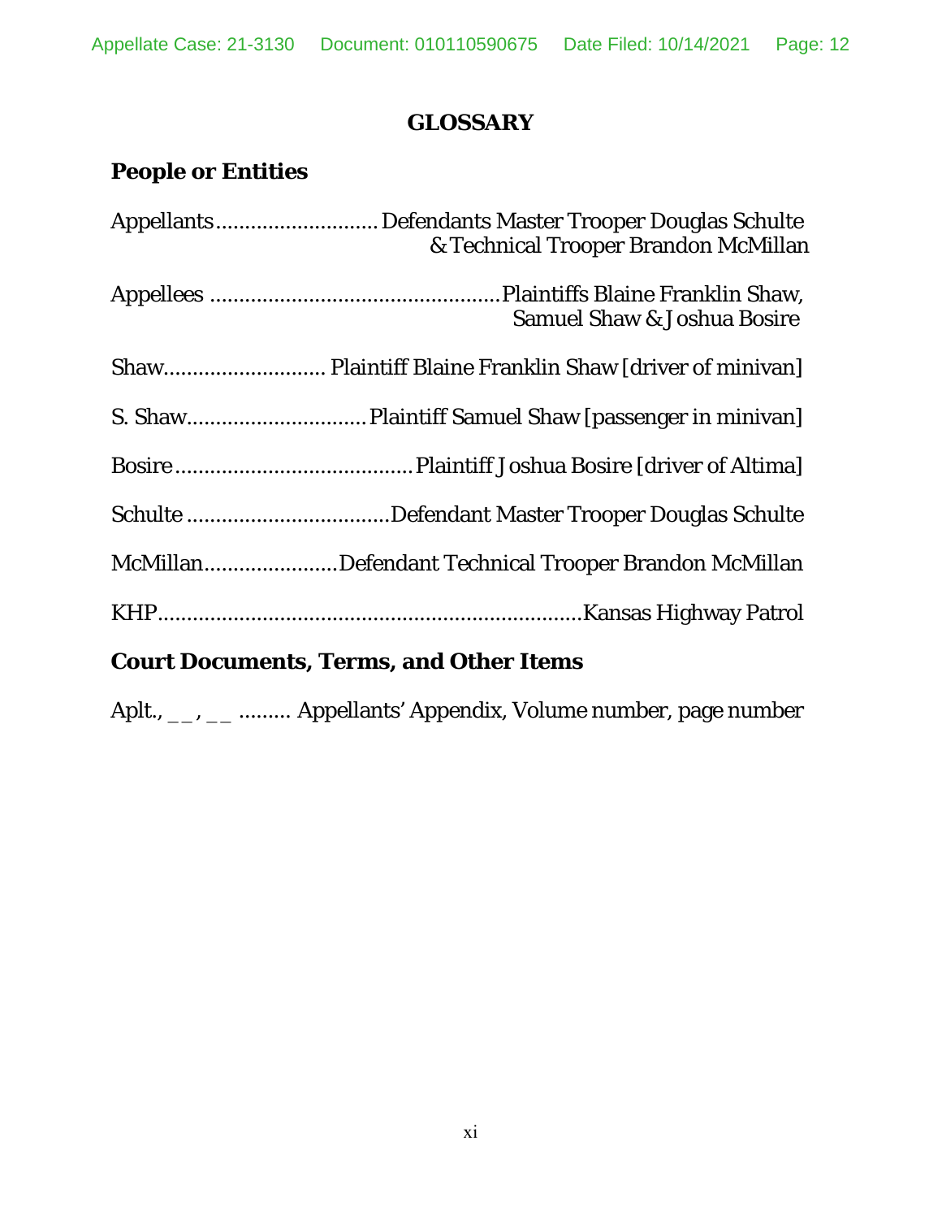# GLOSSARY

## People or Entities

Appellants ............................ Defendants Master Trooper Douglas Schulte & Technical Trooper Brandon McMillan

Appellees .................................................. Plaintiffs Blaine Franklin Shaw, Samuel Shaw & Joshua Bosire

Shaw............................ Plaintiff Blaine Franklin Shaw [driver of minivan]

S. Shaw............................... Plaintiff Samuel Shaw [passenger in minivan]

Bosire ......................................... Plaintiff Joshua Bosire [driver of Altima]

Schulte ................................... Defendant Master Trooper Douglas Schulte

McMillan....................... Defendant Technical Trooper Brandon McMillan

KHP........................................................................... Kansas Highway Patrol

## Court Documents, Terms, and Other Items

Aplt., __, __ ......... Appellants' Appendix, Volume number, page number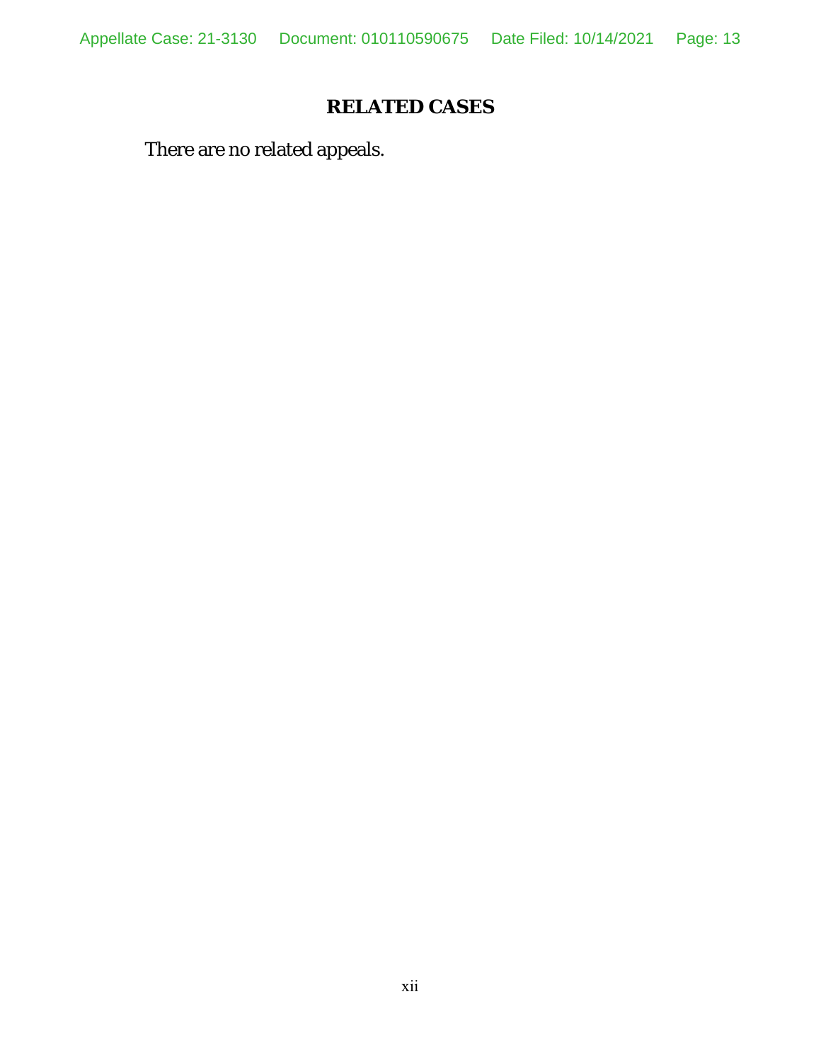# RELATED CASES

There are no related appeals.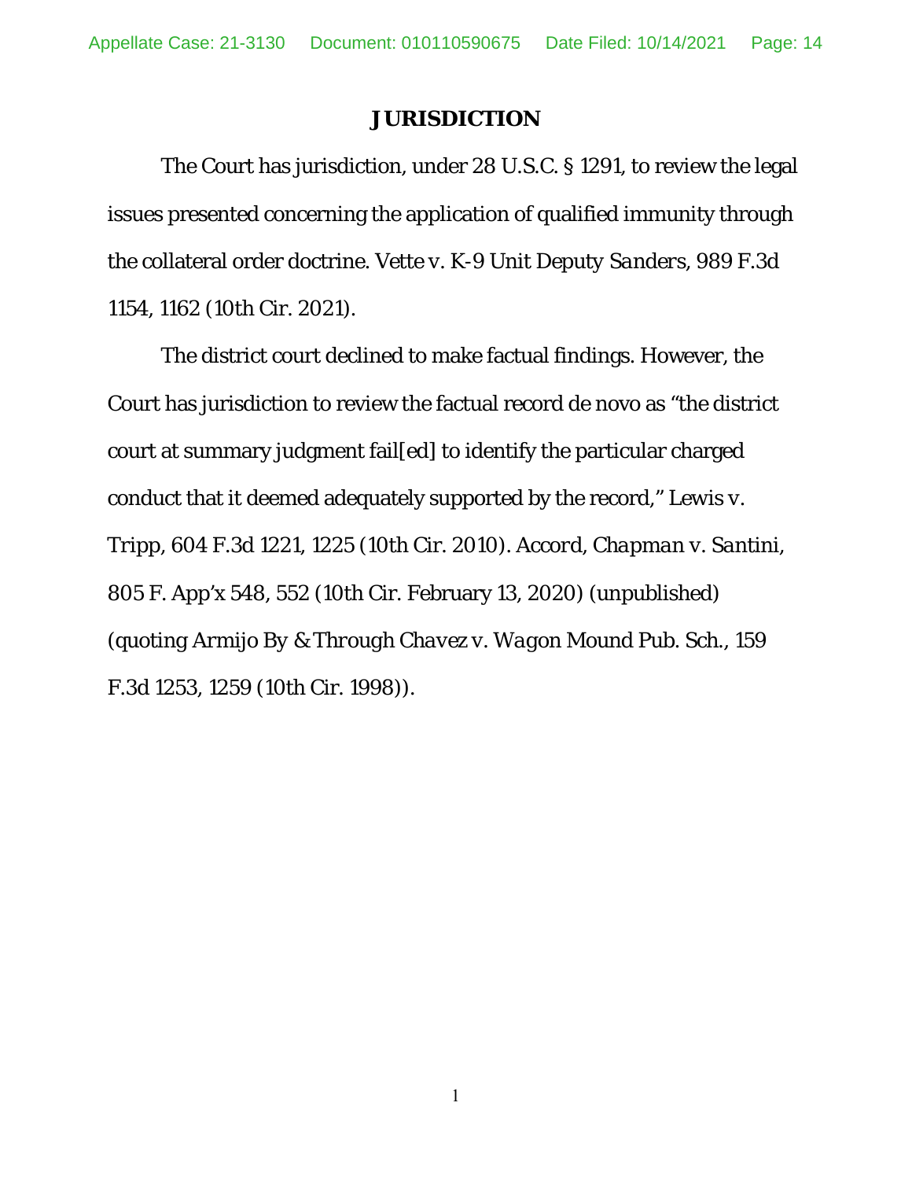# JURISDICTION

The Court has jurisdiction, under 28 U.S.C. § 1291, to review the legal issues presented concerning the application of qualified immunity through the collateral order doctrine. *Vette v. K-9 Unit Deputy Sanders*, 989 F.3d 1154, 1162 (10th Cir. 2021).

The district court declined to make factual findings. However, the Court has jurisdiction to review the factual record de novo as "the district court at summary judgment fail[ed] to identify the particular charged conduct that it deemed adequately supported by the record," *Lewis v. Tripp*, 604 F.3d 1221, 1225 (10th Cir. 2010). *Accord*, *Chapman v. Santini*, 805 F. App'x 548, 552 (10th Cir. February 13, 2020) (unpublished) (quoting *Armijo By & Through Chavez v. Wagon Mound Pub. Sch.*, 159 F.3d 1253, 1259 (10th Cir. 1998)).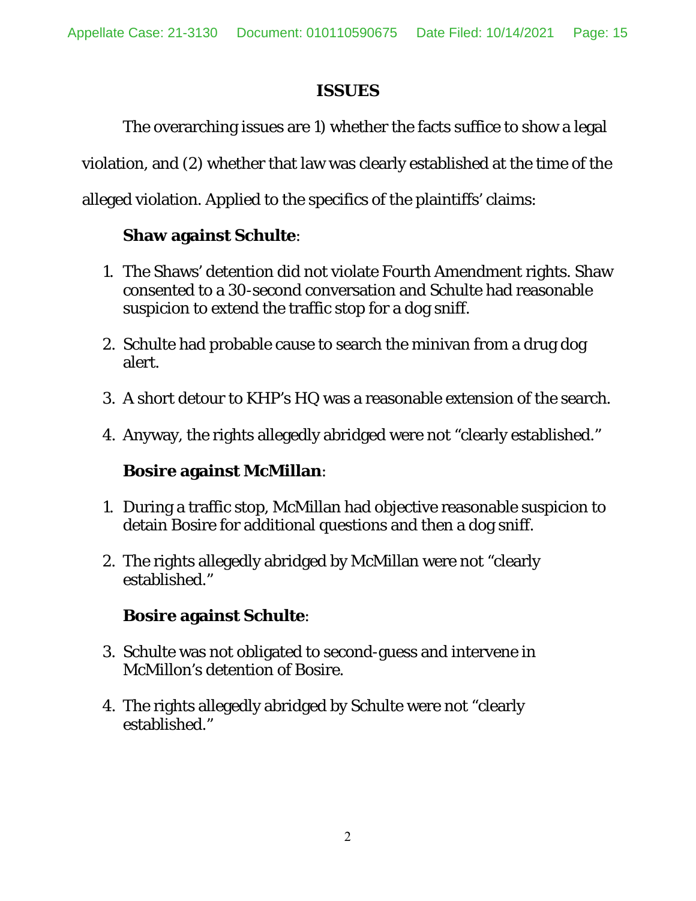# ISSUES

The overarching issues are 1) whether the facts suffice to show a legal violation, and (2) whether that law was clearly established at the time of the alleged violation. Applied to the specifics of the plaintiffs' claims:

**Shaw against Schulte**:

1. The Shaws' detention did not violate Fourth Amendment rights. Shaw consented to a 30-second conversation and Schulte had reasonable suspicion to extend the traffic stop for a dog sniff.
2. Schulte had probable cause to search the minivan from a drug dog alert.
3. A short detour to KHP's HQ was a reasonable extension of the search.
4. Anyway, the rights allegedly abridged were not "clearly established."

**Bosire against McMillan**:

1. During a traffic stop, McMillan had objective reasonable suspicion to detain Bosire for additional questions and then a dog sniff.
2. The rights allegedly abridged by McMillan were not "clearly established."

**Bosire against Schulte**:

3. Schulte was not obligated to second-guess and intervene in McMillon's detention of Bosire.
4. The rights allegedly abridged by Schulte were not "clearly established."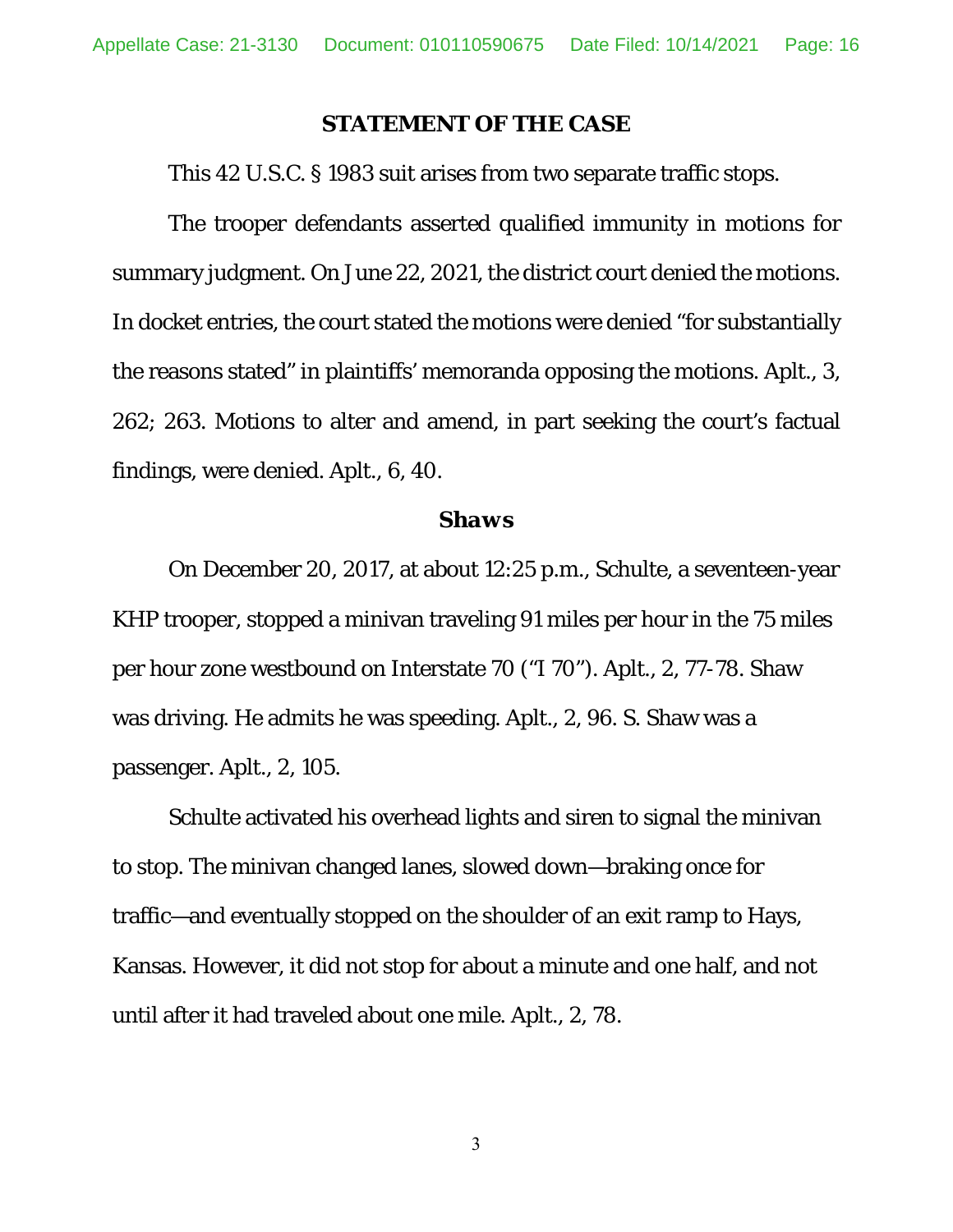## STATEMENT OF THE CASE

This 42 U.S.C. § 1983 suit arises from two separate traffic stops.

The trooper defendants asserted qualified immunity in motions for summary judgment. On June 22, 2021, the district court denied the motions. In docket entries, the court stated the motions were denied "for substantially the reasons stated" in plaintiffs' memoranda opposing the motions. Aplt., 3, 262; 263. Motions to alter and amend, in part seeking the court's factual findings, were denied. Aplt., 6, 40.

### *Shaws*

On December 20, 2017, at about 12:25 p.m., Schulte, a seventeen-year KHP trooper, stopped a minivan traveling 91 miles per hour in the 75 miles per hour zone westbound on Interstate 70 ("I 70"). Aplt., 2, 77-78. Shaw was driving. He admits he was speeding. Aplt., 2, 96. S. Shaw was a passenger. Aplt., 2, 105.

Schulte activated his overhead lights and siren to signal the minivan to stop. The minivan changed lanes, slowed down—braking once for traffic—and eventually stopped on the shoulder of an exit ramp to Hays, Kansas. However, it did not stop for about a minute and one half, and not until after it had traveled about one mile. Aplt., 2, 78.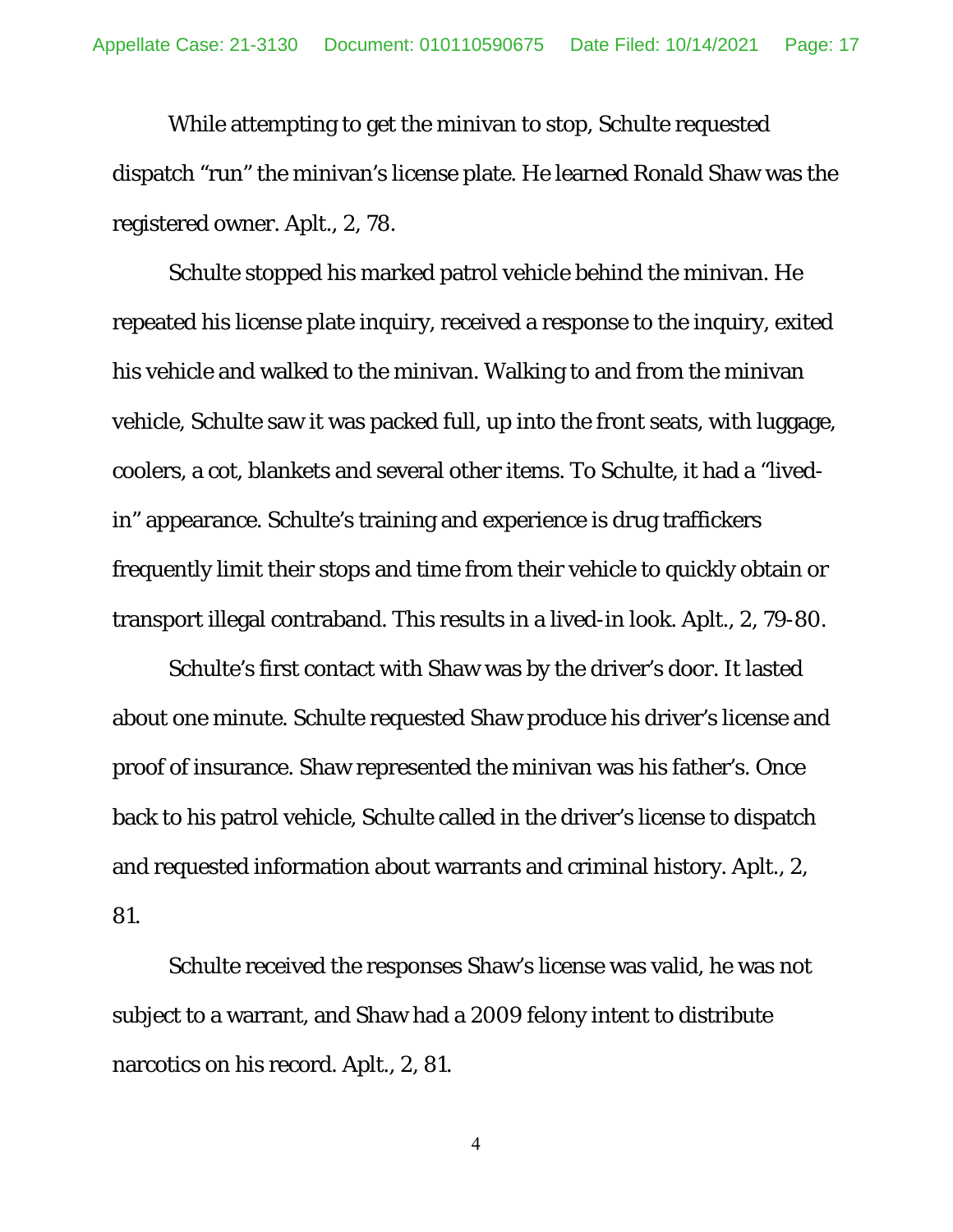While attempting to get the minivan to stop, Schulte requested dispatch "run" the minivan's license plate. He learned Ronald Shaw was the registered owner. Aplt., 2, 78.

Schulte stopped his marked patrol vehicle behind the minivan. He repeated his license plate inquiry, received a response to the inquiry, exited his vehicle and walked to the minivan. Walking to and from the minivan vehicle, Schulte saw it was packed full, up into the front seats, with luggage, coolers, a cot, blankets and several other items. To Schulte, it had a "lived-in" appearance. Schulte's training and experience is drug traffickers frequently limit their stops and time from their vehicle to quickly obtain or transport illegal contraband. This results in a lived-in look. Aplt., 2, 79-80.

Schulte's first contact with Shaw was by the driver's door. It lasted about one minute. Schulte requested Shaw produce his driver's license and proof of insurance. Shaw represented the minivan was his father's. Once back to his patrol vehicle, Schulte called in the driver's license to dispatch and requested information about warrants and criminal history. Aplt., 2, 81.

Schulte received the responses Shaw's license was valid, he was not subject to a warrant, and Shaw had a 2009 felony intent to distribute narcotics on his record. Aplt., 2, 81.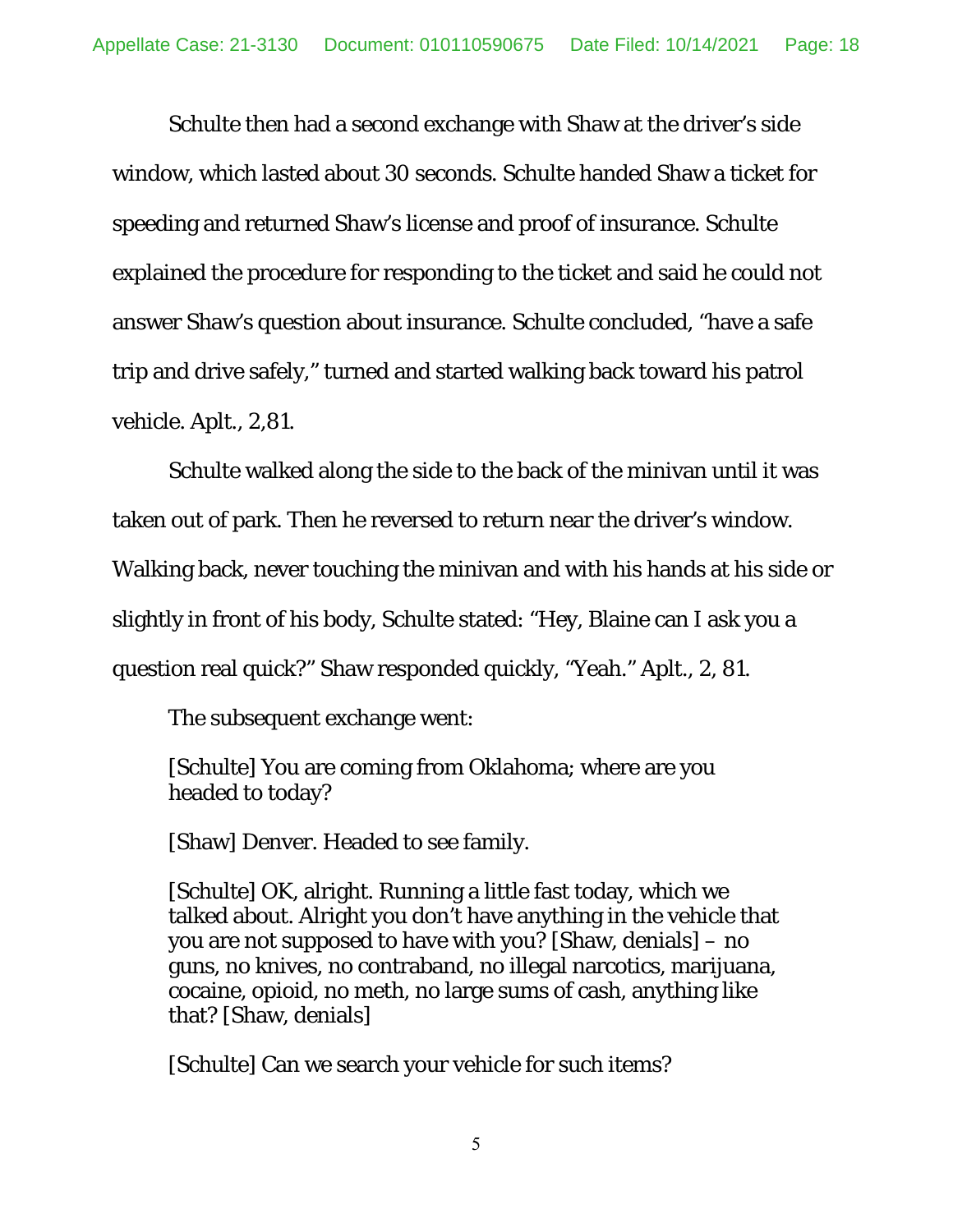Schulte then had a second exchange with Shaw at the driver's side window, which lasted about 30 seconds. Schulte handed Shaw a ticket for speeding and returned Shaw's license and proof of insurance. Schulte explained the procedure for responding to the ticket and said he could not answer Shaw's question about insurance. Schulte concluded, "have a safe trip and drive safely," turned and started walking back toward his patrol vehicle. Aplt., 2,81.

Schulte walked along the side to the back of the minivan until it was taken out of park. Then he reversed to return near the driver's window. Walking back, never touching the minivan and with his hands at his side or slightly in front of his body, Schulte stated: "Hey, Blaine can I ask you a question real quick?" Shaw responded quickly, "Yeah." Aplt., 2, 81.

The subsequent exchange went:

> [Schulte] You are coming from Oklahoma; where are you headed to today?
>
> [Shaw] Denver. Headed to see family.
>
> [Schulte] OK, alright. Running a little fast today, which we talked about. Alright you don't have anything in the vehicle that you are not supposed to have with you? [Shaw, denials] – no guns, no knives, no contraband, no illegal narcotics, marijuana, cocaine, opioid, no meth, no large sums of cash, anything like that? [Shaw, denials]
>
> [Schulte] Can we search your vehicle for such items?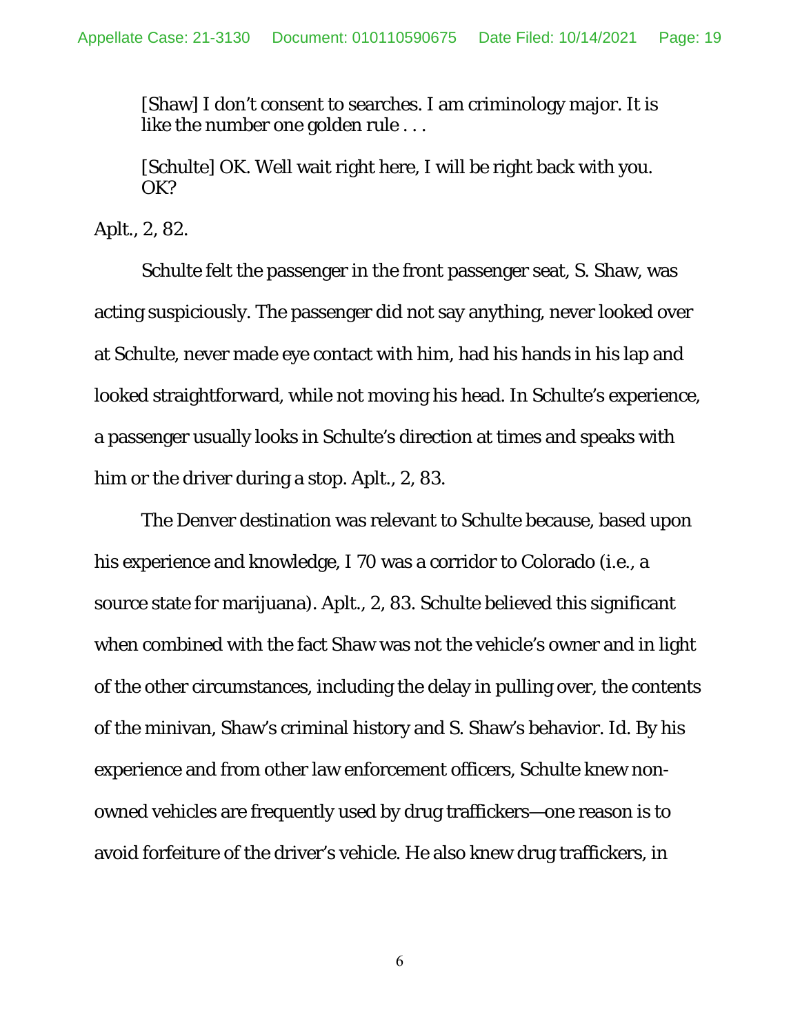> [Shaw] I don't consent to searches. I am criminology major. It is like the number one golden rule . . .
>
> [Schulte] OK. Well wait right here, I will be right back with you. OK?

Aplt., 2, 82.

Schulte felt the passenger in the front passenger seat, S. Shaw, was acting suspiciously. The passenger did not say anything, never looked over at Schulte, never made eye contact with him, had his hands in his lap and looked straightforward, while not moving his head. In Schulte's experience, a passenger usually looks in Schulte's direction at times and speaks with him or the driver during a stop. Aplt., 2, 83.

The Denver destination was relevant to Schulte because, based upon his experience and knowledge, I 70 was a corridor to Colorado (i.e., a source state for marijuana). Aplt., 2, 83. Schulte believed this significant when combined with the fact Shaw was not the vehicle's owner and in light of the other circumstances, including the delay in pulling over, the contents of the minivan, Shaw's criminal history and S. Shaw's behavior. Id. By his experience and from other law enforcement officers, Schulte knew non-owned vehicles are frequently used by drug traffickers—one reason is to avoid forfeiture of the driver's vehicle. He also knew drug traffickers, in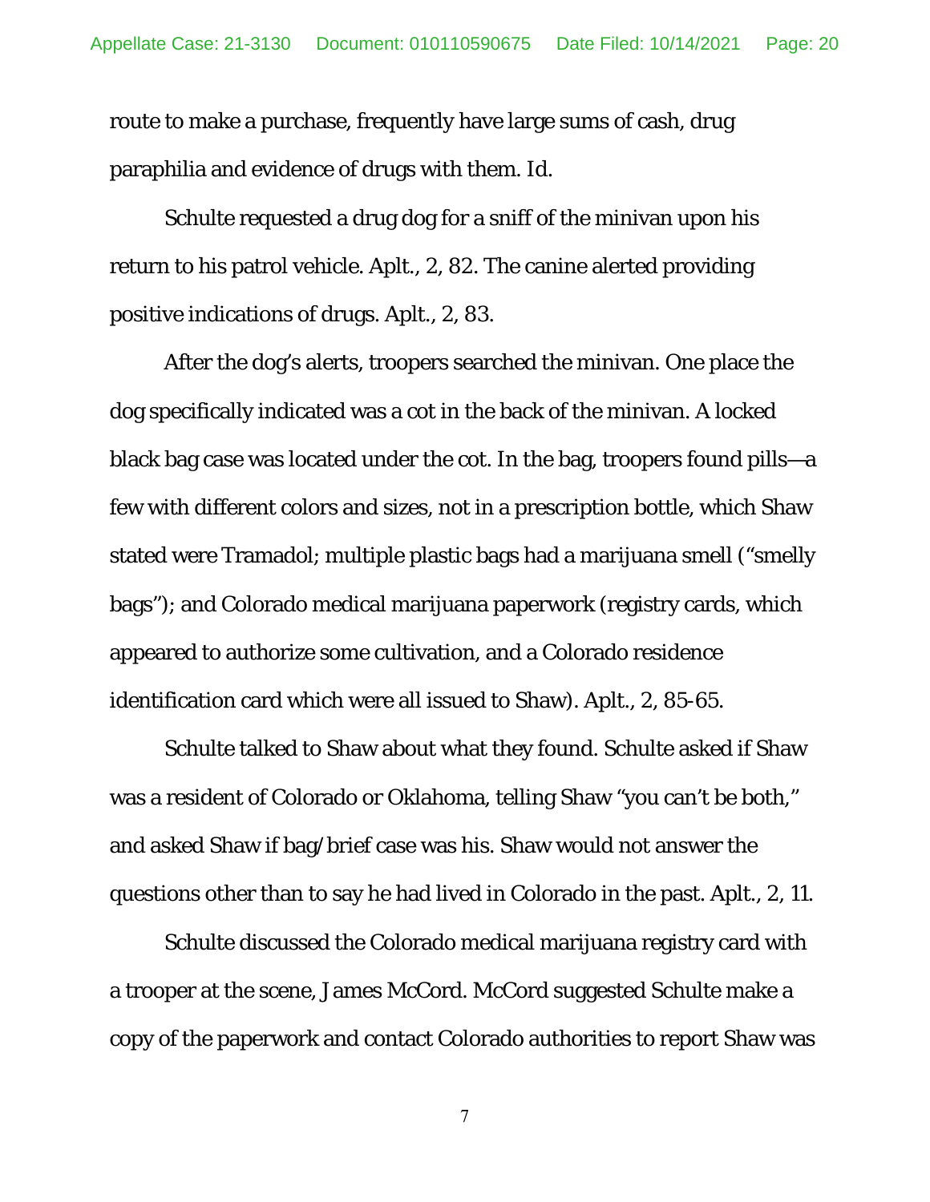route to make a purchase, frequently have large sums of cash, drug paraphilia and evidence of drugs with them. Id.

Schulte requested a drug dog for a sniff of the minivan upon his return to his patrol vehicle. Aplt., 2, 82. The canine alerted providing positive indications of drugs. Aplt., 2, 83.

After the dog's alerts, troopers searched the minivan. One place the dog specifically indicated was a cot in the back of the minivan. A locked black bag case was located under the cot. In the bag, troopers found pills—a few with different colors and sizes, not in a prescription bottle, which Shaw stated were Tramadol; multiple plastic bags had a marijuana smell ("smelly bags"); and Colorado medical marijuana paperwork (registry cards, which appeared to authorize some cultivation, and a Colorado residence identification card which were all issued to Shaw). Aplt., 2, 85-65.

Schulte talked to Shaw about what they found. Schulte asked if Shaw was a resident of Colorado or Oklahoma, telling Shaw "you can't be both," and asked Shaw if bag/brief case was his. Shaw would not answer the questions other than to say he had lived in Colorado in the past. Aplt., 2, 11.

Schulte discussed the Colorado medical marijuana registry card with a trooper at the scene, James McCord. McCord suggested Schulte make a copy of the paperwork and contact Colorado authorities to report Shaw was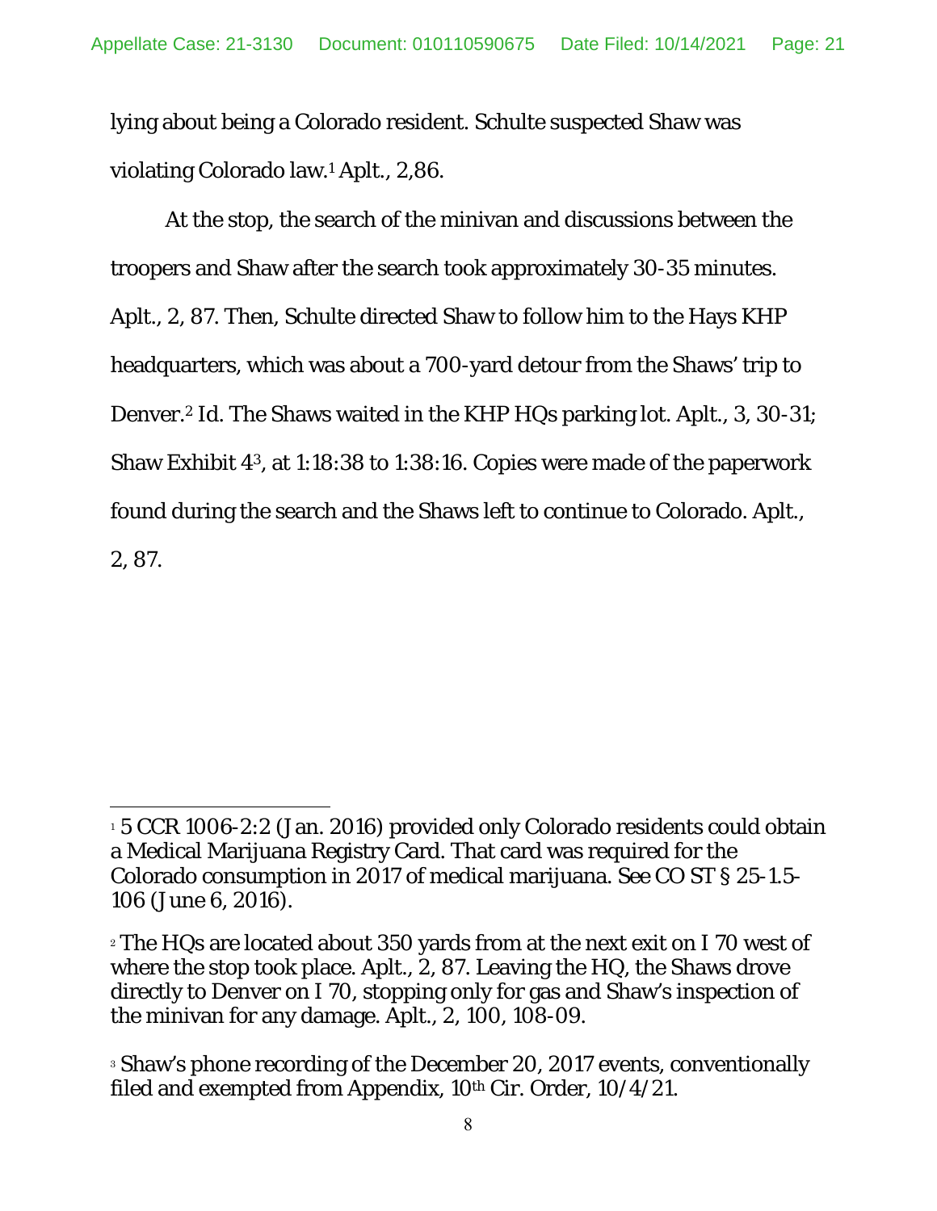lying about being a Colorado resident. Schulte suspected Shaw was violating Colorado law.[1] Aplt., 2,86.

At the stop, the search of the minivan and discussions between the troopers and Shaw after the search took approximately 30-35 minutes. Aplt., 2, 87. Then, Schulte directed Shaw to follow him to the Hays KHP headquarters, which was about a 700-yard detour from the Shaws' trip to Denver.[2] Id. The Shaws waited in the KHP HQs parking lot. Aplt., 3, 30-31; Shaw Exhibit 4[3], at 1:18:38 to 1:38:16. Copies were made of the paperwork found during the search and the Shaws left to continue to Colorado. Aplt., 2, 87.

---

[1] 5 CCR 1006-2:2 (Jan. 2016) provided only Colorado residents could obtain a Medical Marijuana Registry Card. That card was required for the Colorado consumption in 2017 of medical marijuana. See CO ST § 25-1.5-106 (June 6, 2016).

[2] The HQs are located about 350 yards from at the next exit on I 70 west of where the stop took place. Aplt., 2, 87. Leaving the HQ, the Shaws drove directly to Denver on I 70, stopping only for gas and Shaw's inspection of the minivan for any damage. Aplt., 2, 100, 108-09.

[3] Shaw's phone recording of the December 20, 2017 events, conventionally filed and exempted from Appendix, 10th Cir. Order, 10/4/21.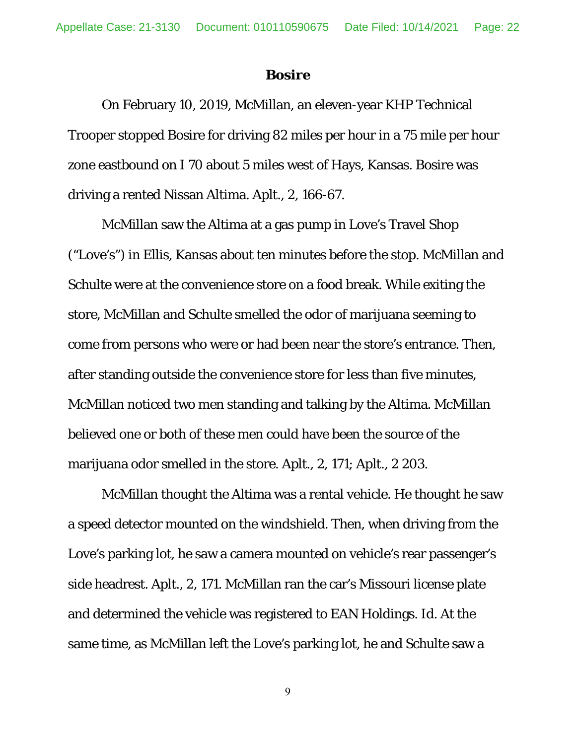## Bosire

On February 10, 2019, McMillan, an eleven-year KHP Technical Trooper stopped Bosire for driving 82 miles per hour in a 75 mile per hour zone eastbound on I 70 about 5 miles west of Hays, Kansas. Bosire was driving a rented Nissan Altima. Aplt., 2, 166-67.

McMillan saw the Altima at a gas pump in Love's Travel Shop ("Love's") in Ellis, Kansas about ten minutes before the stop. McMillan and Schulte were at the convenience store on a food break. While exiting the store, McMillan and Schulte smelled the odor of marijuana seeming to come from persons who were or had been near the store's entrance. Then, after standing outside the convenience store for less than five minutes, McMillan noticed two men standing and talking by the Altima. McMillan believed one or both of these men could have been the source of the marijuana odor smelled in the store. Aplt., 2, 171; Aplt., 2 203.

McMillan thought the Altima was a rental vehicle. He thought he saw a speed detector mounted on the windshield. Then, when driving from the Love's parking lot, he saw a camera mounted on vehicle's rear passenger's side headrest. Aplt., 2, 171. McMillan ran the car's Missouri license plate and determined the vehicle was registered to EAN Holdings. Id. At the same time, as McMillan left the Love's parking lot, he and Schulte saw a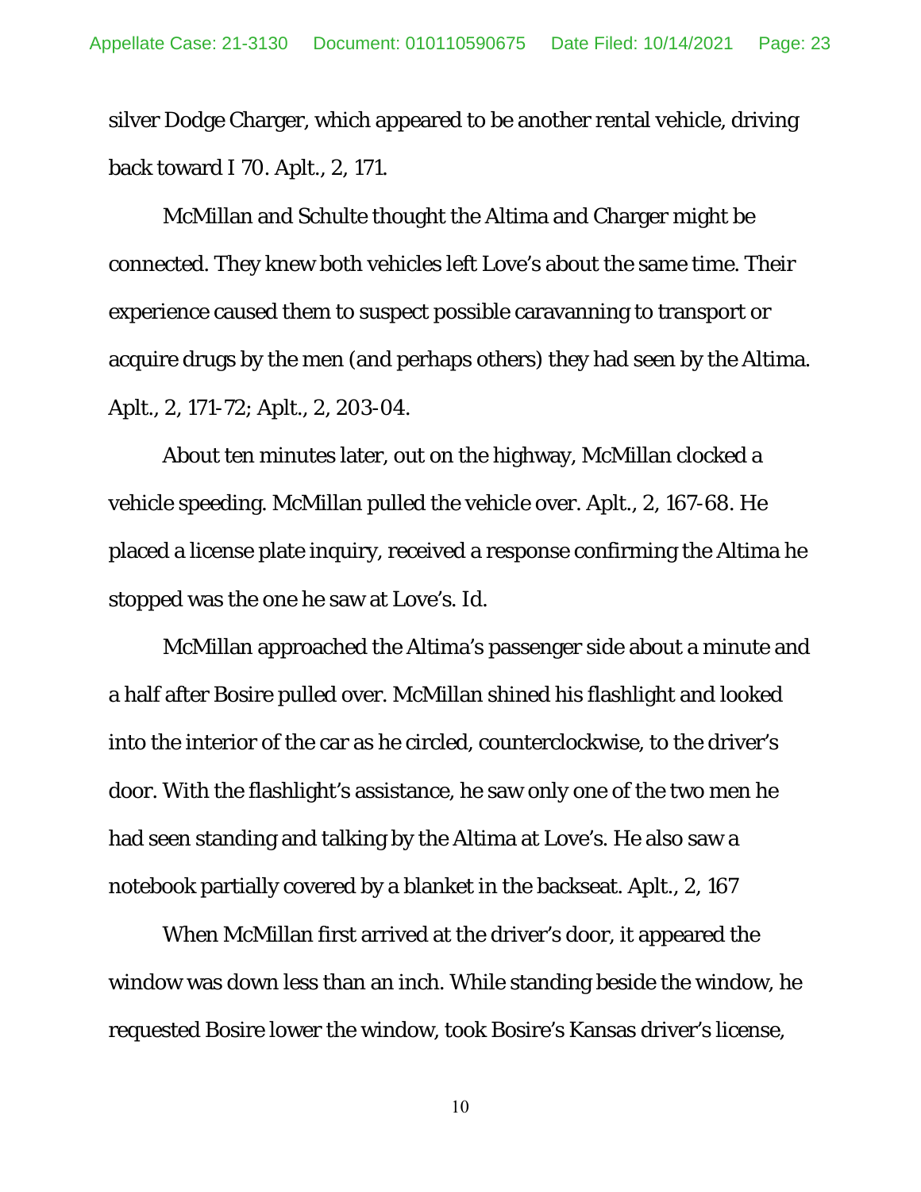silver Dodge Charger, which appeared to be another rental vehicle, driving back toward I 70. Aplt., 2, 171.

McMillan and Schulte thought the Altima and Charger might be connected. They knew both vehicles left Love's about the same time. Their experience caused them to suspect possible caravanning to transport or acquire drugs by the men (and perhaps others) they had seen by the Altima. Aplt., 2, 171-72; Aplt., 2, 203-04.

About ten minutes later, out on the highway, McMillan clocked a vehicle speeding. McMillan pulled the vehicle over. Aplt., 2, 167-68. He placed a license plate inquiry, received a response confirming the Altima he stopped was the one he saw at Love's. Id.

McMillan approached the Altima's passenger side about a minute and a half after Bosire pulled over. McMillan shined his flashlight and looked into the interior of the car as he circled, counterclockwise, to the driver's door. With the flashlight's assistance, he saw only one of the two men he had seen standing and talking by the Altima at Love's. He also saw a notebook partially covered by a blanket in the backseat. Aplt., 2, 167

When McMillan first arrived at the driver's door, it appeared the window was down less than an inch. While standing beside the window, he requested Bosire lower the window, took Bosire's Kansas driver's license,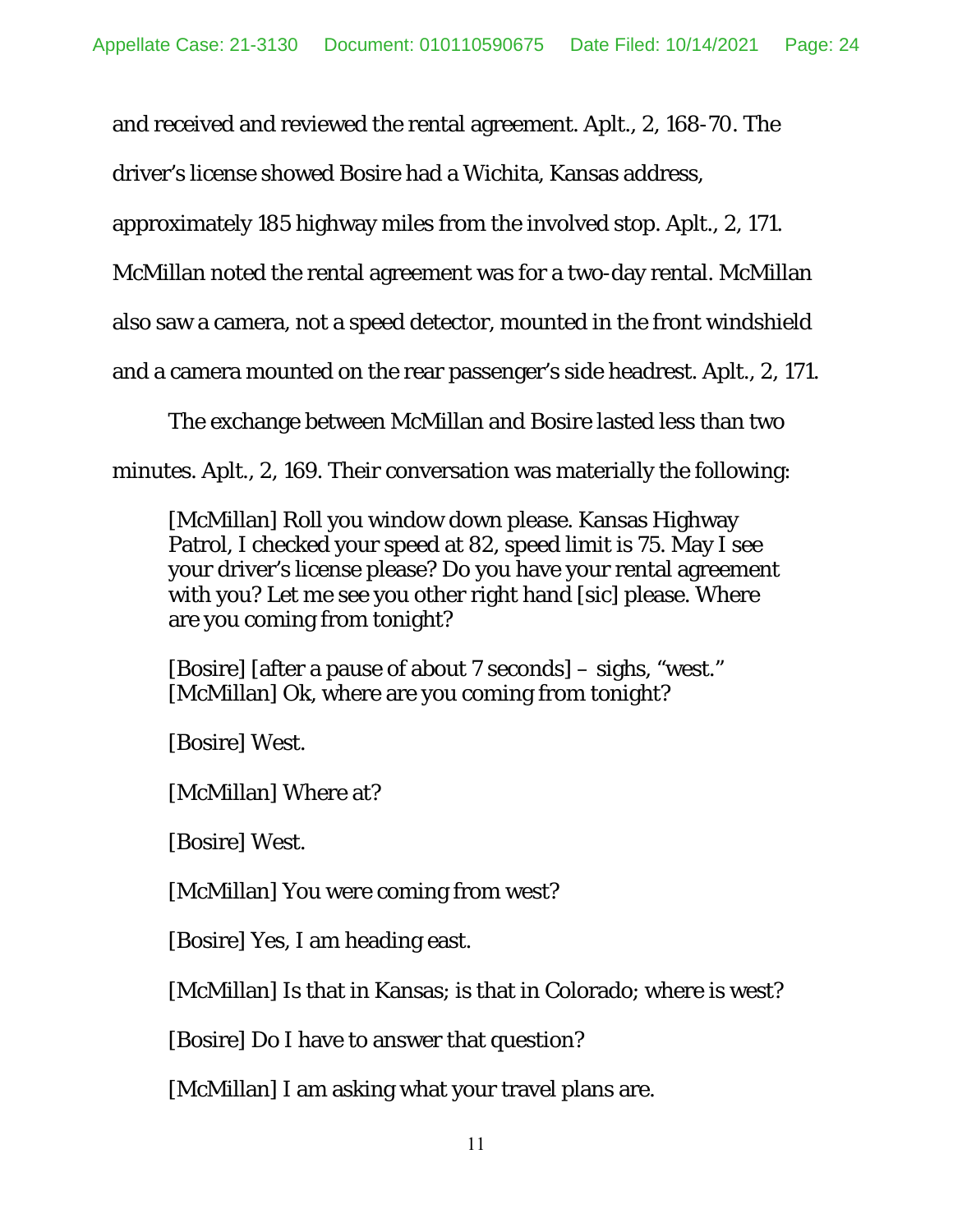and received and reviewed the rental agreement. Aplt., 2, 168-70. The driver's license showed Bosire had a Wichita, Kansas address, approximately 185 highway miles from the involved stop. Aplt., 2, 171. McMillan noted the rental agreement was for a two-day rental. McMillan also saw a camera, not a speed detector, mounted in the front windshield and a camera mounted on the rear passenger's side headrest. Aplt., 2, 171.

The exchange between McMillan and Bosire lasted less than two minutes. Aplt., 2, 169. Their conversation was materially the following:

> [McMillan] Roll you window down please. Kansas Highway Patrol, I checked your speed at 82, speed limit is 75. May I see your driver's license please? Do you have your rental agreement with you? Let me see you other right hand [sic] please. Where are you coming from tonight?
>
> [Bosire] [after a pause of about 7 seconds] – sighs, "west."
> [McMillan] Ok, where are you coming from tonight?
>
> [Bosire] West.
>
> [McMillan] Where at?
>
> [Bosire] West.
>
> [McMillan] You were coming from west?
>
> [Bosire] Yes, I am heading east.
>
> [McMillan] Is that in Kansas; is that in Colorado; where is west?
>
> [Bosire] Do I have to answer that question?
>
> [McMillan] I am asking what your travel plans are.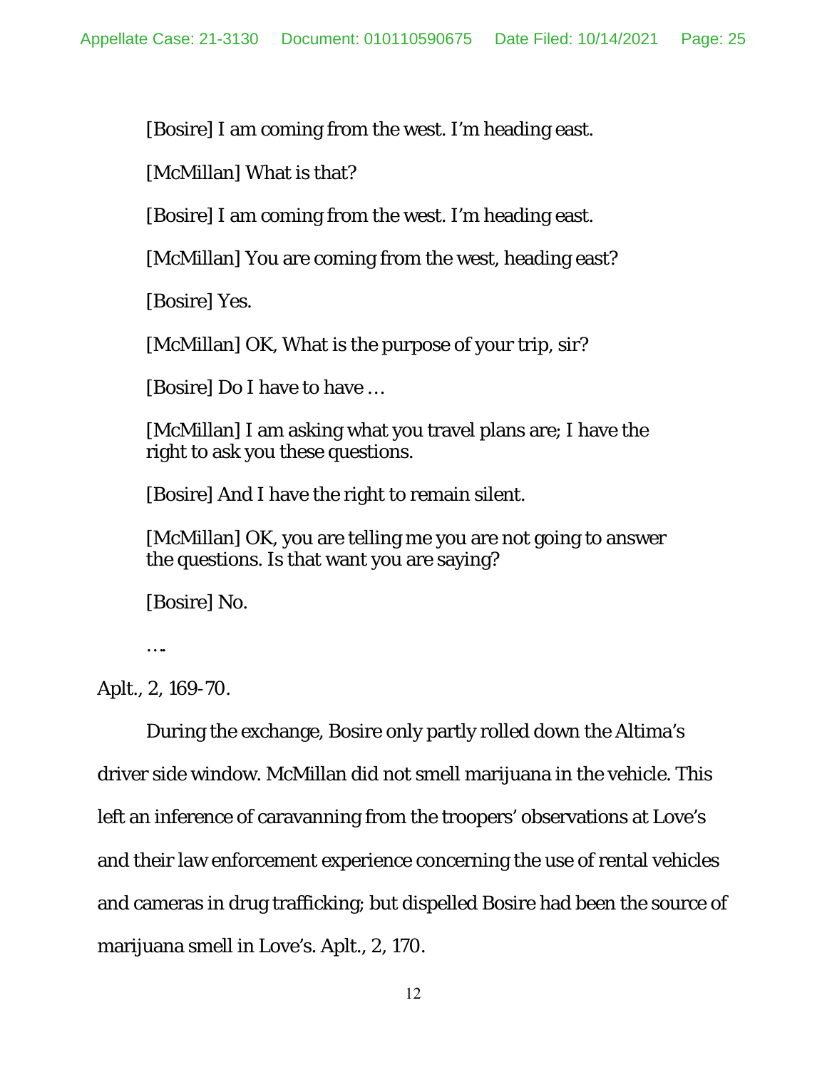[Bosire] I am coming from the west. I'm heading east.

[McMillan] What is that?

[Bosire] I am coming from the west. I'm heading east.

[McMillan] You are coming from the west, heading east?

[Bosire] Yes.

[McMillan] OK, What is the purpose of your trip, sir?

[Bosire] Do I have to have …

[McMillan] I am asking what you travel plans are; I have the right to ask you these questions.

[Bosire] And I have the right to remain silent.

[McMillan] OK, you are telling me you are not going to answer the questions. Is that want you are saying?

[Bosire] No.

….

Aplt., 2, 169-70.

During the exchange, Bosire only partly rolled down the Altima's driver side window. McMillan did not smell marijuana in the vehicle. This left an inference of caravanning from the troopers' observations at Love's and their law enforcement experience concerning the use of rental vehicles and cameras in drug trafficking; but dispelled Bosire had been the source of marijuana smell in Love's. Aplt., 2, 170.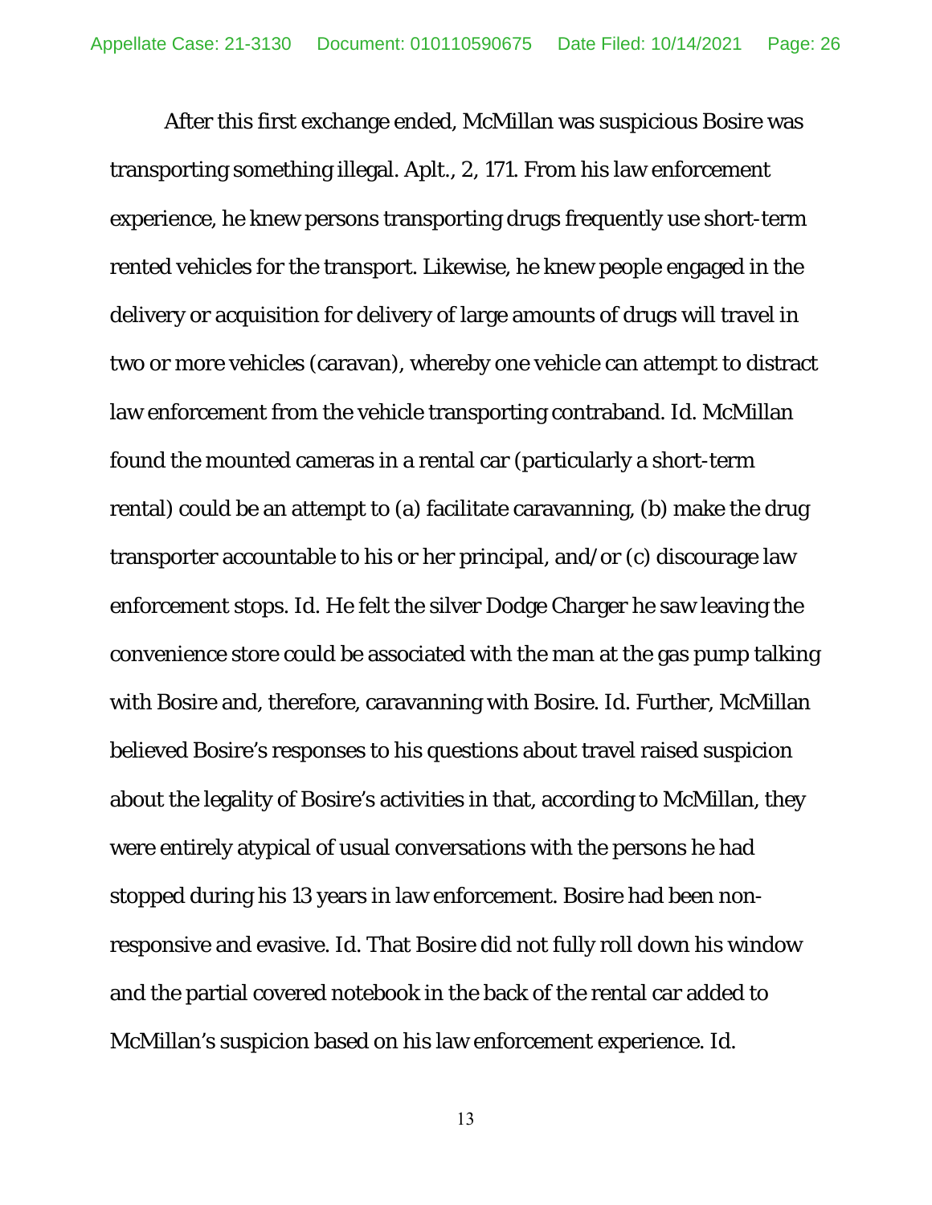After this first exchange ended, McMillan was suspicious Bosire was transporting something illegal. Aplt., 2, 171. From his law enforcement experience, he knew persons transporting drugs frequently use short-term rented vehicles for the transport. Likewise, he knew people engaged in the delivery or acquisition for delivery of large amounts of drugs will travel in two or more vehicles (caravan), whereby one vehicle can attempt to distract law enforcement from the vehicle transporting contraband. Id. McMillan found the mounted cameras in a rental car (particularly a short-term rental) could be an attempt to (a) facilitate caravanning, (b) make the drug transporter accountable to his or her principal, and/or (c) discourage law enforcement stops. Id. He felt the silver Dodge Charger he saw leaving the convenience store could be associated with the man at the gas pump talking with Bosire and, therefore, caravanning with Bosire. Id. Further, McMillan believed Bosire's responses to his questions about travel raised suspicion about the legality of Bosire's activities in that, according to McMillan, they were entirely atypical of usual conversations with the persons he had stopped during his 13 years in law enforcement. Bosire had been non-responsive and evasive. Id. That Bosire did not fully roll down his window and the partial covered notebook in the back of the rental car added to McMillan's suspicion based on his law enforcement experience. Id.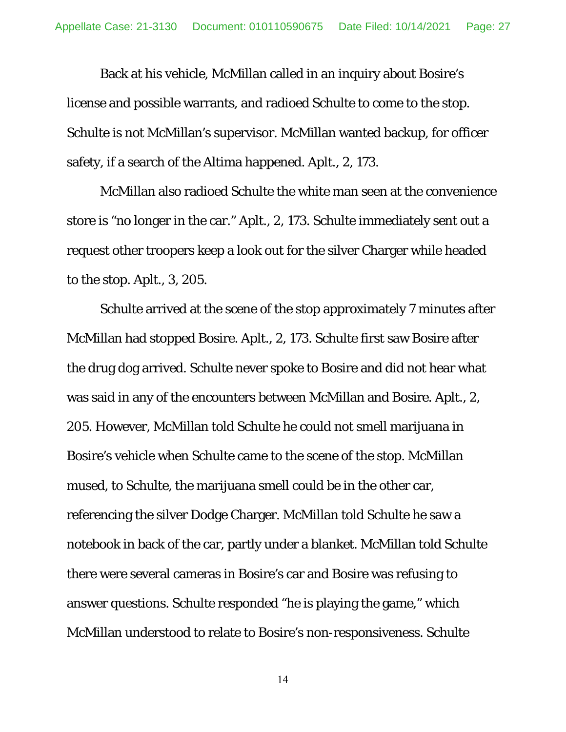Back at his vehicle, McMillan called in an inquiry about Bosire's license and possible warrants, and radioed Schulte to come to the stop. Schulte is not McMillan's supervisor. McMillan wanted backup, for officer safety, if a search of the Altima happened. Aplt., 2, 173.

McMillan also radioed Schulte the white man seen at the convenience store is "no longer in the car." Aplt., 2, 173. Schulte immediately sent out a request other troopers keep a look out for the silver Charger while headed to the stop. Aplt., 3, 205.

Schulte arrived at the scene of the stop approximately 7 minutes after McMillan had stopped Bosire. Aplt., 2, 173. Schulte first saw Bosire after the drug dog arrived. Schulte never spoke to Bosire and did not hear what was said in any of the encounters between McMillan and Bosire. Aplt., 2, 205. However, McMillan told Schulte he could not smell marijuana in Bosire's vehicle when Schulte came to the scene of the stop. McMillan mused, to Schulte, the marijuana smell could be in the other car, referencing the silver Dodge Charger. McMillan told Schulte he saw a notebook in back of the car, partly under a blanket. McMillan told Schulte there were several cameras in Bosire's car and Bosire was refusing to answer questions. Schulte responded "he is playing the game," which McMillan understood to relate to Bosire's non-responsiveness. Schulte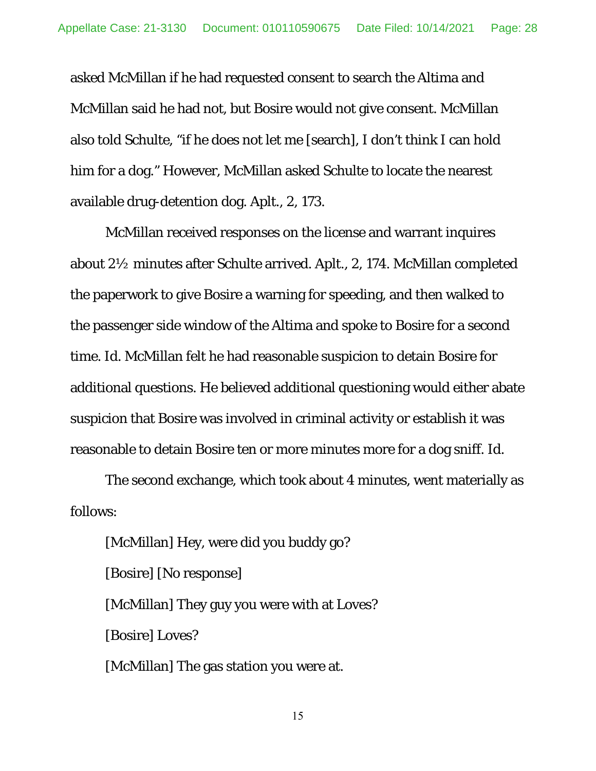asked McMillan if he had requested consent to search the Altima and McMillan said he had not, but Bosire would not give consent. McMillan also told Schulte, "if he does not let me [search], I don't think I can hold him for a dog." However, McMillan asked Schulte to locate the nearest available drug-detention dog. Aplt., 2, 173.

McMillan received responses on the license and warrant inquires about 2½ minutes after Schulte arrived. Aplt., 2, 174. McMillan completed the paperwork to give Bosire a warning for speeding, and then walked to the passenger side window of the Altima and spoke to Bosire for a second time. Id. McMillan felt he had reasonable suspicion to detain Bosire for additional questions. He believed additional questioning would either abate suspicion that Bosire was involved in criminal activity or establish it was reasonable to detain Bosire ten or more minutes more for a dog sniff. Id.

The second exchange, which took about 4 minutes, went materially as follows:

[McMillan] Hey, were did you buddy go?

[Bosire] [No response]

[McMillan] They guy you were with at Loves?

[Bosire] Loves?

[McMillan] The gas station you were at.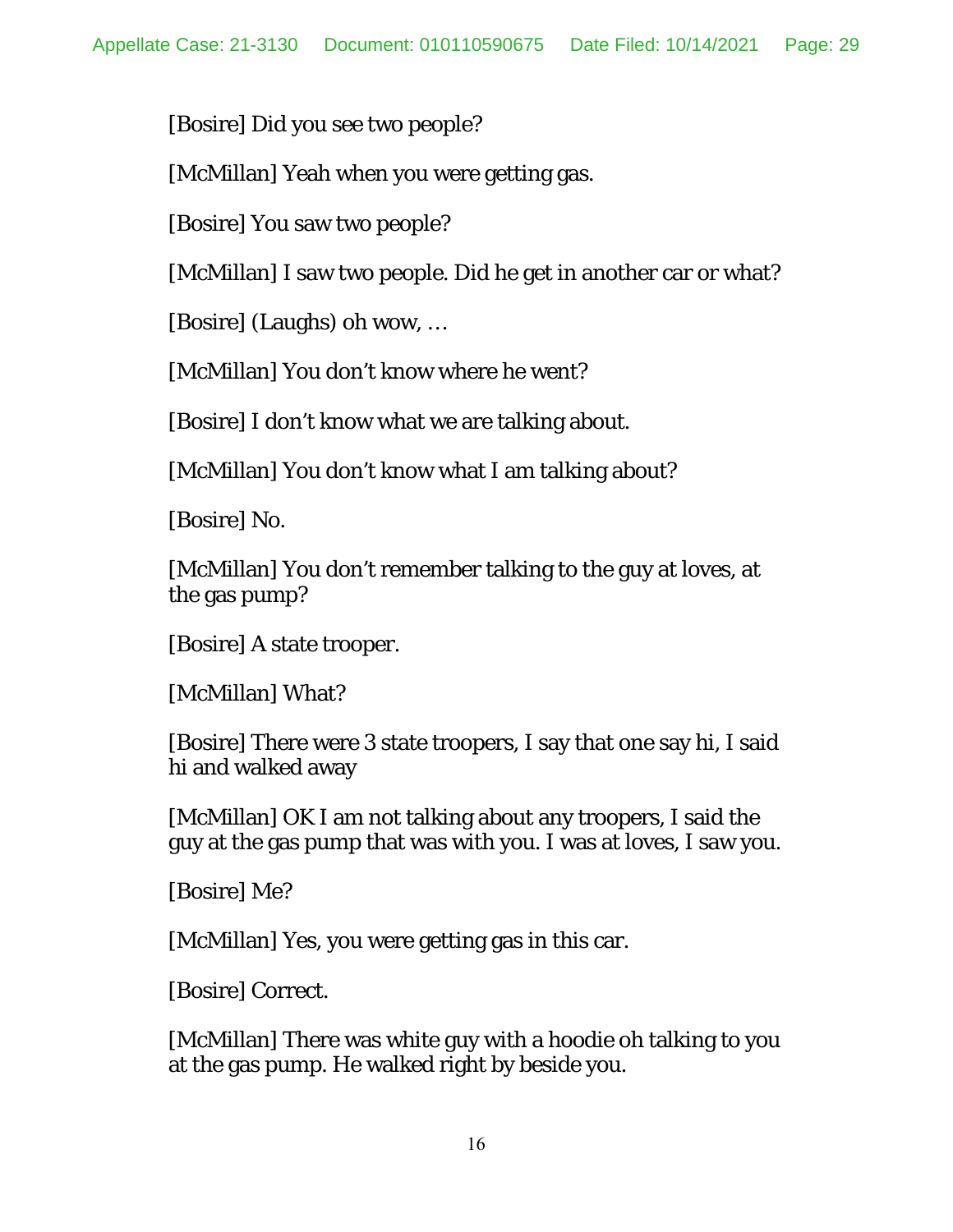[Bosire] Did you see two people?

[McMillan] Yeah when you were getting gas.

[Bosire] You saw two people?

[McMillan] I saw two people. Did he get in another car or what?

[Bosire] (Laughs) oh wow, …

[McMillan] You don't know where he went?

[Bosire] I don't know what we are talking about.

[McMillan] You don't know what I am talking about?

[Bosire] No.

[McMillan] You don't remember talking to the guy at loves, at the gas pump?

[Bosire] A state trooper.

[McMillan] What?

[Bosire] There were 3 state troopers, I say that one say hi, I said hi and walked away

[McMillan] OK I am not talking about any troopers, I said the guy at the gas pump that was with you. I was at loves, I saw you.

[Bosire] Me?

[McMillan] Yes, you were getting gas in this car.

[Bosire] Correct.

[McMillan] There was white guy with a hoodie oh talking to you at the gas pump. He walked right by beside you.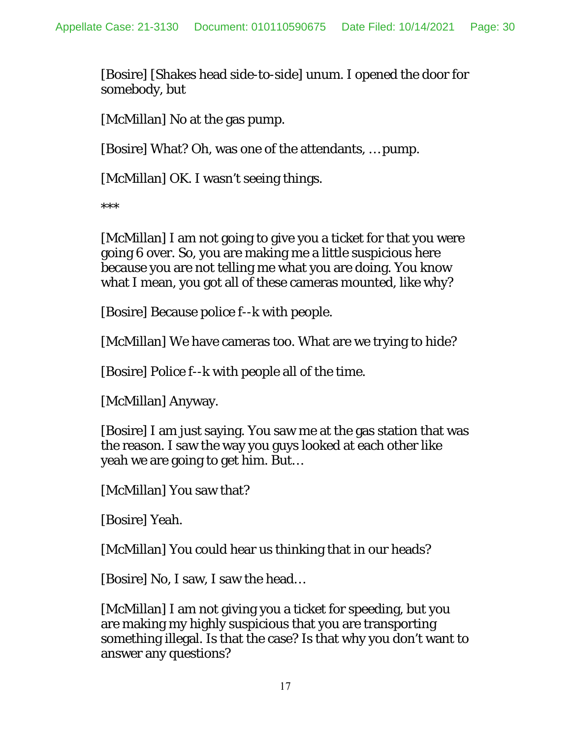[Bosire] [Shakes head side-to-side] unum. I opened the door for somebody, but

[McMillan] No at the gas pump.

[Bosire] What? Oh, was one of the attendants, … pump.

[McMillan] OK. I wasn't seeing things.

***

[McMillan] I am not going to give you a ticket for that you were going 6 over. So, you are making me a little suspicious here because you are not telling me what you are doing. You know what I mean, you got all of these cameras mounted, like why?

[Bosire] Because police f--k with people.

[McMillan] We have cameras too. What are we trying to hide?

[Bosire] Police f--k with people all of the time.

[McMillan] Anyway.

[Bosire] I am just saying. You saw me at the gas station that was the reason. I saw the way you guys looked at each other like yeah we are going to get him. But…

[McMillan] You saw that?

[Bosire] Yeah.

[McMillan] You could hear us thinking that in our heads?

[Bosire] No, I saw, I saw the head…

[McMillan] I am not giving you a ticket for speeding, but you are making my highly suspicious that you are transporting something illegal. Is that the case? Is that why you don't want to answer any questions?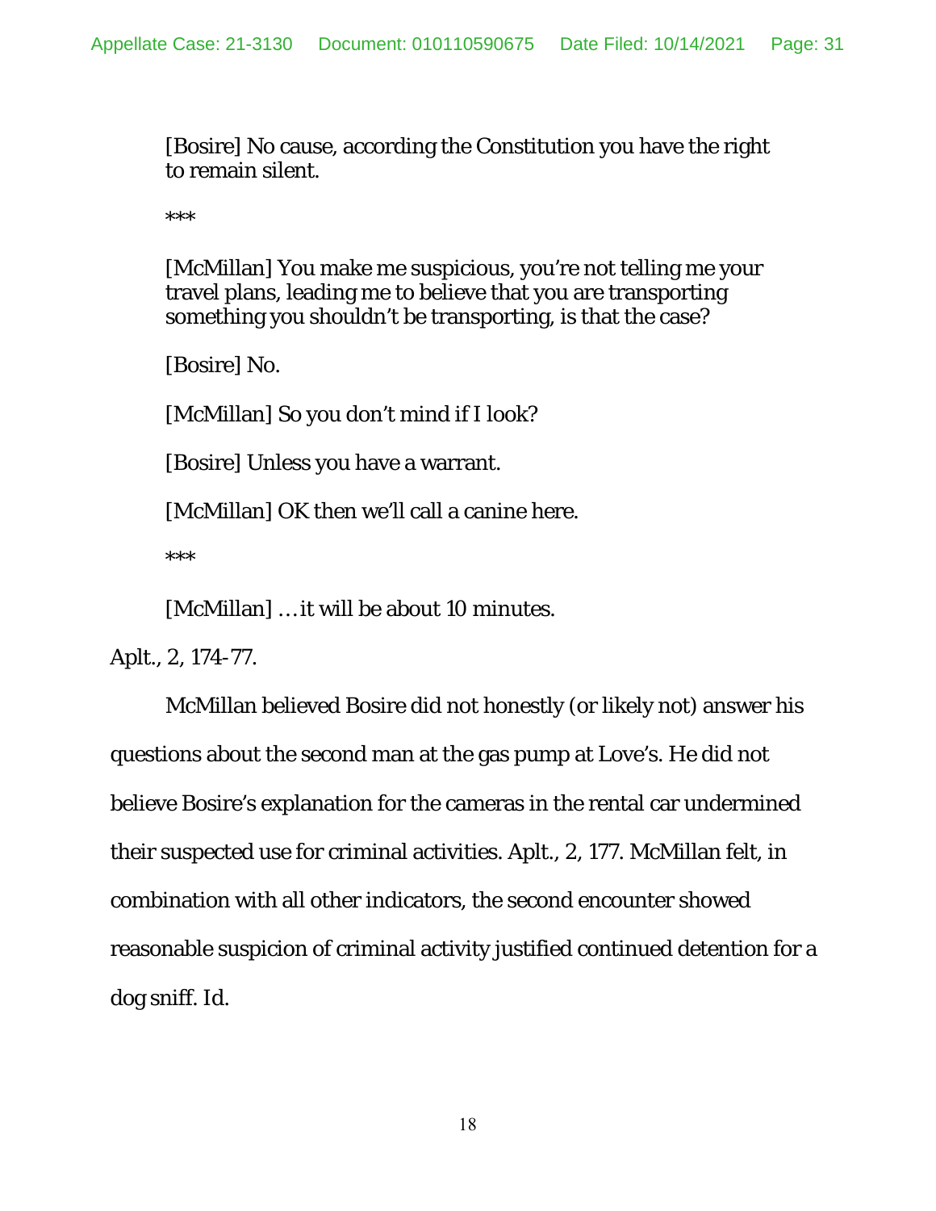> [Bosire] No cause, according the Constitution you have the right to remain silent.
>
> ***
>
> [McMillan] You make me suspicious, you're not telling me your travel plans, leading me to believe that you are transporting something you shouldn't be transporting, is that the case?
>
> [Bosire] No.
>
> [McMillan] So you don't mind if I look?
>
> [Bosire] Unless you have a warrant.
>
> [McMillan] OK then we'll call a canine here.
>
> ***
>
> [McMillan] …it will be about 10 minutes.

Aplt., 2, 174-77.

McMillan believed Bosire did not honestly (or likely not) answer his questions about the second man at the gas pump at Love's. He did not believe Bosire's explanation for the cameras in the rental car undermined their suspected use for criminal activities. Aplt., 2, 177. McMillan felt, in combination with all other indicators, the second encounter showed reasonable suspicion of criminal activity justified continued detention for a dog sniff. Id.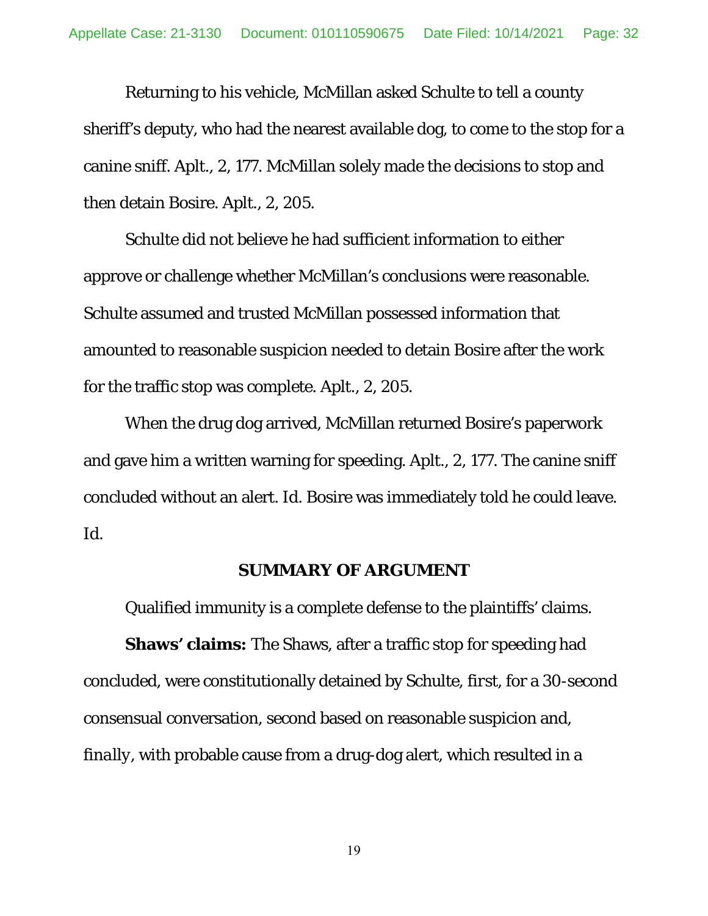Returning to his vehicle, McMillan asked Schulte to tell a county sheriff's deputy, who had the nearest available dog, to come to the stop for a canine sniff. Aplt., 2, 177. McMillan solely made the decisions to stop and then detain Bosire. Aplt., 2, 205.

Schulte did not believe he had sufficient information to either approve or challenge whether McMillan's conclusions were reasonable. Schulte assumed and trusted McMillan possessed information that amounted to reasonable suspicion needed to detain Bosire after the work for the traffic stop was complete. Aplt., 2, 205.

When the drug dog arrived, McMillan returned Bosire's paperwork and gave him a written warning for speeding. Aplt., 2, 177. The canine sniff concluded without an alert. *Id.* Bosire was immediately told he could leave. *Id.*

## SUMMARY OF ARGUMENT

Qualified immunity is a complete defense to the plaintiffs' claims.

**Shaws' claims:** The Shaws, after a traffic stop for speeding had concluded, were constitutionally detained by Schulte, *first*, for a 30-second consensual conversation, *second* based on reasonable suspicion and, *finally*, with probable cause from a drug-dog alert, which resulted in a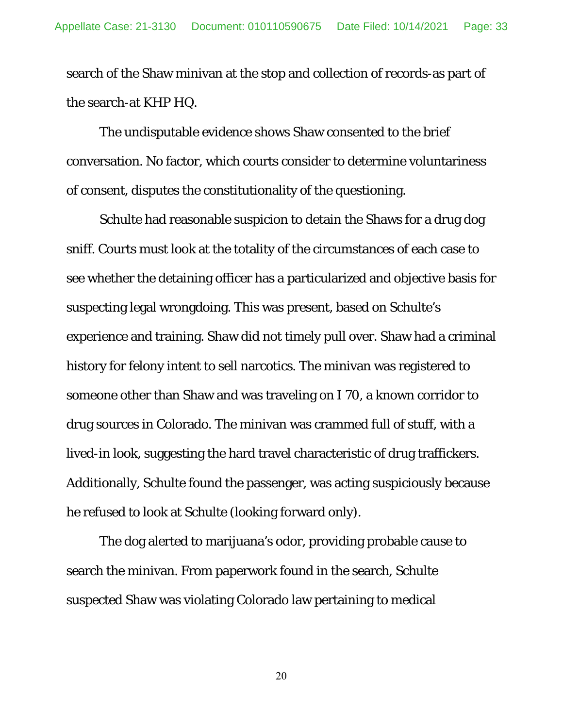search of the Shaw minivan at the stop and collection of records-as part of the search-at KHP HQ.

The undisputable evidence shows Shaw consented to the brief conversation. No factor, which courts consider to determine voluntariness of consent, disputes the constitutionality of the questioning.

Schulte had reasonable suspicion to detain the Shaws for a drug dog sniff. Courts must look at the totality of the circumstances of each case to see whether the detaining officer has a particularized and objective basis for suspecting legal wrongdoing. This was present, based on Schulte's experience and training. Shaw did not timely pull over. Shaw had a criminal history for felony intent to sell narcotics. The minivan was registered to someone other than Shaw and was traveling on I 70, a known corridor to drug sources in Colorado. The minivan was crammed full of stuff, with a lived-in look, suggesting the hard travel characteristic of drug traffickers. Additionally, Schulte found the passenger, was acting suspiciously because he refused to look at Schulte (looking forward only).

The dog alerted to marijuana's odor, providing probable cause to search the minivan. From paperwork found in the search, Schulte suspected Shaw was violating Colorado law pertaining to medical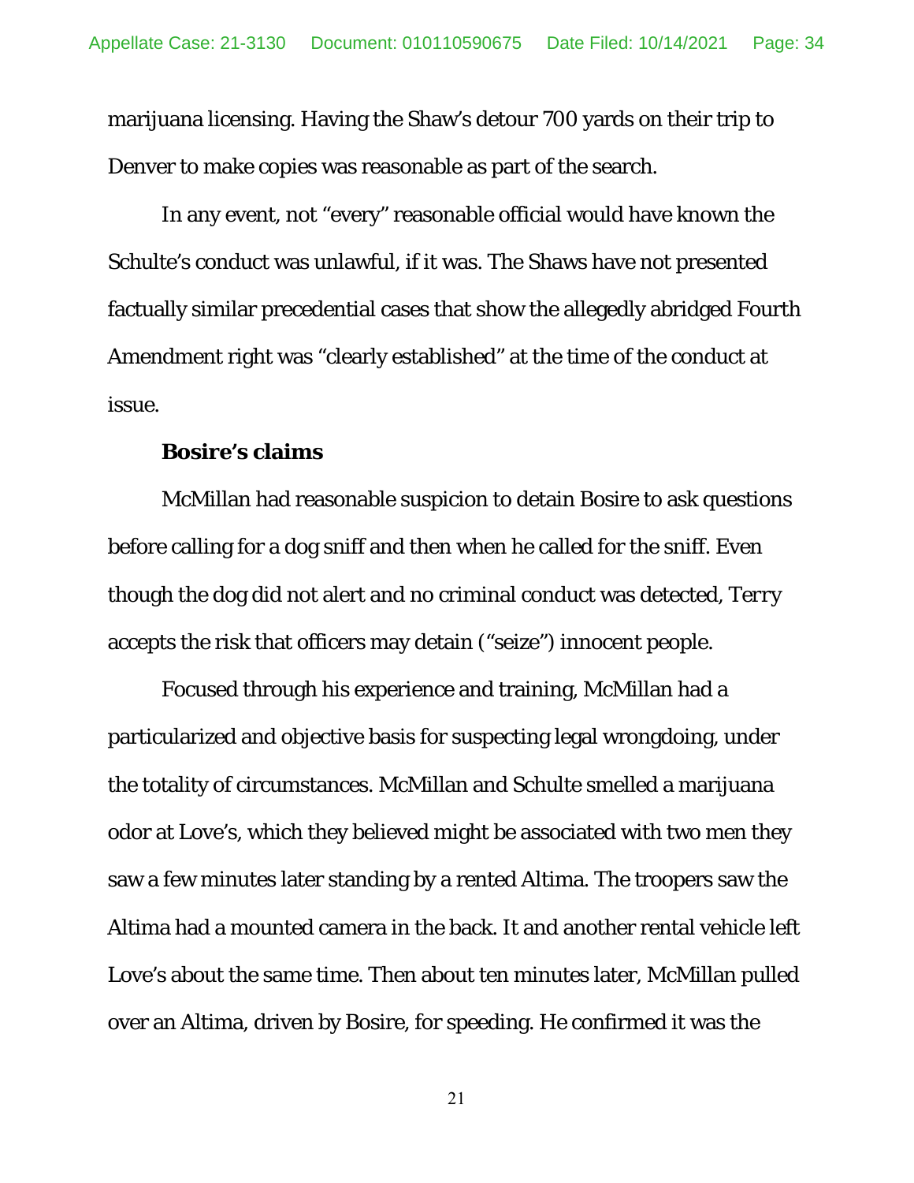marijuana licensing. Having the Shaw's detour 700 yards on their trip to Denver to make copies was reasonable as part of the search.

In any event, not "every" reasonable official would have known the Schulte's conduct was unlawful, if it was. The Shaws have not presented factually similar precedential cases that show the allegedly abridged Fourth Amendment right was "clearly established" at the time of the conduct at issue.

**Bosire's claims**

McMillan had reasonable suspicion to detain Bosire to ask questions before calling for a dog sniff and then when he called for the sniff. Even though the dog did not alert and no criminal conduct was detected, *Terry* accepts the risk that officers may detain ("seize") innocent people.

Focused through his experience and training, McMillan had a particularized and objective basis for suspecting legal wrongdoing, under the totality of circumstances. McMillan and Schulte smelled a marijuana odor at Love's, which they believed might be associated with two men they saw a few minutes later standing by a rented Altima. The troopers saw the Altima had a mounted camera in the back. It and another rental vehicle left Love's about the same time. Then about ten minutes later, McMillan pulled over an Altima, driven by Bosire, for speeding. He confirmed it was the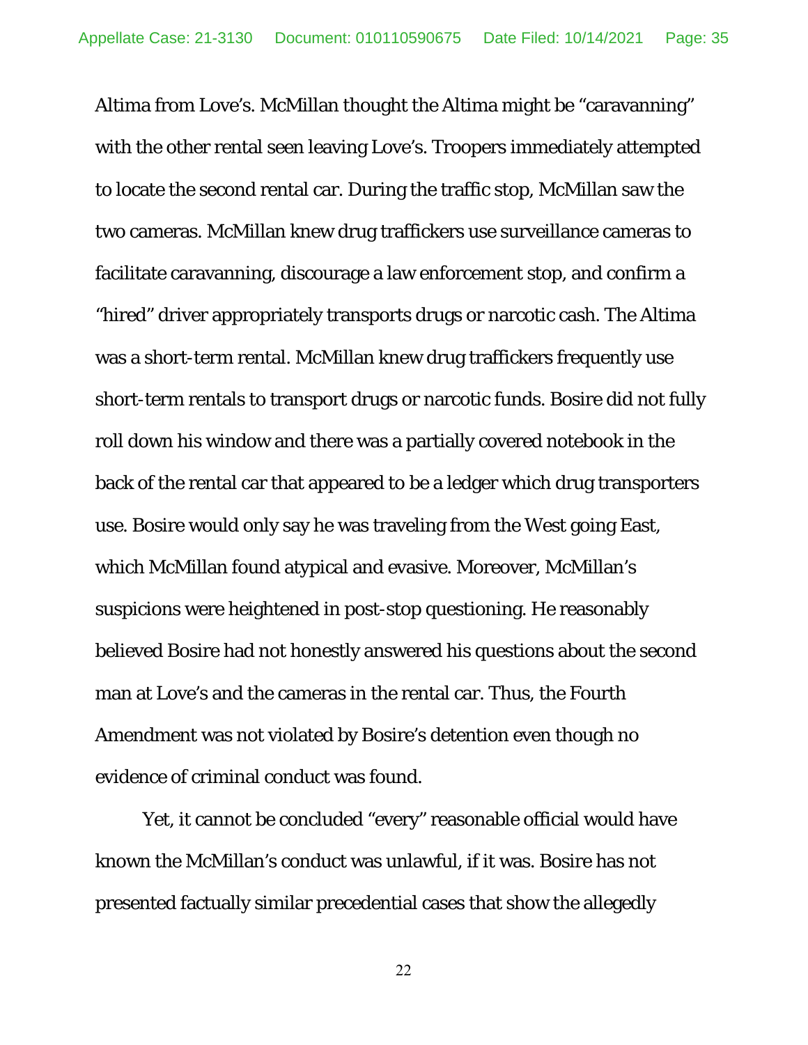Altima from Love's. McMillan thought the Altima might be "caravanning" with the other rental seen leaving Love's. Troopers immediately attempted to locate the second rental car. During the traffic stop, McMillan saw the two cameras. McMillan knew drug traffickers use surveillance cameras to facilitate caravanning, discourage a law enforcement stop, and confirm a "hired" driver appropriately transports drugs or narcotic cash. The Altima was a short-term rental. McMillan knew drug traffickers frequently use short-term rentals to transport drugs or narcotic funds. Bosire did not fully roll down his window and there was a partially covered notebook in the back of the rental car that appeared to be a ledger which drug transporters use. Bosire would only say he was traveling from the West going East, which McMillan found atypical and evasive. Moreover, McMillan's suspicions were heightened in post-stop questioning. He reasonably believed Bosire had not honestly answered his questions about the second man at Love's and the cameras in the rental car. Thus, the Fourth Amendment was not violated by Bosire's detention even though no evidence of criminal conduct was found.

Yet, it cannot be concluded "every" reasonable official would have known the McMillan's conduct was unlawful, if it was. Bosire has not presented factually similar precedential cases that show the allegedly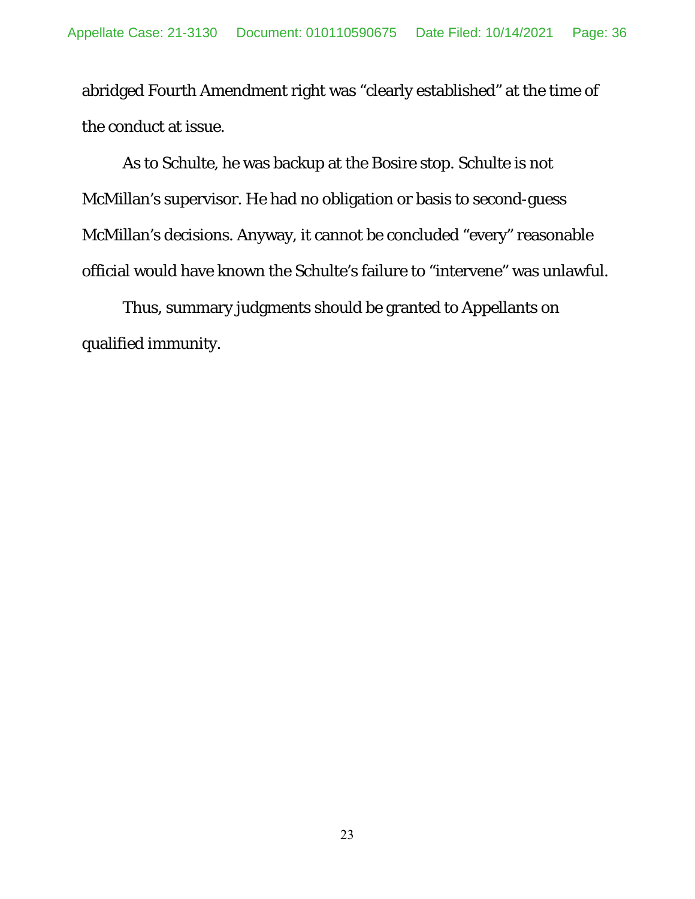abridged Fourth Amendment right was "clearly established" at the time of the conduct at issue.

As to Schulte, he was backup at the Bosire stop. Schulte is not McMillan's supervisor. He had no obligation or basis to second-guess McMillan's decisions. Anyway, it cannot be concluded "every" reasonable official would have known the Schulte's failure to "intervene" was unlawful.

Thus, summary judgments should be granted to Appellants on qualified immunity.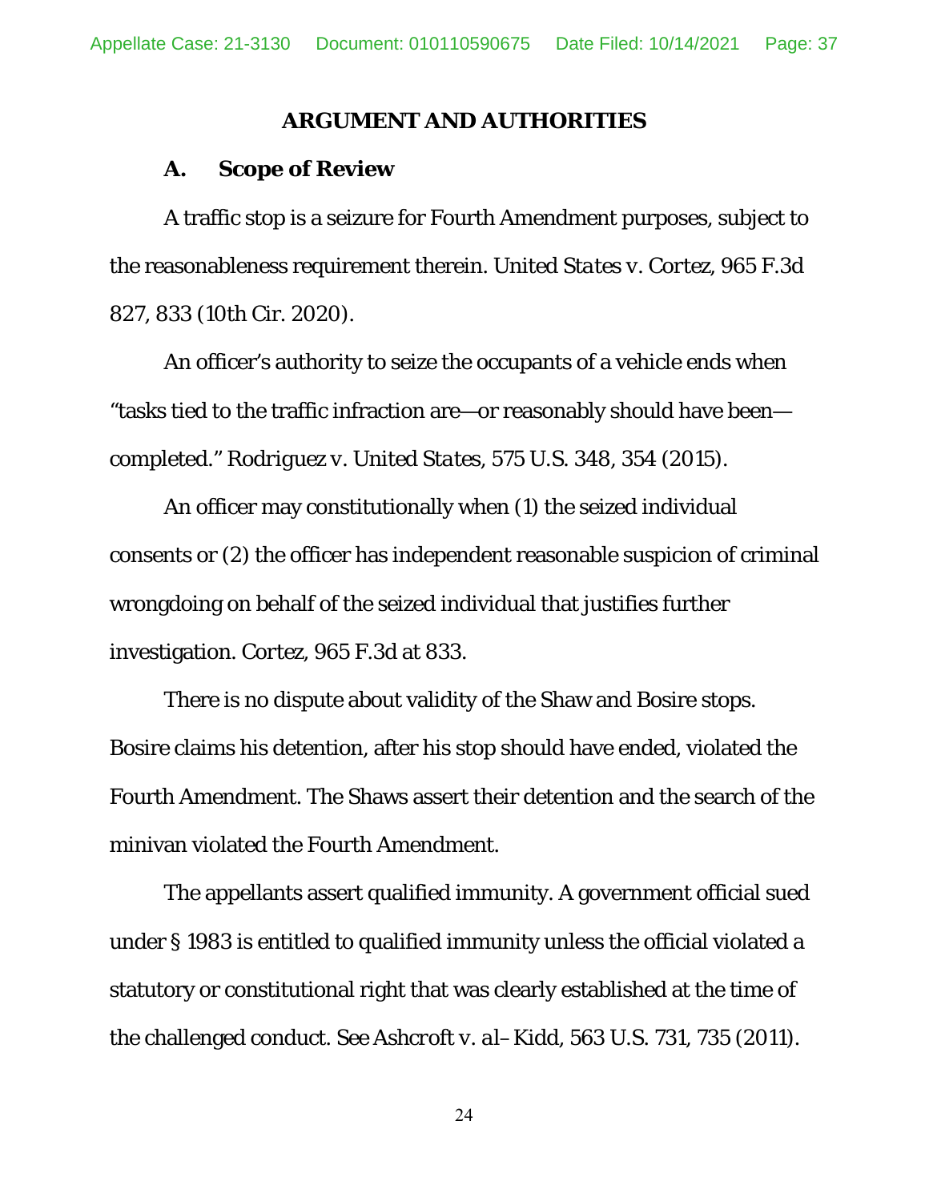## ARGUMENT AND AUTHORITIES

### A. Scope of Review

A traffic stop is a seizure for Fourth Amendment purposes, subject to the reasonableness requirement therein. *United States v. Cortez*, 965 F.3d 827, 833 (10th Cir. 2020).

An officer's authority to seize the occupants of a vehicle ends when "tasks tied to the traffic infraction are—or reasonably should have been—completed." *Rodriguez v. United States*, 575 U.S. 348, 354 (2015).

An officer may constitutionally when (1) the seized individual consents or (2) the officer has independent reasonable suspicion of criminal wrongdoing on behalf of the seized individual that justifies further investigation. *Cortez*, 965 F.3d at 833.

There is no dispute about validity of the Shaw and Bosire stops. Bosire claims his detention, after his stop should have ended, violated the Fourth Amendment. The Shaws assert their detention and the search of the minivan violated the Fourth Amendment.

The appellants assert qualified immunity. A government official sued under § 1983 is entitled to qualified immunity unless the official violated a statutory or constitutional right that was clearly established at the time of the challenged conduct. *See Ashcroft v. al–Kidd*, 563 U.S. 731, 735 (2011).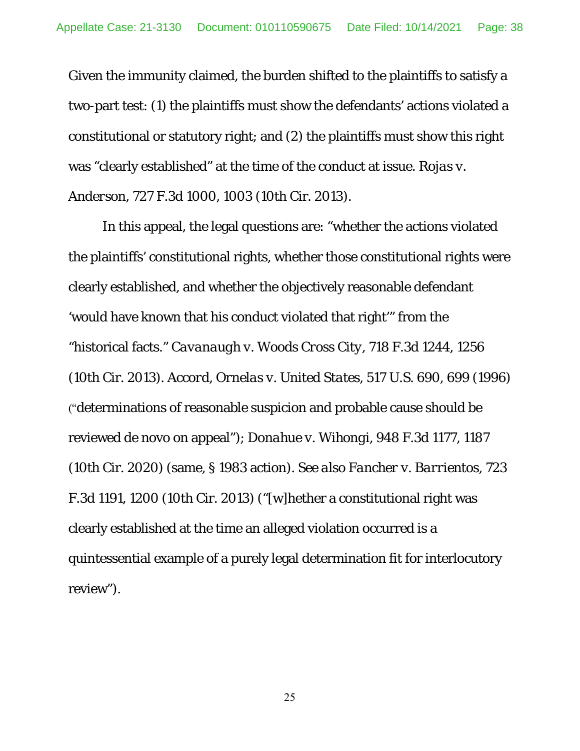Given the immunity claimed, the burden shifted to the plaintiffs to satisfy a two-part test: (1) the plaintiffs must show the defendants' actions violated a constitutional or statutory right; and (2) the plaintiffs must show this right was "clearly established" at the time of the conduct at issue. *Rojas v. Anderson*, 727 F.3d 1000, 1003 (10th Cir. 2013).

In this appeal, the legal questions are: "whether the actions violated the plaintiffs' constitutional rights, whether those constitutional rights were clearly established, and whether the objectively reasonable defendant 'would have known that his conduct violated that right'" from the "historical facts." *Cavanaugh v. Woods Cross City*, 718 F.3d 1244, 1256 (10th Cir. 2013). *Accord*, *Ornelas v. United States*, 517 U.S. 690, 699 (1996) ("determinations of reasonable suspicion and probable cause should be reviewed de novo on appeal"); *Donahue v. Wihongi*, 948 F.3d 1177, 1187 (10th Cir. 2020) (same, § 1983 action). *See also Fancher v. Barrientos*, 723 F.3d 1191, 1200 (10th Cir. 2013) ("[w]hether a constitutional right was clearly established at the time an alleged violation occurred is a quintessential example of a purely legal determination fit for interlocutory review").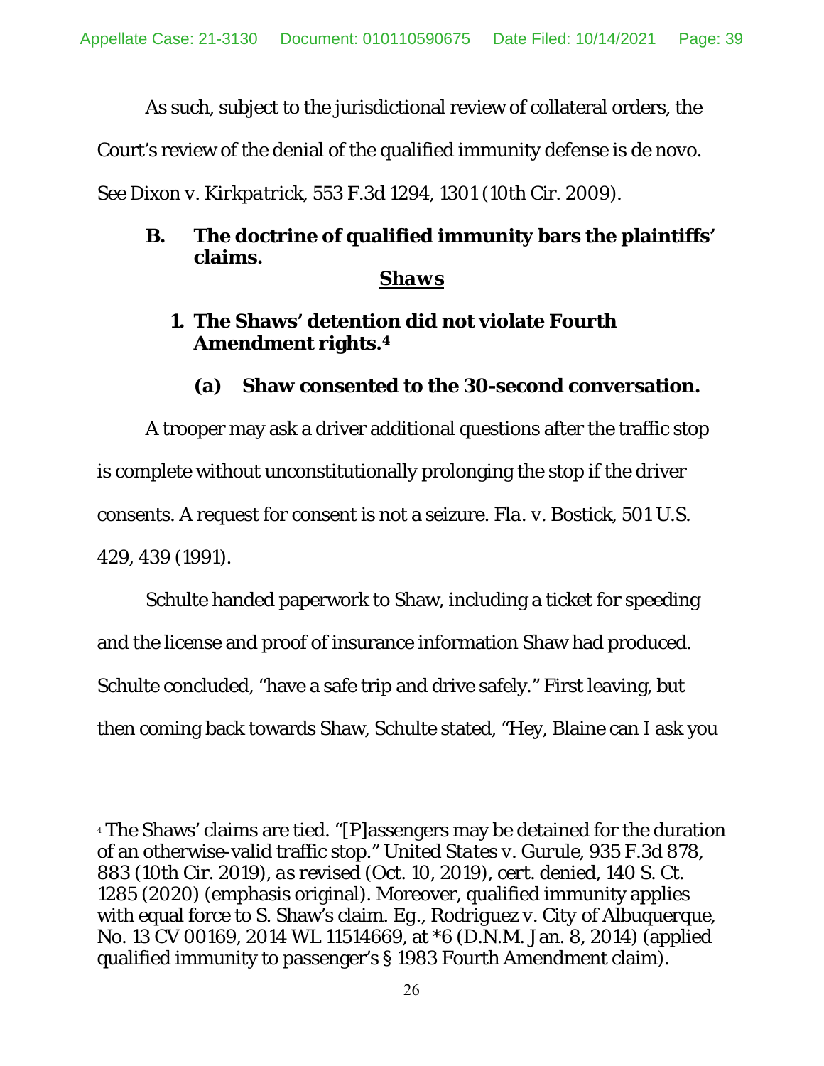As such, subject to the jurisdictional review of collateral orders, the Court's review of the denial of the qualified immunity defense is de novo. *See Dixon v. Kirkpatrick*, 553 F.3d 1294, 1301 (10th Cir. 2009).

### B. The doctrine of qualified immunity bars the plaintiffs' claims.

**_Shaws_**

#### 1. The Shaws' detention did not violate Fourth Amendment rights.[4]

##### (a) Shaw consented to the 30-second conversation.

A trooper may ask a driver additional questions after the traffic stop is complete without unconstitutionally prolonging the stop if the driver consents. A request for consent is not a seizure. *Fla. v. Bostick*, 501 U.S. 429, 439 (1991).

Schulte handed paperwork to Shaw, including a ticket for speeding and the license and proof of insurance information Shaw had produced. Schulte concluded, "have a safe trip and drive safely." First leaving, but then coming back towards Shaw, Schulte stated, "Hey, Blaine can I ask you

---

[4] The Shaws' claims are tied. "[P]assengers may be detained for the duration of an otherwise-valid traffic stop." *United States v. Gurule*, 935 F.3d 878, 883 (10th Cir. 2019), *as revised* (Oct. 10, 2019), *cert. denied*, 140 S. Ct. 1285 (2020) (emphasis original). Moreover, qualified immunity applies with equal force to S. Shaw's claim. *Eg.*, *Rodriguez v. City of Albuquerque*, No. 13 CV 00169, 2014 WL 11514669, at *6 (D.N.M. Jan. 8, 2014) (applied qualified immunity to passenger's § 1983 Fourth Amendment claim).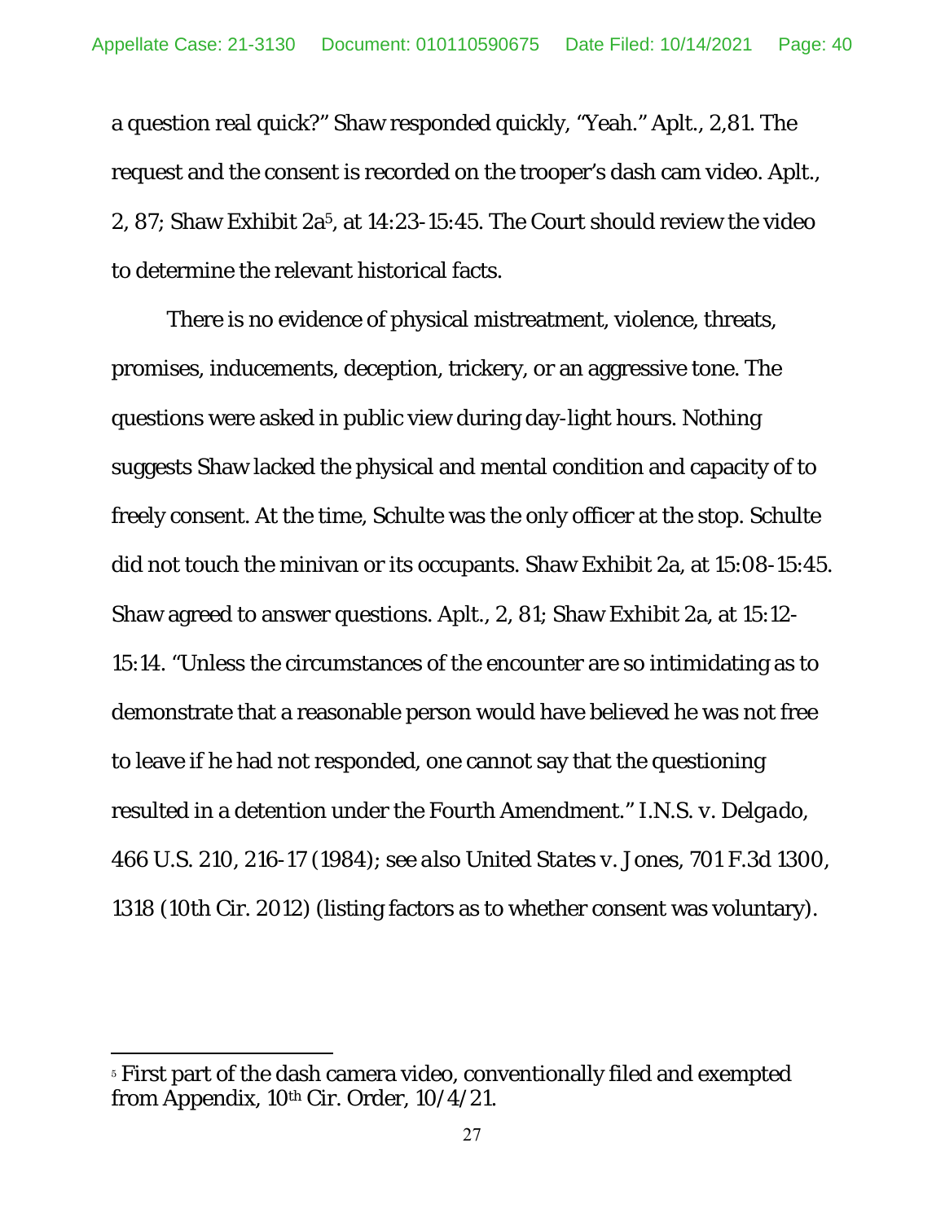a question real quick?" Shaw responded quickly, "Yeah." Aplt., 2,81. The request and the consent is recorded on the trooper's dash cam video. Aplt., 2, 87; Shaw Exhibit 2a[5], at 14:23-15:45. The Court should review the video to determine the relevant historical facts.

There is no evidence of physical mistreatment, violence, threats, promises, inducements, deception, trickery, or an aggressive tone. The questions were asked in public view during day-light hours. Nothing suggests Shaw lacked the physical and mental condition and capacity of to freely consent. At the time, Schulte was the only officer at the stop. Schulte did not touch the minivan or its occupants. Shaw Exhibit 2a, at 15:08-15:45. Shaw agreed to answer questions. Aplt., 2, 81; Shaw Exhibit 2a, at 15:12-15:14. "Unless the circumstances of the encounter are so intimidating as to demonstrate that a reasonable person would have believed he was not free to leave if he had not responded, one cannot say that the questioning resulted in a detention under the Fourth Amendment." *I.N.S. v. Delgado*, 466 U.S. 210, 216-17 (1984); *see also United States v. Jones*, 701 F.3d 1300, 1318 (10th Cir. 2012) (listing factors as to whether consent was voluntary).

---

[5] First part of the dash camera video, conventionally filed and exempted from Appendix, 10th Cir. Order, 10/4/21.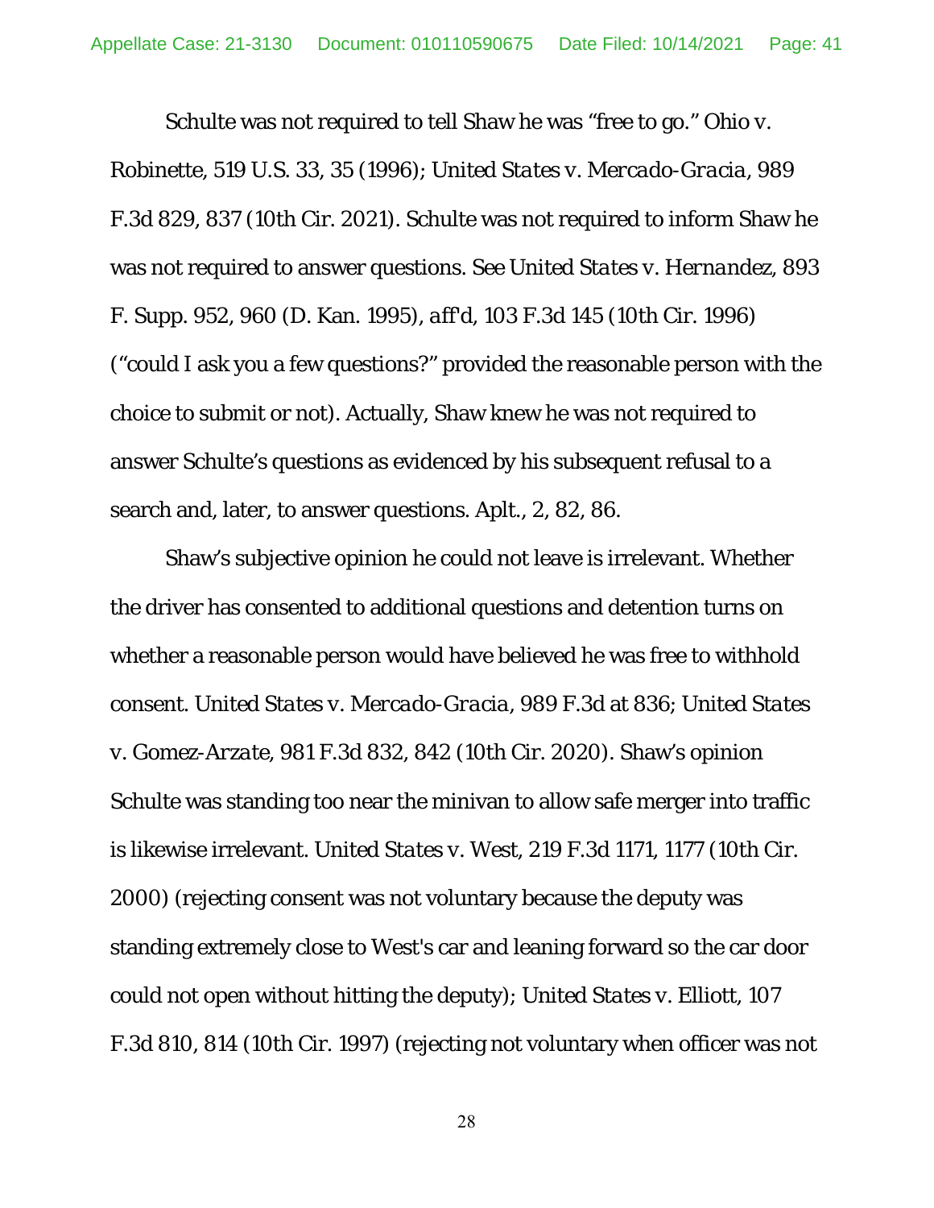Schulte was not required to tell Shaw he was "free to go." *Ohio v. Robinette*, 519 U.S. 33, 35 (1996); *United States v. Mercado-Gracia*, 989 F.3d 829, 837 (10th Cir. 2021). Schulte was not required to inform Shaw he was not required to answer questions. *See United States v. Hernandez*, 893 F. Supp. 952, 960 (D. Kan. 1995), *aff'd*, 103 F.3d 145 (10th Cir. 1996) ("could I ask you a few questions?" provided the reasonable person with the choice to submit or not). Actually, Shaw knew he was not required to answer Schulte's questions as evidenced by his subsequent refusal to a search and, later, to answer questions. Aplt., 2, 82, 86.

Shaw's subjective opinion he could not leave is irrelevant. Whether the driver has consented to additional questions and detention turns on whether a reasonable person would have believed he was free to withhold consent. *United States v. Mercado-Gracia*, 989 F.3d at 836; *United States v. Gomez-Arzate*, 981 F.3d 832, 842 (10th Cir. 2020). Shaw's opinion Schulte was standing too near the minivan to allow safe merger into traffic is likewise irrelevant. *United States v. West*, 219 F.3d 1171, 1177 (10th Cir. 2000) (rejecting consent was not voluntary because the deputy was standing extremely close to West's car and leaning forward so the car door could not open without hitting the deputy); *United States v. Elliott*, 107 F.3d 810, 814 (10th Cir. 1997) (rejecting not voluntary when officer was not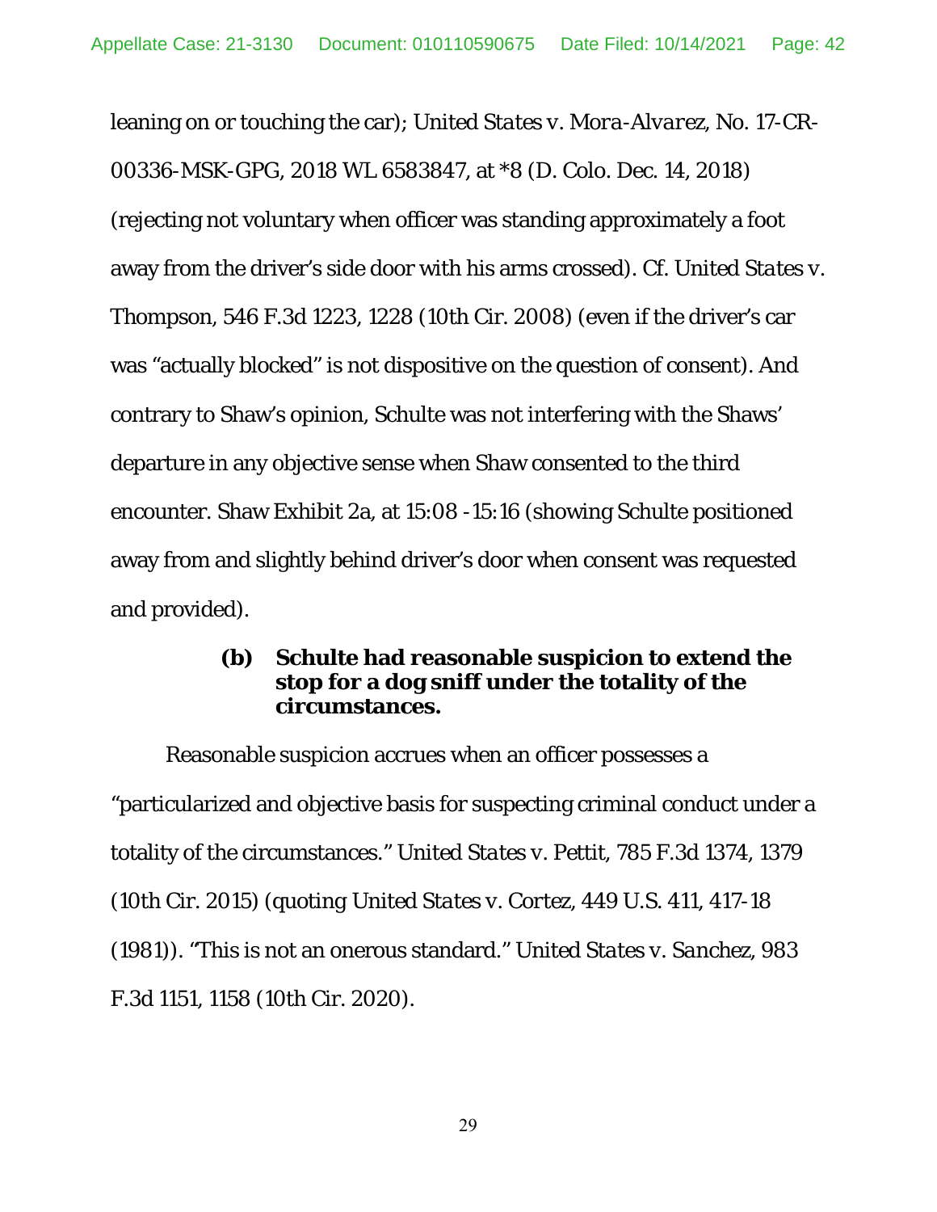leaning on or touching the car); *United States v. Mora-Alvarez*, No. 17-CR-00336-MSK-GPG, 2018 WL 6583847, at *8 (D. Colo. Dec. 14, 2018) (rejecting not voluntary when officer was standing approximately a foot away from the driver's side door with his arms crossed). *Cf. United States v. Thompson*, 546 F.3d 1223, 1228 (10th Cir. 2008) (even if the driver's car was "actually blocked" is not dispositive on the question of consent). And contrary to Shaw's opinion, Schulte was not interfering with the Shaws' departure in any objective sense when Shaw consented to the third encounter. Shaw Exhibit 2a, at 15:08 -15:16 (showing Schulte positioned away from and slightly behind driver's door when consent was requested and provided).

**(b) Schulte had reasonable suspicion to extend the stop for a dog sniff under the totality of the circumstances.**

Reasonable suspicion accrues when an officer possesses a "particularized and objective basis for suspecting criminal conduct under a totality of the circumstances." *United States v. Pettit*, 785 F.3d 1374, 1379 (10th Cir. 2015) (quoting *United States v. Cortez*, 449 U.S. 411, 417-18 (1981)). "This is not an onerous standard." *United States v. Sanchez*, 983 F.3d 1151, 1158 (10th Cir. 2020).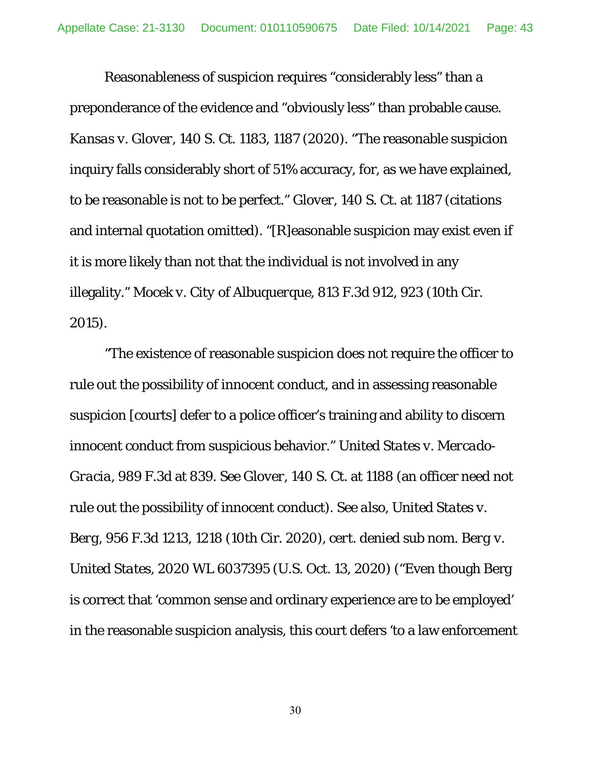Reasonableness of suspicion requires "considerably less" than a preponderance of the evidence and "obviously less" than probable cause. *Kansas v. Glover*, 140 S. Ct. 1183, 1187 (2020). "The reasonable suspicion inquiry falls considerably short of 51% accuracy, for, as we have explained, to be reasonable is not to be perfect." *Glover*, 140 S. Ct. at 1187 (citations and internal quotation omitted). "[R]easonable suspicion may exist even if it is more likely than not that the individual is not involved in any illegality." *Mocek v. City of Albuquerque*, 813 F.3d 912, 923 (10th Cir. 2015).

"The existence of reasonable suspicion does not require the officer to rule out the possibility of innocent conduct, and in assessing reasonable suspicion [courts] defer to a police officer's training and ability to discern innocent conduct from suspicious behavior." *United States v. Mercado-Gracia*, 989 F.3d at 839. *See Glover*, 140 S. Ct. at 1188 (an officer need not rule out the possibility of innocent conduct). *See also*, *United States v. Berg*, 956 F.3d 1213, 1218 (10th Cir. 2020), *cert. denied sub nom. Berg v. United States*, 2020 WL 6037395 (U.S. Oct. 13, 2020) ("Even though Berg is correct that 'common sense and ordinary experience are to be employed' in the reasonable suspicion analysis, this court defers 'to a law enforcement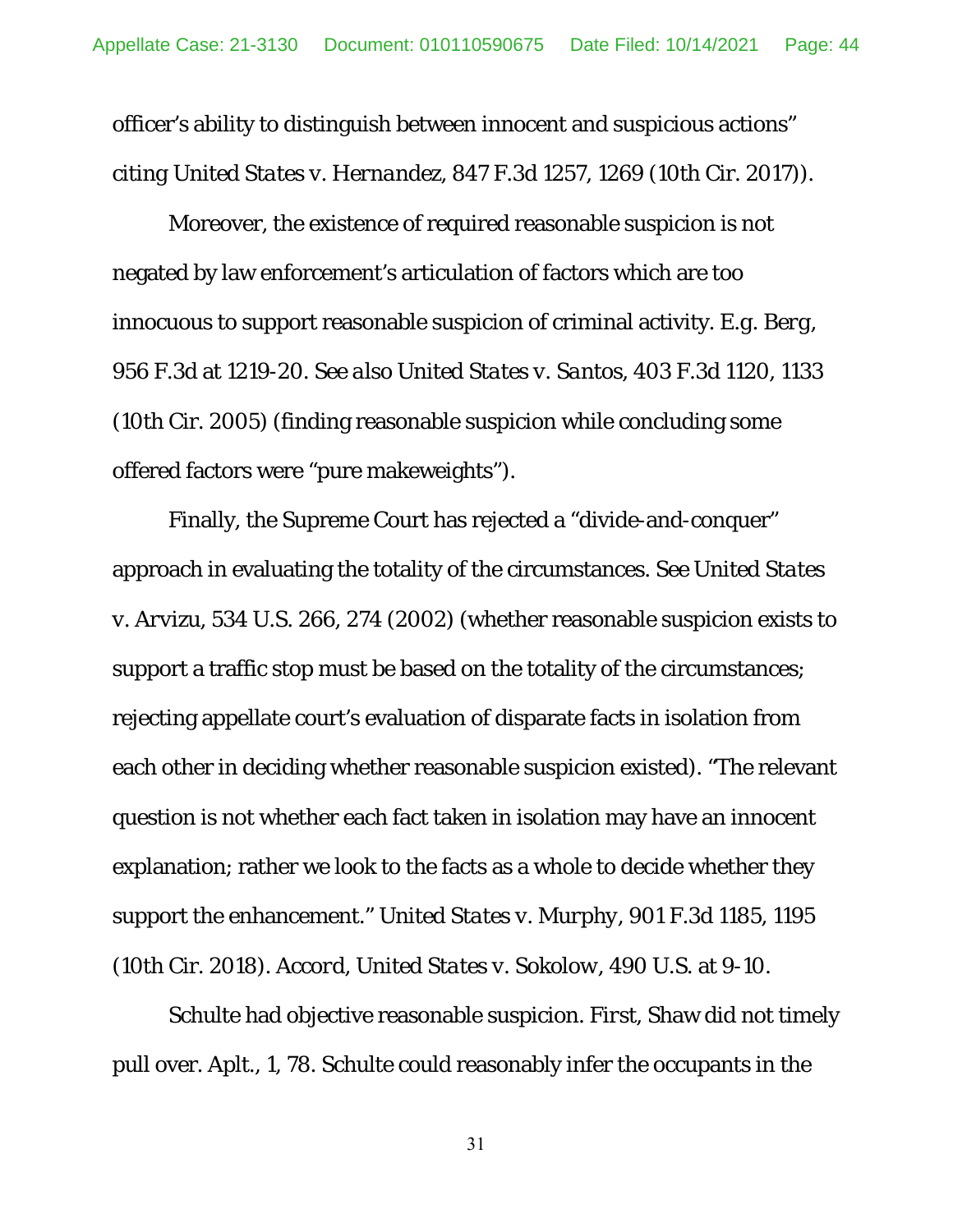officer's ability to distinguish between innocent and suspicious actions" citing *United States v. Hernandez*, 847 F.3d 1257, 1269 (10th Cir. 2017)).

Moreover, the existence of required reasonable suspicion is not negated by law enforcement's articulation of factors which are too innocuous to support reasonable suspicion of criminal activity. *E.g. Berg*, 956 F.3d at 1219-20. *See also United States v. Santos*, 403 F.3d 1120, 1133 (10th Cir. 2005) (finding reasonable suspicion while concluding some offered factors were "pure makeweights").

Finally, the Supreme Court has rejected a "divide-and-conquer" approach in evaluating the totality of the circumstances. *See United States v. Arvizu*, 534 U.S. 266, 274 (2002) (whether reasonable suspicion exists to support a traffic stop must be based on the totality of the circumstances; rejecting appellate court's evaluation of disparate facts in isolation from each other in deciding whether reasonable suspicion existed). "The relevant question is not whether each fact taken in isolation may have an innocent explanation; rather we look to the facts as a whole to decide whether they support the enhancement." *United States v. Murphy*, 901 F.3d 1185, 1195 (10th Cir. 2018). *Accord*, *United States v. Sokolow*, 490 U.S. at 9-10.

Schulte had objective reasonable suspicion. *First*, Shaw did not timely pull over. Aplt., 1, 78. Schulte could reasonably infer the occupants in the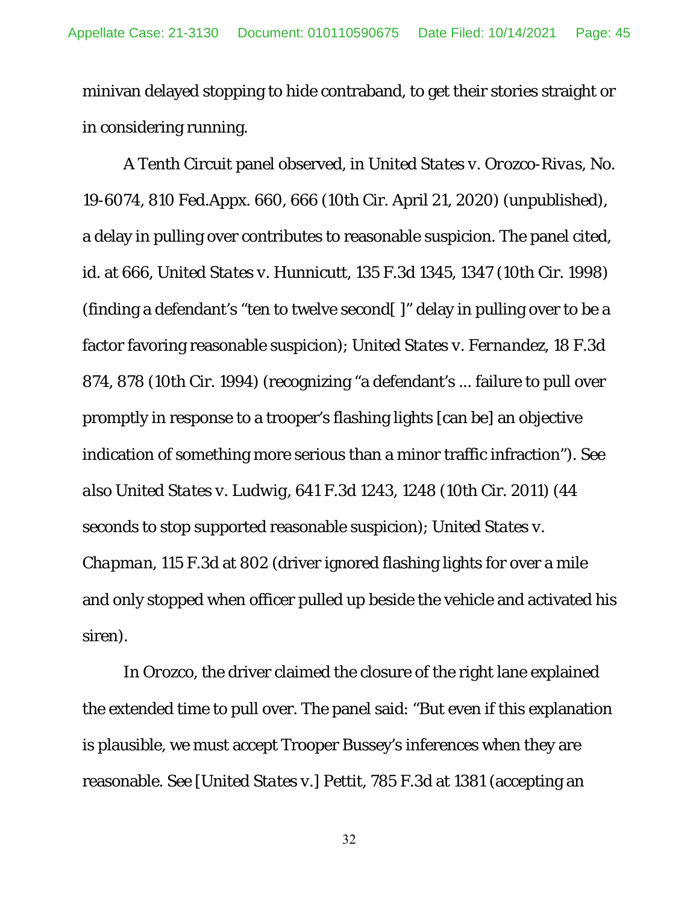minivan delayed stopping to hide contraband, to get their stories straight or in considering running.

A Tenth Circuit panel observed, in *United States v. Orozco-Rivas*, No. 19-6074, 810 Fed.Appx. 660, 666 (10th Cir. April 21, 2020) (unpublished), a delay in pulling over contributes to reasonable suspicion. The panel cited, *id.* at 666, *United States v. Hunnicutt*, 135 F.3d 1345, 1347 (10th Cir. 1998) (finding a defendant's "ten to twelve second[ ]" delay in pulling over to be a factor favoring reasonable suspicion); *United States v. Fernandez*, 18 F.3d 874, 878 (10th Cir. 1994) (recognizing "a defendant's ... failure to pull over promptly in response to a trooper's flashing lights [can be] an objective indication of something more serious than a minor traffic infraction"). *See also United States v. Ludwig*, 641 F.3d 1243, 1248 (10th Cir. 2011) (44 seconds to stop supported reasonable suspicion); *United States v. Chapman*, 115 F.3d at 802 (driver ignored flashing lights for over a mile and only stopped when officer pulled up beside the vehicle and activated his siren).

In *Orozco*, the driver claimed the closure of the right lane explained the extended time to pull over. The panel said: "But even if this explanation is plausible, we must accept Trooper Bussey's inferences when they are reasonable. *See* [*United States v.*] *Pettit*, 785 F.3d at 1381 (accepting an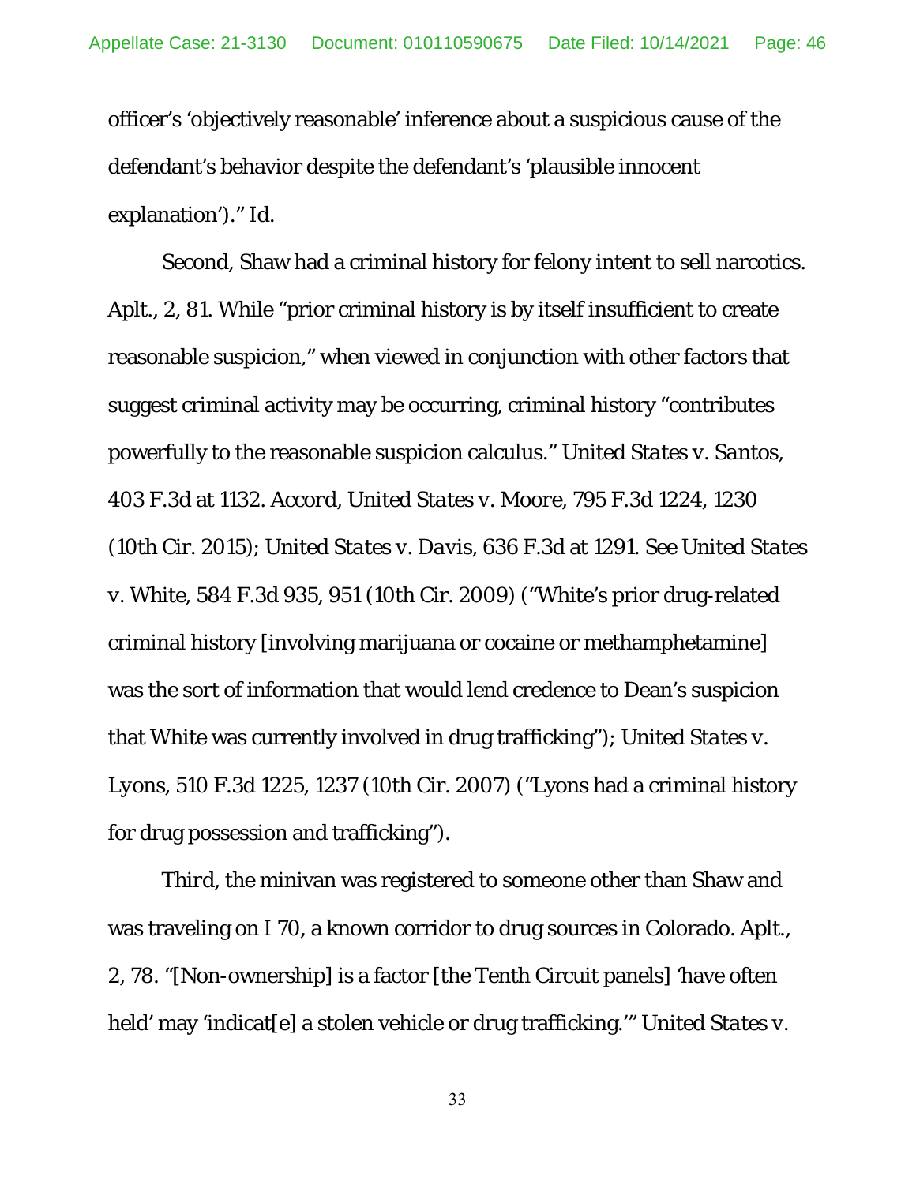officer's 'objectively reasonable' inference about a suspicious cause of the defendant's behavior despite the defendant's 'plausible innocent explanation')." *Id.*

Second, Shaw had a criminal history for felony intent to sell narcotics. Aplt., 2, 81. While "prior criminal history is by itself insufficient to create reasonable suspicion," when viewed in conjunction with other factors that suggest criminal activity may be occurring, criminal history "contributes powerfully to the reasonable suspicion calculus." *United States v. Santos*, 403 F.3d at 1132. *Accord*, *United States v. Moore*, 795 F.3d 1224, 1230 (10th Cir. 2015); *United States v. Davis*, 636 F.3d at 1291. *See United States v. White*, 584 F.3d 935, 951 (10th Cir. 2009) ("White's prior drug-related criminal history [involving marijuana or cocaine or methamphetamine] was the sort of information that would lend credence to Dean's suspicion that White was currently involved in drug trafficking"); *United States v. Lyons*, 510 F.3d 1225, 1237 (10th Cir. 2007) ("Lyons had a criminal history for drug possession and trafficking").

Third, the minivan was registered to someone other than Shaw and was traveling on I 70, a known corridor to drug sources in Colorado. Aplt., 2, 78. "[Non-ownership] is a factor [the Tenth Circuit panels] 'have often held' may 'indicat[e] a stolen vehicle or drug trafficking.'" *United States v.*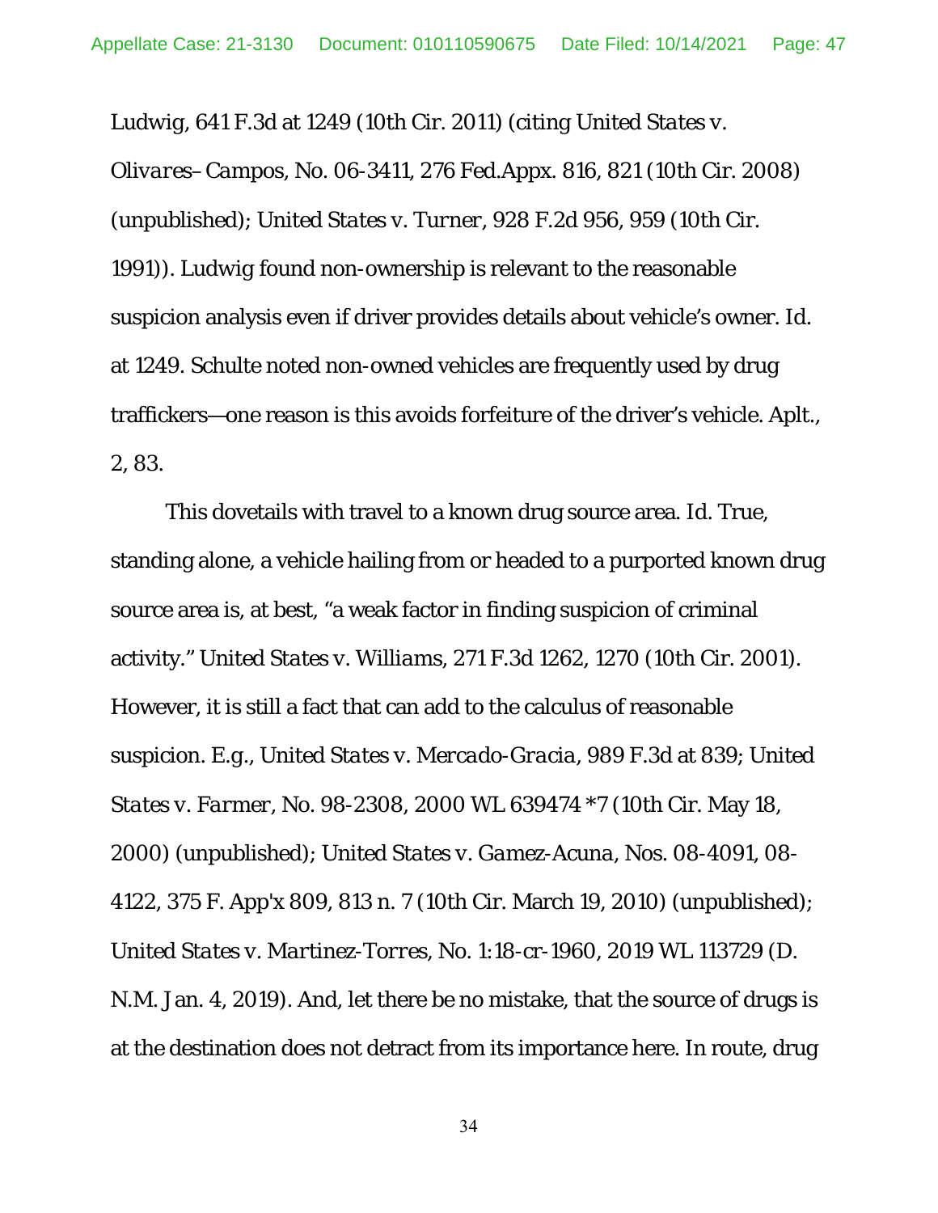*Ludwig*, 641 F.3d at 1249 (10th Cir. 2011) (citing *United States v. Olivares–Campos*, No. 06-3411, 276 Fed.Appx. 816, 821 (10th Cir. 2008) (unpublished); *United States v. Turner*, 928 F.2d 956, 959 (10th Cir. 1991)). Ludwig found non-ownership is relevant to the reasonable suspicion analysis even if driver provides details about vehicle's owner. *Id.* at 1249. Schulte noted non-owned vehicles are frequently used by drug traffickers—one reason is this avoids forfeiture of the driver's vehicle. Aplt., 2, 83.

This dovetails with travel to a known drug source area. *Id.* True, standing alone, a vehicle hailing from or headed to a purported known drug source area is, at best, "a weak factor in finding suspicion of criminal activity." *United States v. Williams*, 271 F.3d 1262, 1270 (10th Cir. 2001). However, it is still a fact that can add to the calculus of reasonable suspicion. *E.g.*, *United States v. Mercado-Gracia*, 989 F.3d at 839; *United States v. Farmer*, No. 98-2308, 2000 WL 639474 *7 (10th Cir. May 18, 2000) (unpublished); *United States v. Gamez-Acuna*, Nos. 08-4091, 08-4122, 375 F. App'x 809, 813 n. 7 (10th Cir. March 19, 2010) (unpublished); *United States v. Martinez-Torres*, No. 1:18-cr-1960, 2019 WL 113729 (D. N.M. Jan. 4, 2019). And, let there be no mistake, that the source of drugs is at the destination does not detract from its importance here. In route, drug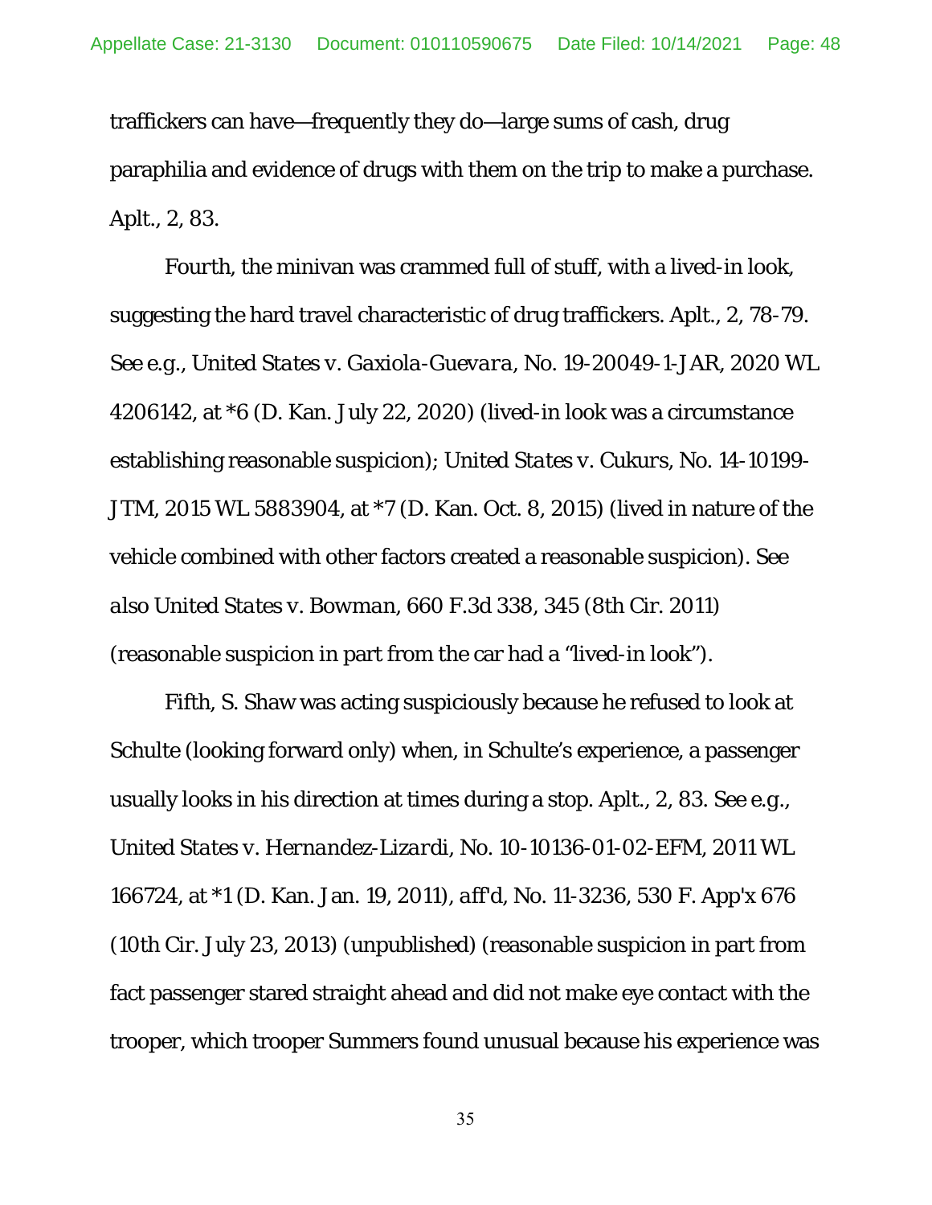traffickers can have—frequently they do—large sums of cash, drug paraphilia and evidence of drugs with them on the trip to make a purchase. Aplt., 2, 83.

Fourth, the minivan was crammed full of stuff, with a lived-in look, suggesting the hard travel characteristic of drug traffickers. Aplt., 2, 78-79. *See e.g., United States v. Gaxiola-Guevara*, No. 19-20049-1-JAR, 2020 WL 4206142, at *6 (D. Kan. July 22, 2020) (lived-in look was a circumstance establishing reasonable suspicion); *United States v. Cukurs*, No. 14-10199-JTM, 2015 WL 5883904, at *7 (D. Kan. Oct. 8, 2015) (lived in nature of the vehicle combined with other factors created a reasonable suspicion). *See also United States v. Bowman*, 660 F.3d 338, 345 (8th Cir. 2011) (reasonable suspicion in part from the car had a "lived-in look").

Fifth, S. Shaw was acting suspiciously because he refused to look at Schulte (looking forward only) when, in Schulte's experience, a passenger usually looks in his direction at times during a stop. Aplt., 2, 83. *See e.g., United States v. Hernandez-Lizardi*, No. 10-10136-01-02-EFM, 2011 WL 166724, at *1 (D. Kan. Jan. 19, 2011), *aff'd*, No. 11-3236, 530 F. App'x 676 (10th Cir. July 23, 2013) (unpublished) (reasonable suspicion in part from fact passenger stared straight ahead and did not make eye contact with the trooper, which trooper Summers found unusual because his experience was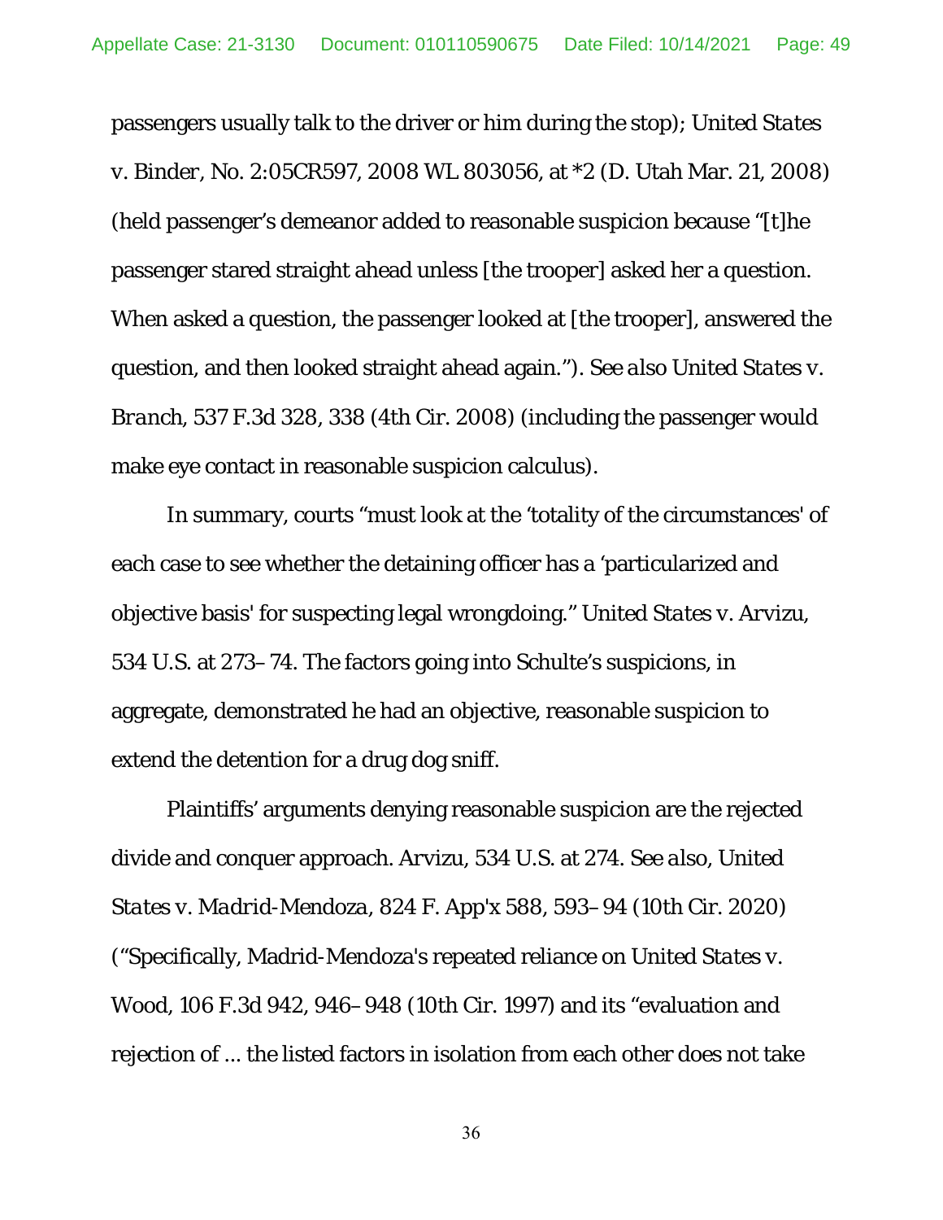passengers usually talk to the driver or him during the stop); *United States v. Binder*, No. 2:05CR597, 2008 WL 803056, at *2 (D. Utah Mar. 21, 2008) (held passenger's demeanor added to reasonable suspicion because "[t]he passenger stared straight ahead unless [the trooper] asked her a question. When asked a question, the passenger looked at [the trooper], answered the question, and then looked straight ahead again."). *See also United States v. Branch*, 537 F.3d 328, 338 (4th Cir. 2008) (including the passenger would make eye contact in reasonable suspicion calculus).

In summary, courts "must look at the 'totality of the circumstances' of each case to see whether the detaining officer has a 'particularized and objective basis' for suspecting legal wrongdoing." *United States v. Arvizu*, 534 U.S. at 273–74. The factors going into Schulte's suspicions, in aggregate, demonstrated he had an objective, reasonable suspicion to extend the detention for a drug dog sniff.

Plaintiffs' arguments denying reasonable suspicion are the rejected divide and conquer approach. *Arvizu*, 534 U.S. at 274. *See also*, *United States v. Madrid-Mendoza*, 824 F. App'x 588, 593–94 (10th Cir. 2020) ("Specifically, Madrid-Mendoza's repeated reliance on *United States v. Wood*, 106 F.3d 942, 946–948 (10th Cir. 1997) and its "evaluation and rejection of ... the listed factors in isolation from each other does not take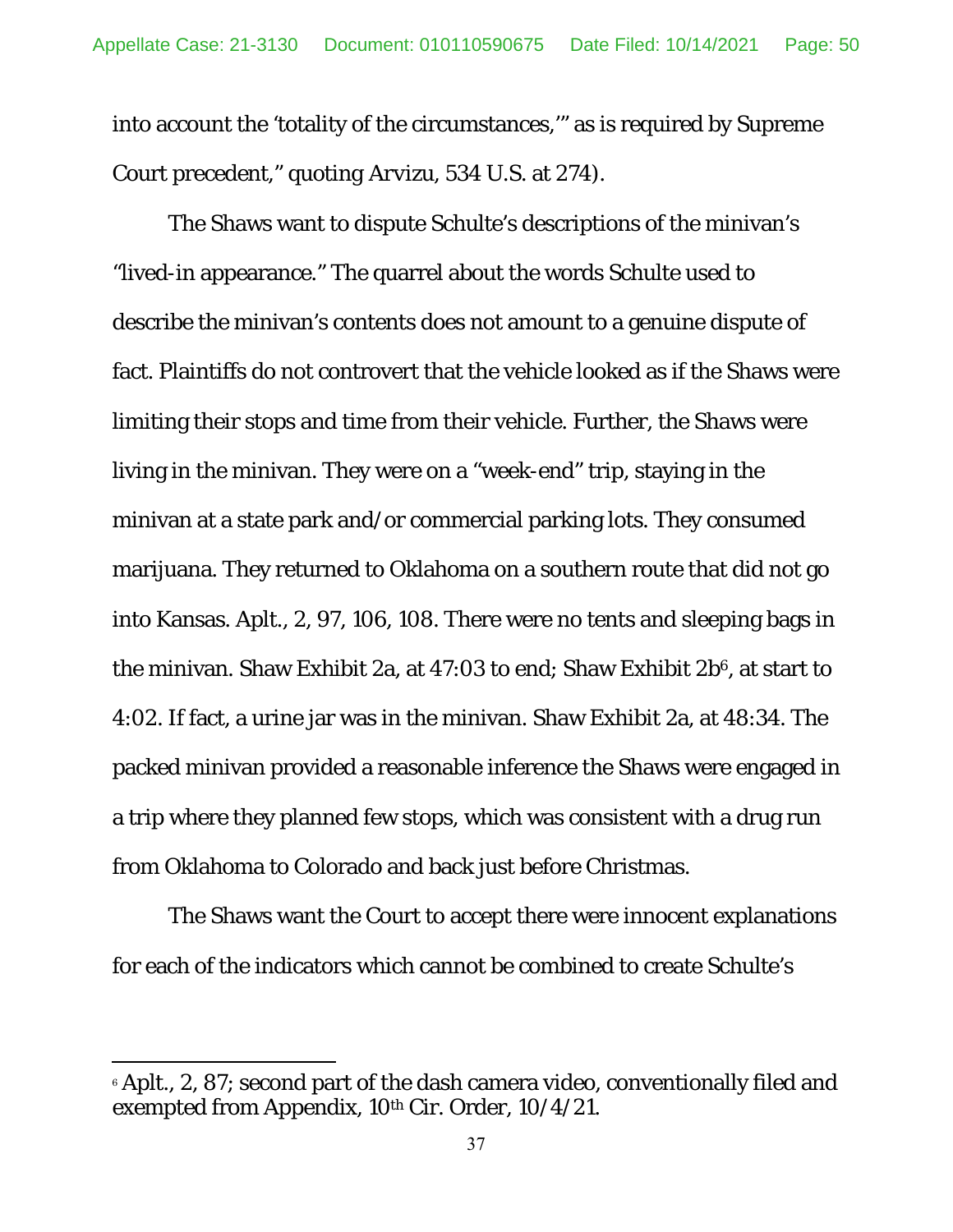into account the 'totality of the circumstances,'" as is required by Supreme Court precedent," quoting Arvizu, 534 U.S. at 274).

The Shaws want to dispute Schulte's descriptions of the minivan's "lived-in appearance." The quarrel about the words Schulte used to describe the minivan's contents does not amount to a genuine dispute of fact. Plaintiffs do not controvert that the vehicle looked as if the Shaws were limiting their stops and time from their vehicle. Further, the Shaws were living in the minivan. They were on a "week-end" trip, staying in the minivan at a state park and/or commercial parking lots. They consumed marijuana. They returned to Oklahoma on a southern route that did not go into Kansas. Aplt., 2, 97, 106, 108. There were no tents and sleeping bags in the minivan. Shaw Exhibit 2a, at 47:03 to end; Shaw Exhibit 2b[6], at start to 4:02. If fact, a urine jar was in the minivan. Shaw Exhibit 2a, at 48:34. The packed minivan provided a reasonable inference the Shaws were engaged in a trip where they planned few stops, which was consistent with a drug run from Oklahoma to Colorado and back just before Christmas.

The Shaws want the Court to accept there were innocent explanations for each of the indicators which cannot be combined to create Schulte's

---

[6] Aplt., 2, 87; second part of the dash camera video, conventionally filed and exempted from Appendix, 10th Cir. Order, 10/4/21.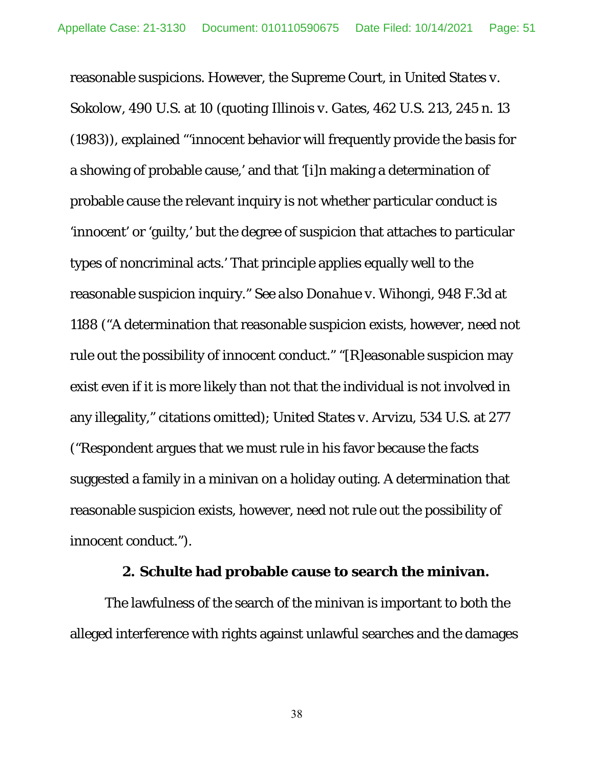reasonable suspicions. However, the Supreme Court, in *United States v. Sokolow*, 490 U.S. at 10 (quoting *Illinois v. Gates*, 462 U.S. 213, 245 n. 13 (1983)), explained "'innocent behavior will frequently provide the basis for a showing of probable cause,' and that '[i]n making a determination of probable cause the relevant inquiry is not whether particular conduct is 'innocent' or 'guilty,' but the degree of suspicion that attaches to particular types of noncriminal acts.' That principle applies equally well to the reasonable suspicion inquiry." *See also Donahue v. Wihongi*, 948 F.3d at 1188 ("A determination that reasonable suspicion exists, however, need not rule out the possibility of innocent conduct." "[R]easonable suspicion may exist even if it is more likely than not that the individual is not involved in any illegality," citations omitted); *United States v. Arvizu*, 534 U.S. at 277 ("Respondent argues that we must rule in his favor because the facts suggested a family in a minivan on a holiday outing. A determination that reasonable suspicion exists, however, need not rule out the possibility of innocent conduct.").

**2. Schulte had probable cause to search the minivan.**

The lawfulness of the search of the minivan is important to both the alleged interference with rights against unlawful searches and the damages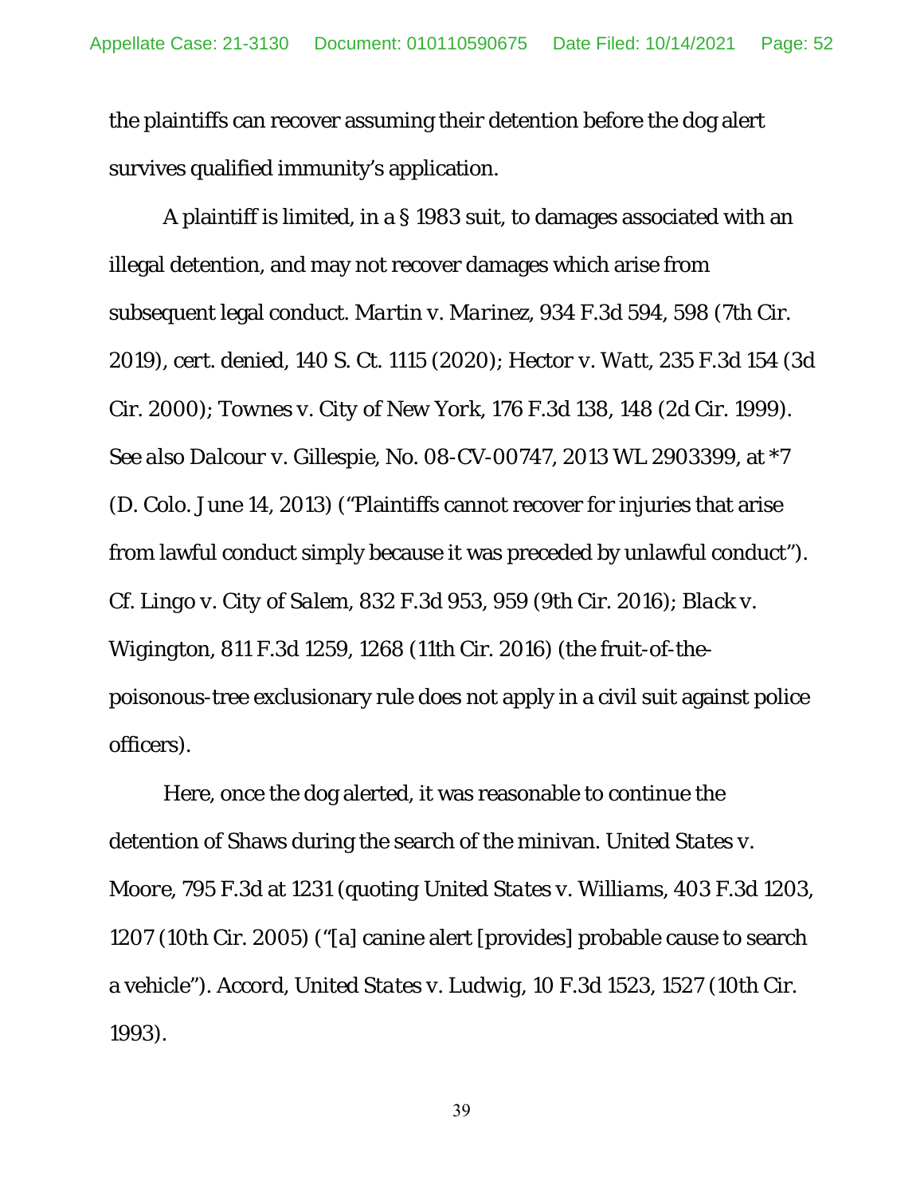the plaintiffs can recover assuming their detention before the dog alert survives qualified immunity's application.

A plaintiff is limited, in a § 1983 suit, to damages associated with an illegal detention, and may not recover damages which arise from subsequent legal conduct. *Martin v. Marinez*, 934 F.3d 594, 598 (7th Cir. 2019), *cert. denied*, 140 S. Ct. 1115 (2020); *Hector v. Watt*, 235 F.3d 154 (3d Cir. 2000); *Townes v. City of New York*, 176 F.3d 138, 148 (2d Cir. 1999). *See also Dalcour v. Gillespie*, No. 08-CV-00747, 2013 WL 2903399, at *7 (D. Colo. June 14, 2013) ("Plaintiffs cannot recover for injuries that arise from lawful conduct simply because it was preceded by unlawful conduct"). *Cf. Lingo v. City of Salem*, 832 F.3d 953, 959 (9th Cir. 2016); *Black v. Wigington*, 811 F.3d 1259, 1268 (11th Cir. 2016) (the fruit-of-the-poisonous-tree exclusionary rule does not apply in a civil suit against police officers).

Here, once the dog alerted, it was reasonable to continue the detention of Shaws during the search of the minivan. *United States v. Moore*, 795 F.3d at 1231 (quoting *United States v. Williams*, 403 F.3d 1203, 1207 (10th Cir. 2005) ("[a] canine alert [provides] probable cause to search a vehicle"). *Accord*, *United States v. Ludwig*, 10 F.3d 1523, 1527 (10th Cir. 1993).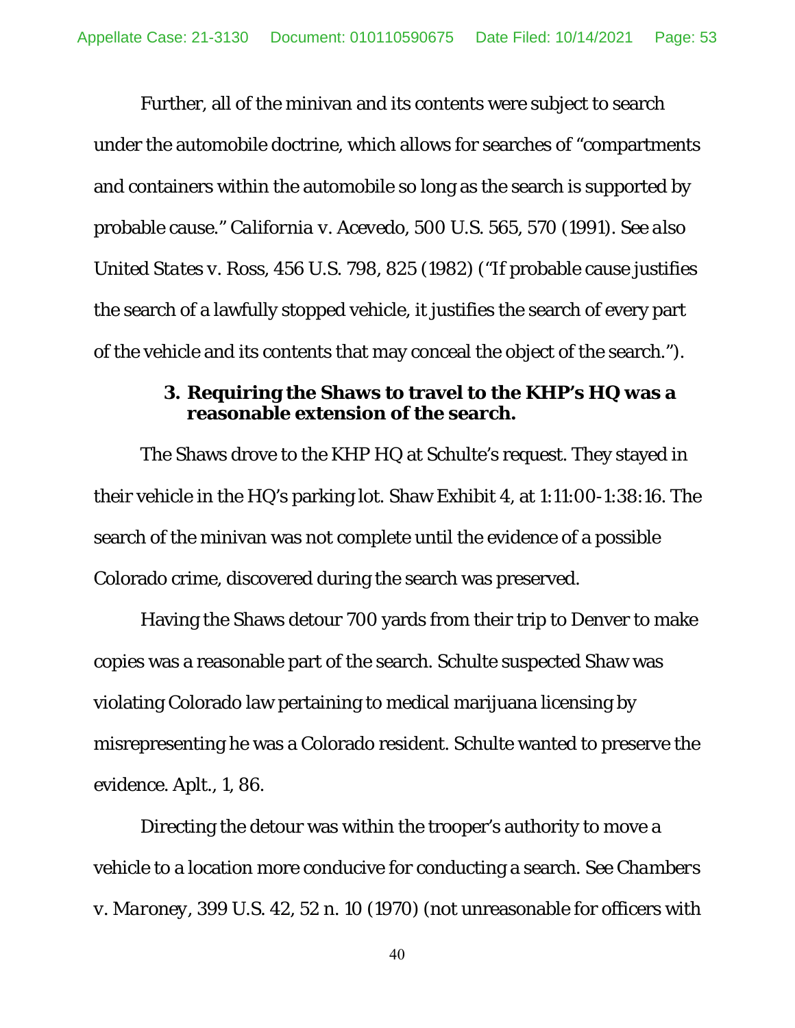Further, all of the minivan and its contents were subject to search under the automobile doctrine, which allows for searches of "compartments and containers within the automobile so long as the search is supported by probable cause." *California v. Acevedo*, 500 U.S. 565, 570 (1991). *See also United States v. Ross*, 456 U.S. 798, 825 (1982) ("If probable cause justifies the search of a lawfully stopped vehicle, it justifies the search of every part of the vehicle and its contents that may conceal the object of the search.").

### 3. Requiring the Shaws to travel to the KHP's HQ was a reasonable extension of the search.

The Shaws drove to the KHP HQ at Schulte's request. They stayed in their vehicle in the HQ's parking lot. Shaw Exhibit 4, at 1:11:00-1:38:16. The search of the minivan was not complete until the evidence of a possible Colorado crime, discovered during the search was preserved.

Having the Shaws detour 700 yards from their trip to Denver to make copies was a reasonable part of the search. Schulte suspected Shaw was violating Colorado law pertaining to medical marijuana licensing by misrepresenting he was a Colorado resident. Schulte wanted to preserve the evidence. Aplt., 1, 86.

Directing the detour was within the trooper's authority to move a vehicle to a location more conducive for conducting a search. *See Chambers v. Maroney*, 399 U.S. 42, 52 n. 10 (1970) (not unreasonable for officers with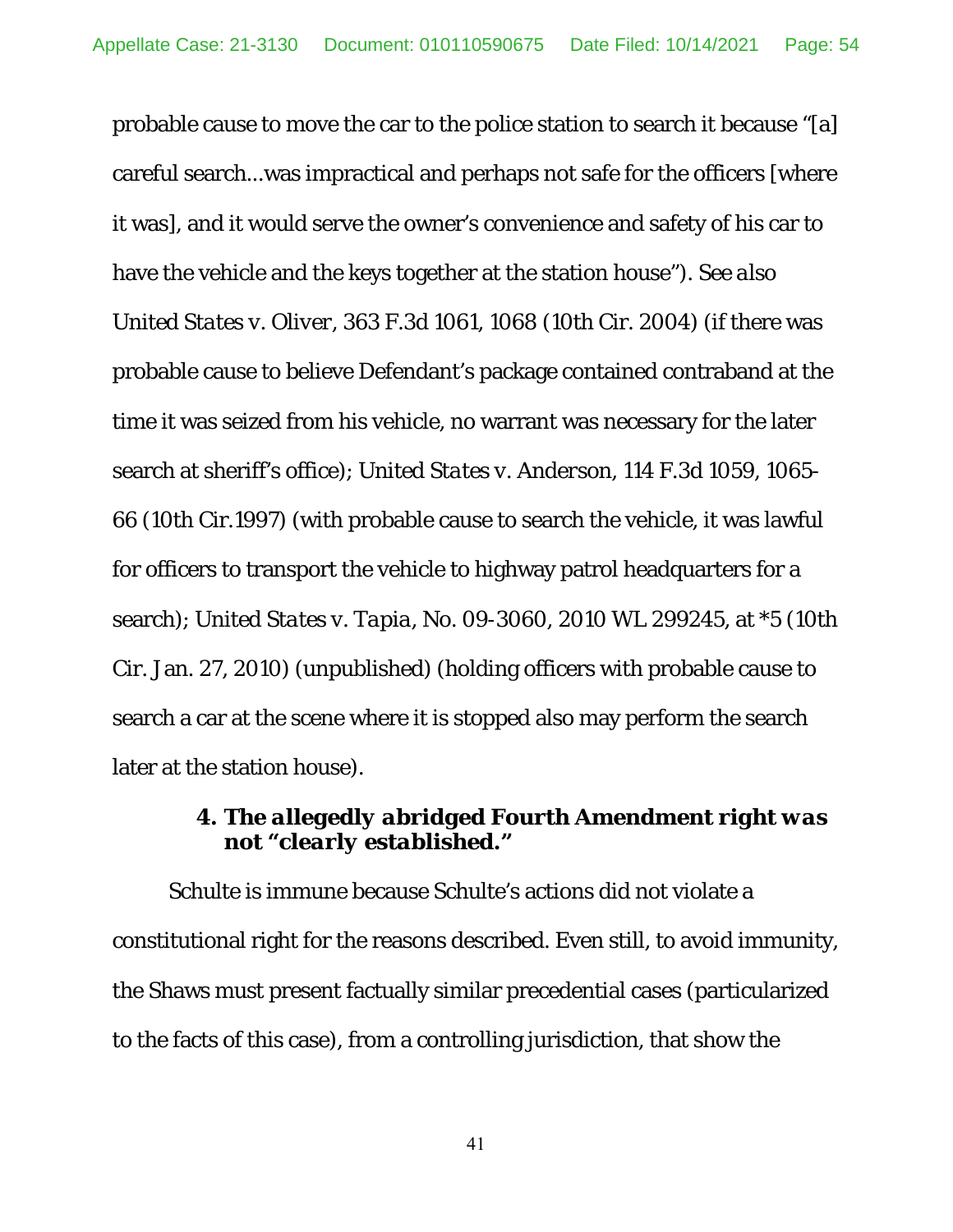probable cause to move the car to the police station to search it because "[a] careful search...was impractical and perhaps not safe for the officers [where it was], and it would serve the owner's convenience and safety of his car to have the vehicle and the keys together at the station house"). *See also United States v. Oliver*, 363 F.3d 1061, 1068 (10th Cir. 2004) (if there was probable cause to believe Defendant's package contained contraband at the time it was seized from his vehicle, no warrant was necessary for the later search at sheriff's office); *United States v. Anderson*, 114 F.3d 1059, 1065-66 (10th Cir.1997) (with probable cause to search the vehicle, it was lawful for officers to transport the vehicle to highway patrol headquarters for a search); *United States v. Tapia*, No. 09-3060, 2010 WL 299245, at *5 (10th Cir. Jan. 27, 2010) (unpublished) (holding officers with probable cause to search a car at the scene where it is stopped also may perform the search later at the station house).

#### 4. *The allegedly abridged Fourth Amendment right was not "clearly established."*

Schulte is immune because Schulte's actions did not violate a constitutional right for the reasons described. Even still, to avoid immunity, the Shaws must present factually similar precedential cases (particularized to the facts of this case), from a controlling jurisdiction, that show the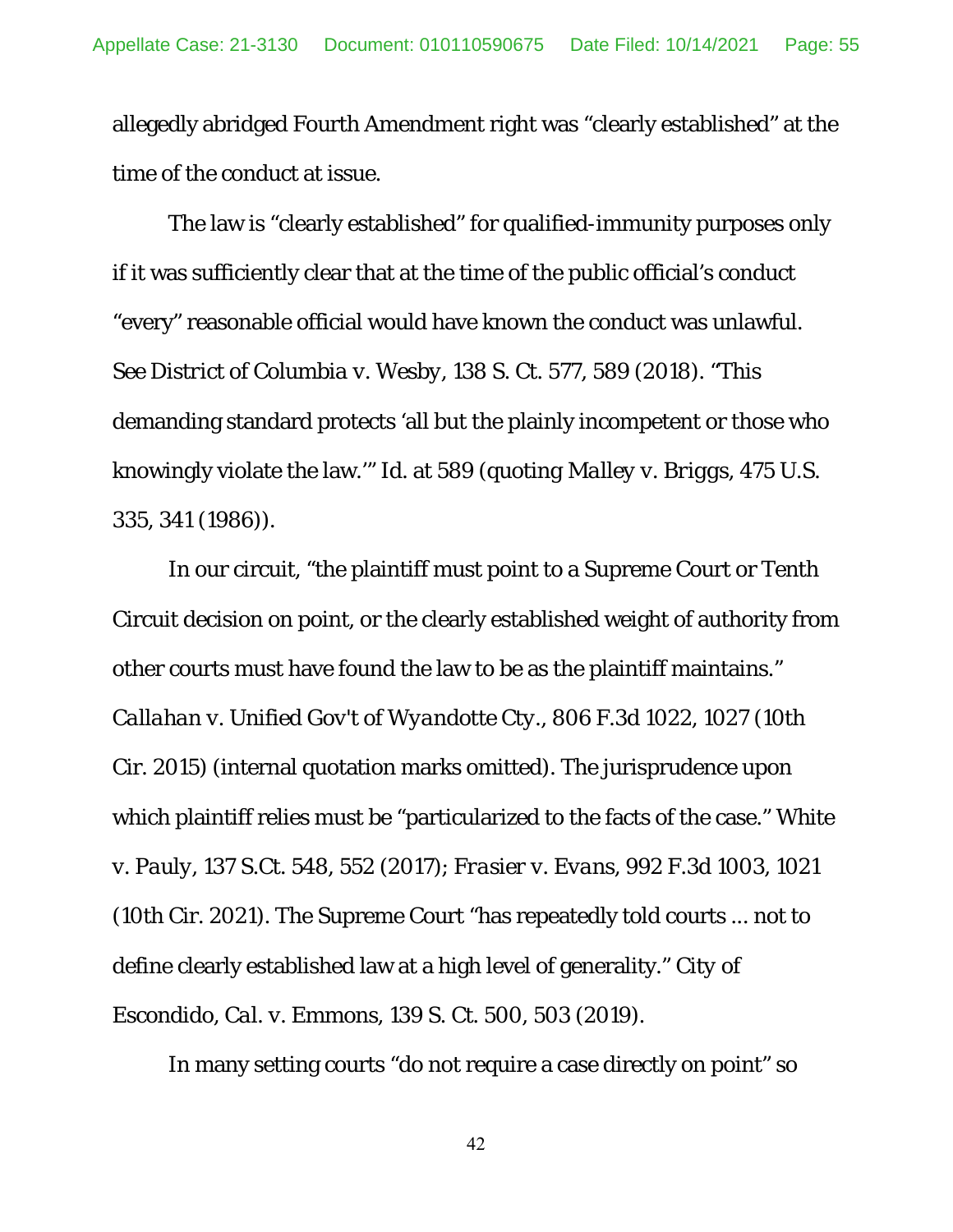allegedly abridged Fourth Amendment right was "clearly established" at the time of the conduct at issue.

The law is "clearly established" for qualified-immunity purposes only if it was sufficiently clear that at the time of the public official's conduct "every" reasonable official would have known the conduct was unlawful. *See District of Columbia v. Wesby*, 138 S. Ct. 577, 589 (2018). "This demanding standard protects 'all but the plainly incompetent or those who knowingly violate the law.'" *Id.* at 589 (quoting *Malley v. Briggs*, 475 U.S. 335, 341 (1986)).

In our circuit, "the plaintiff must point to a Supreme Court or Tenth Circuit decision on point, or the clearly established weight of authority from other courts must have found the law to be as the plaintiff maintains." *Callahan v. Unified Gov't of Wyandotte Cty.*, 806 F.3d 1022, 1027 (10th Cir. 2015) (internal quotation marks omitted). The jurisprudence upon which plaintiff relies must be "particularized to the facts of the case." *White v. Pauly*, 137 S.Ct. 548, 552 (2017); *Frasier v. Evans*, 992 F.3d 1003, 1021 (10th Cir. 2021). The Supreme Court "has repeatedly told courts ... not to define clearly established law at a high level of generality." *City of Escondido, Cal. v. Emmons*, 139 S. Ct. 500, 503 (2019).

In many setting courts "do not require a case directly on point" so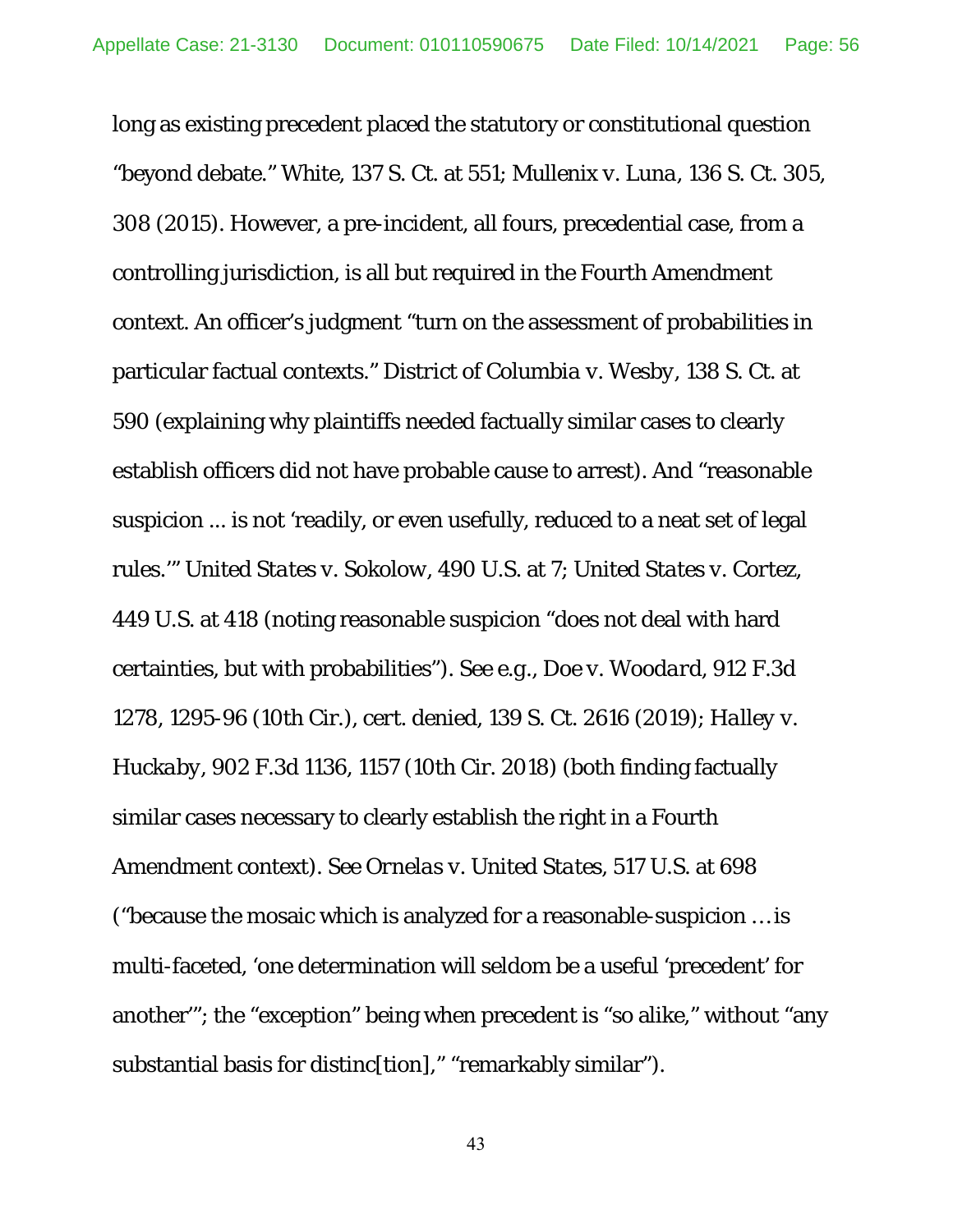long as existing precedent placed the statutory or constitutional question "beyond debate." *White*, 137 S. Ct. at 551; *Mullenix v. Luna*, 136 S. Ct. 305, 308 (2015). However, a pre-incident, all fours, precedential case, from a controlling jurisdiction, is all but required in the Fourth Amendment context. An officer's judgment "turn on the assessment of probabilities in particular factual contexts." *District of Columbia v. Wesby*, 138 S. Ct. at 590 (explaining why plaintiffs needed factually similar cases to clearly establish officers did not have probable cause to arrest). And "reasonable suspicion ... is not 'readily, or even usefully, reduced to a neat set of legal rules.'" *United States v. Sokolow*, 490 U.S. at 7; *United States v. Cortez*, 449 U.S. at 418 (noting reasonable suspicion "does not deal with hard certainties, but with probabilities"). *See e.g.*, *Doe v. Woodard*, 912 F.3d 1278, 1295-96 (10th Cir.), *cert. denied*, 139 S. Ct. 2616 (2019); *Halley v. Huckaby*, 902 F.3d 1136, 1157 (10th Cir. 2018) (both finding factually similar cases necessary to clearly establish the right in a Fourth Amendment context). *See Ornelas v. United States*, 517 U.S. at 698 ("because the mosaic which is analyzed for a reasonable-suspicion … is multi-faceted, 'one determination will seldom be a useful 'precedent' for another'"; the "exception" being when precedent is "so alike," without "any substantial basis for distinc[tion]," "remarkably similar").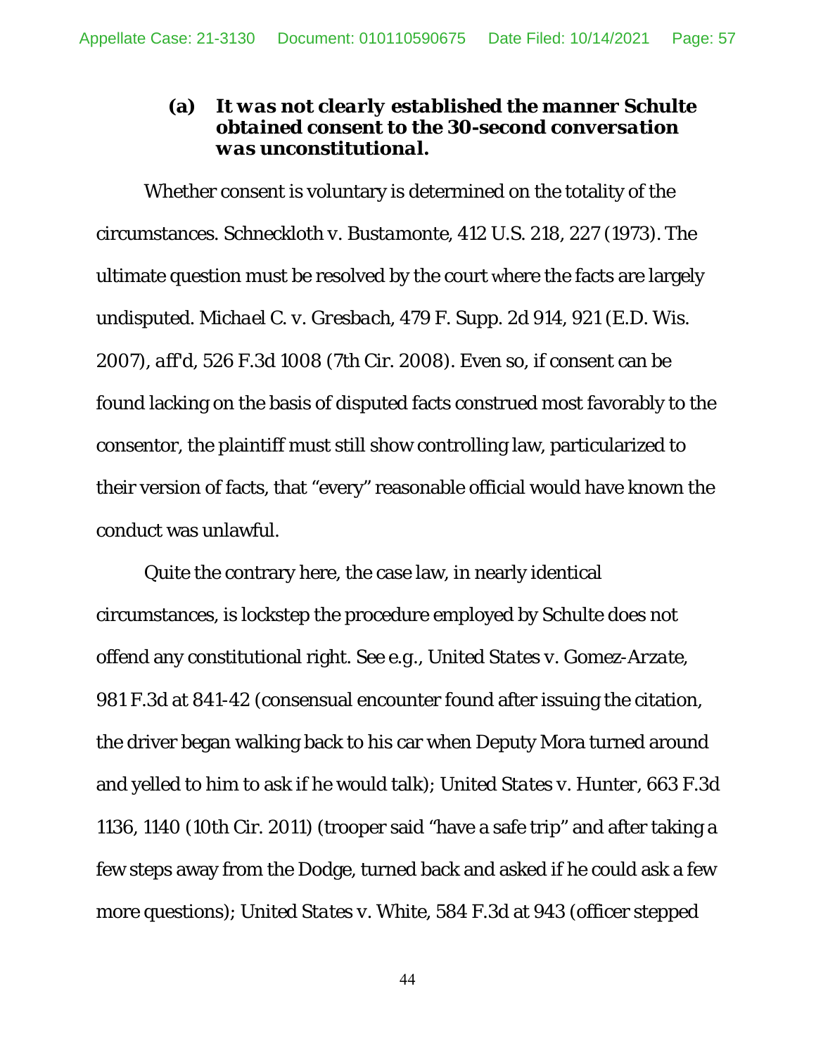#### (a) *It was not clearly established the manner Schulte obtained consent to the 30-second conversation was unconstitutional.*

Whether consent is voluntary is determined on the totality of the circumstances. *Schneckloth v. Bustamonte*, 412 U.S. 218, 227 (1973). The ultimate question must be resolved by the court where the facts are largely undisputed. *Michael C. v. Gresbach*, 479 F. Supp. 2d 914, 921 (E.D. Wis. 2007), *aff'd*, 526 F.3d 1008 (7th Cir. 2008). Even so, if consent can be found lacking on the basis of disputed facts construed most favorably to the consentor, the plaintiff must still show controlling law, particularized to their version of facts, that "every" reasonable official would have known the conduct was unlawful.

Quite the contrary here, the case law, in nearly identical circumstances, is lockstep the procedure employed by Schulte does not offend any constitutional right. *See e.g.*, *United States v. Gomez-Arzate*, 981 F.3d at 841-42 (consensual encounter found after issuing the citation, the driver began walking back to his car when Deputy Mora turned around and yelled to him to ask if he would talk); *United States v. Hunter*, 663 F.3d 1136, 1140 (10th Cir. 2011) (trooper said "have a safe trip" and after taking a few steps away from the Dodge, turned back and asked if he could ask a few more questions); *United States v. White*, 584 F.3d at 943 (officer stepped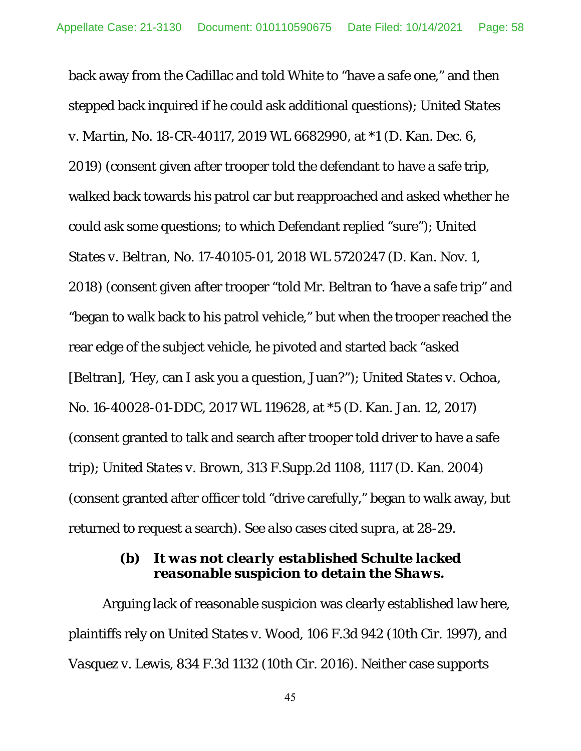back away from the Cadillac and told White to "have a safe one," and then stepped back inquired if he could ask additional questions); *United States v. Martin*, No. 18-CR-40117, 2019 WL 6682990, at *1 (D. Kan. Dec. 6, 2019) (consent given after trooper told the defendant to have a safe trip, walked back towards his patrol car but reapproached and asked whether he could ask some questions; to which Defendant replied "sure"); *United States v. Beltran*, No. 17-40105-01, 2018 WL 5720247 (D. Kan. Nov. 1, 2018) (consent given after trooper "told Mr. Beltran to 'have a safe trip" and "began to walk back to his patrol vehicle," but when the trooper reached the rear edge of the subject vehicle, he pivoted and started back "asked [Beltran], 'Hey, can I ask you a question, Juan?"'); *United States v. Ochoa*, No. 16-40028-01-DDC, 2017 WL 119628, at *5 (D. Kan. Jan. 12, 2017) (consent granted to talk and search after trooper told driver to have a safe trip); *United States v. Brown*, 313 F.Supp.2d 1108, 1117 (D. Kan. 2004) (consent granted after officer told "drive carefully," began to walk away, but returned to request a search). *See also* cases cited *supra*, at 28-29.

### (b) *It was not clearly established Schulte lacked reasonable suspicion to detain the Shaws.*

Arguing lack of reasonable suspicion was clearly established law here, plaintiffs rely on *United States v. Wood*, 106 F.3d 942 (10th Cir. 1997), and *Vasquez v. Lewis*, 834 F.3d 1132 (10th Cir. 2016). Neither case supports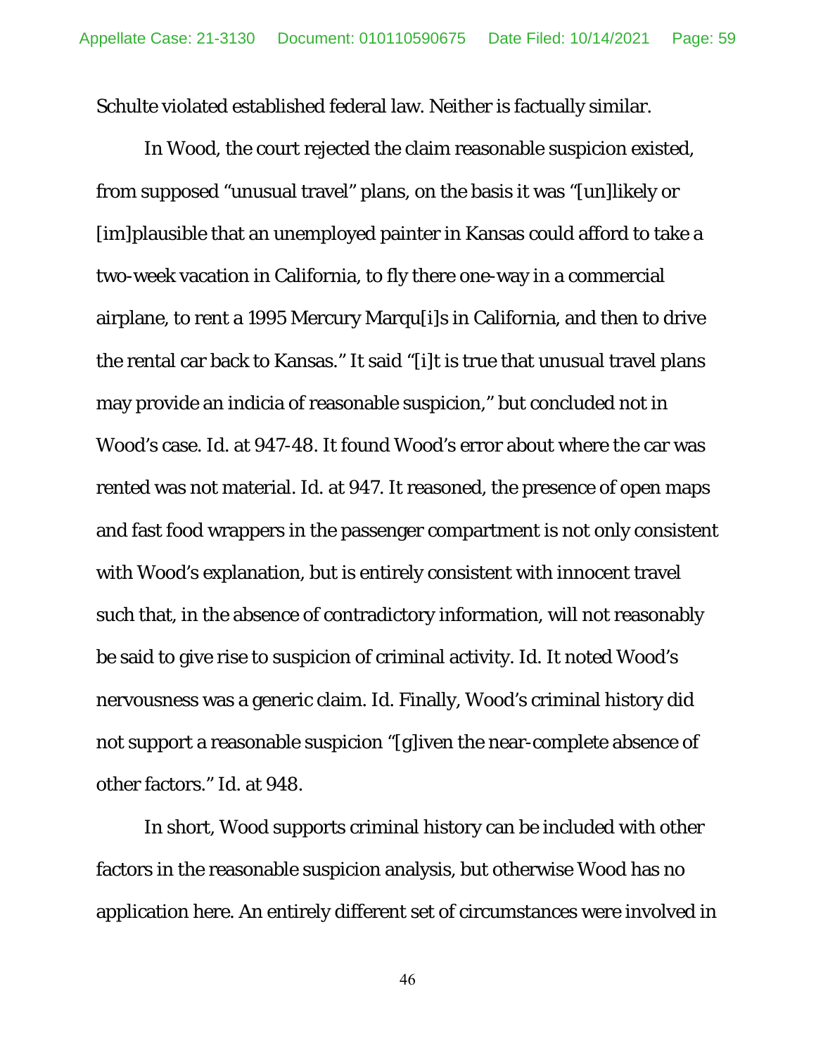Schulte violated established federal law. Neither is factually similar.

In Wood, the court rejected the claim reasonable suspicion existed, from supposed "unusual travel" plans, on the basis it was "[un]likely or [im]plausible that an unemployed painter in Kansas could afford to take a two-week vacation in California, to fly there one-way in a commercial airplane, to rent a 1995 Mercury Marqu[i]s in California, and then to drive the rental car back to Kansas." It said "[i]t is true that unusual travel plans may provide an indicia of reasonable suspicion," but concluded not in Wood's case. Id. at 947-48. It found Wood's error about where the car was rented was not material. Id. at 947. It reasoned, the presence of open maps and fast food wrappers in the passenger compartment is not only consistent with Wood's explanation, but is entirely consistent with innocent travel such that, in the absence of contradictory information, will not reasonably be said to give rise to suspicion of criminal activity. Id. It noted Wood's nervousness was a generic claim. Id. Finally, Wood's criminal history did not support a reasonable suspicion "[g]iven the near-complete absence of other factors." Id. at 948.

In short, Wood supports criminal history can be included with other factors in the reasonable suspicion analysis, but otherwise Wood has no application here. An entirely different set of circumstances were involved in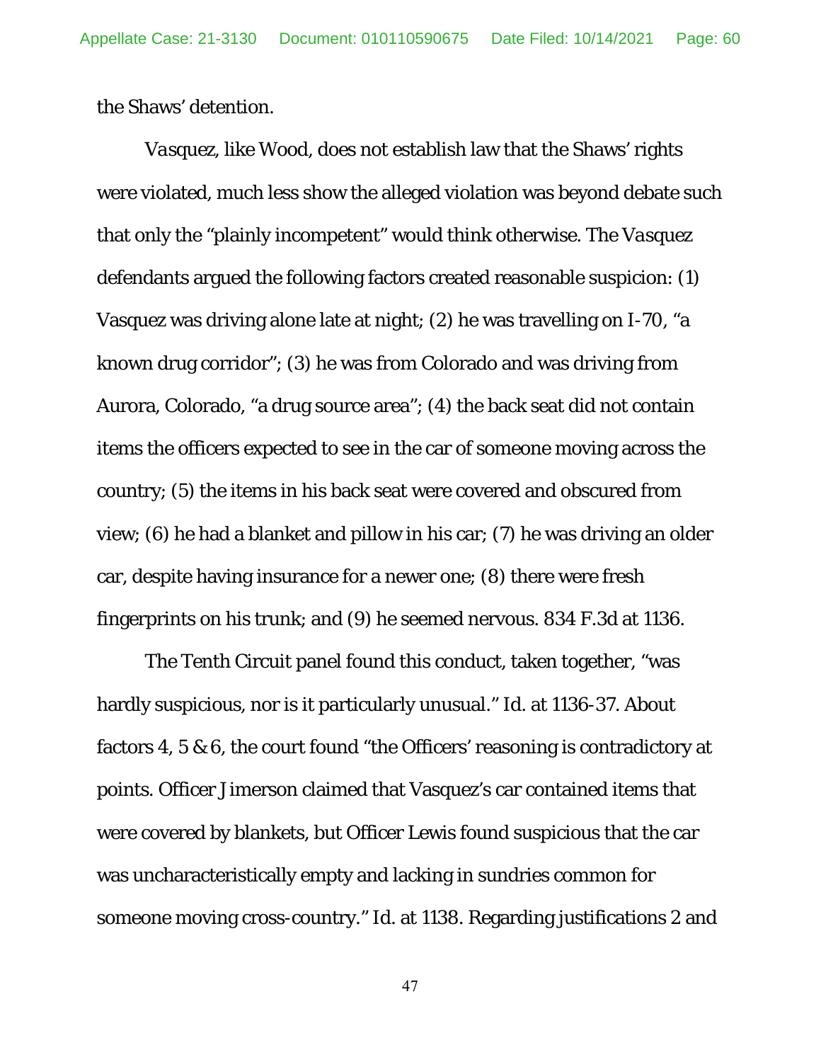the Shaws' detention.

*Vasquez*, like *Wood*, does not establish law that the Shaws' rights were violated, much less show the alleged violation was beyond debate such that only the "plainly incompetent" would think otherwise. The *Vasquez* defendants argued the following factors created reasonable suspicion: (1) Vasquez was driving alone late at night; (2) he was travelling on I-70, "a known drug corridor"; (3) he was from Colorado and was driving from Aurora, Colorado, "a drug source area"; (4) the back seat did not contain items the officers expected to see in the car of someone moving across the country; (5) the items in his back seat were covered and obscured from view; (6) he had a blanket and pillow in his car; (7) he was driving an older car, despite having insurance for a newer one; (8) there were fresh fingerprints on his trunk; and (9) he seemed nervous. 834 F.3d at 1136.

The Tenth Circuit panel found this conduct, taken together, "was hardly suspicious, nor is it particularly unusual." *Id.* at 1136-37. About factors 4, 5 & 6, the court found "the Officers' reasoning is contradictory at points. Officer Jimerson claimed that Vasquez's car contained items that were covered by blankets, but Officer Lewis found suspicious that the car was uncharacteristically empty and lacking in sundries common for someone moving cross-country." *Id.* at 1138. Regarding justifications 2 and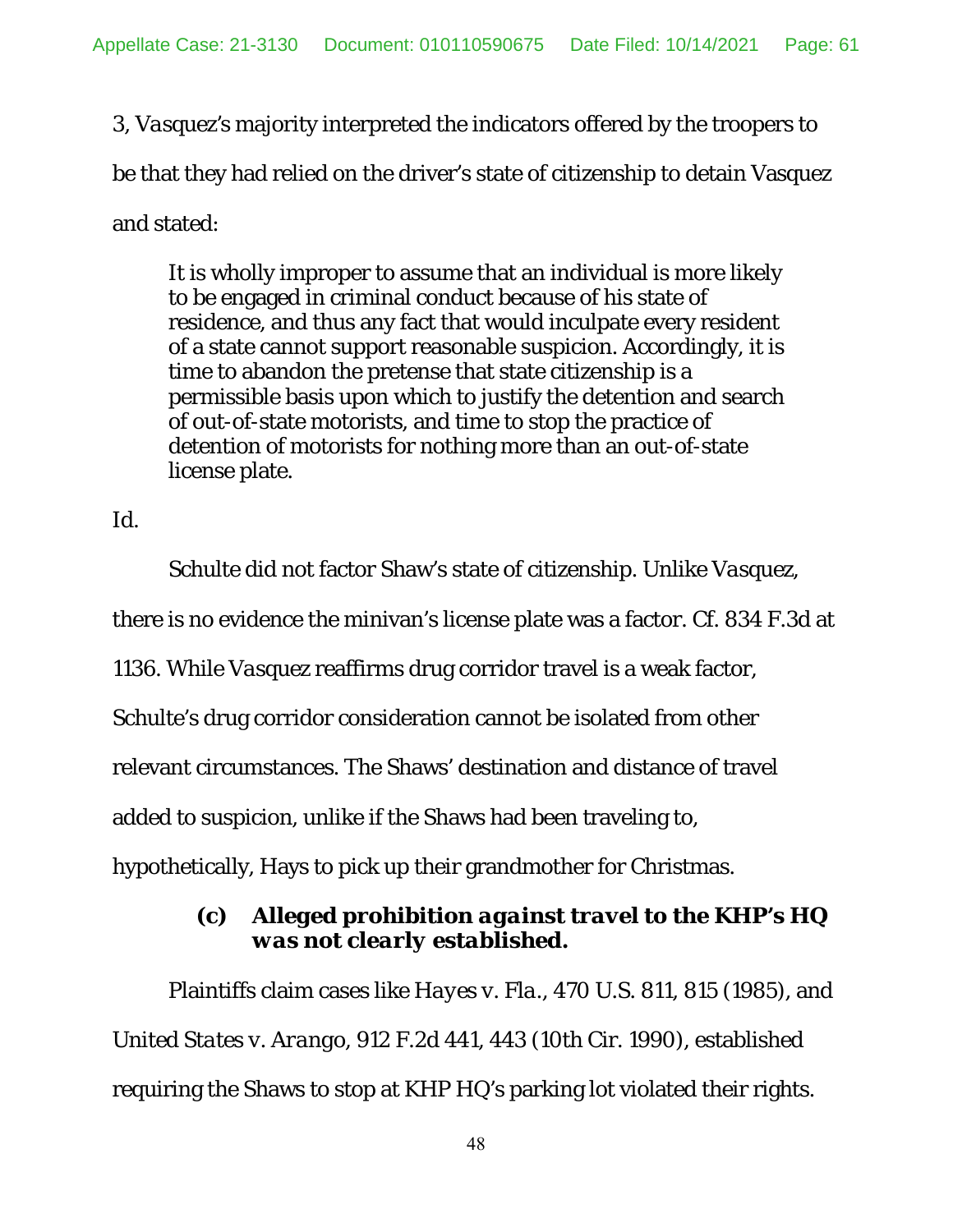3, *Vasquez*'s majority interpreted the indicators offered by the troopers to be that they had relied on the driver's state of citizenship to detain Vasquez and stated:

> It is wholly improper to assume that an individual is more likely to be engaged in criminal conduct because of his state of residence, and thus any fact that would inculpate every resident of a state cannot support reasonable suspicion. Accordingly, it is time to abandon the pretense that state citizenship is a permissible basis upon which to justify the detention and search of out-of-state motorists, and time to stop the practice of detention of motorists for nothing more than an out-of-state license plate.

*Id.*

Schulte did not factor Shaw's state of citizenship. Unlike *Vasquez*, there is no evidence the minivan's license plate was a factor. Cf. 834 F.3d at 1136. While *Vasquez* reaffirms drug corridor travel is a weak factor, Schulte's drug corridor consideration cannot be isolated from other relevant circumstances. The Shaws' destination and distance of travel added to suspicion, unlike if the Shaws had been traveling to, hypothetically, Hays to pick up their grandmother for Christmas.

#### (c) *Alleged prohibition against travel to the KHP's HQ was not clearly established.*

Plaintiffs claim cases like *Hayes v. Fla.*, 470 U.S. 811, 815 (1985), and *United States v. Arango*, 912 F.2d 441, 443 (10th Cir. 1990), established requiring the Shaws to stop at KHP HQ's parking lot violated their rights.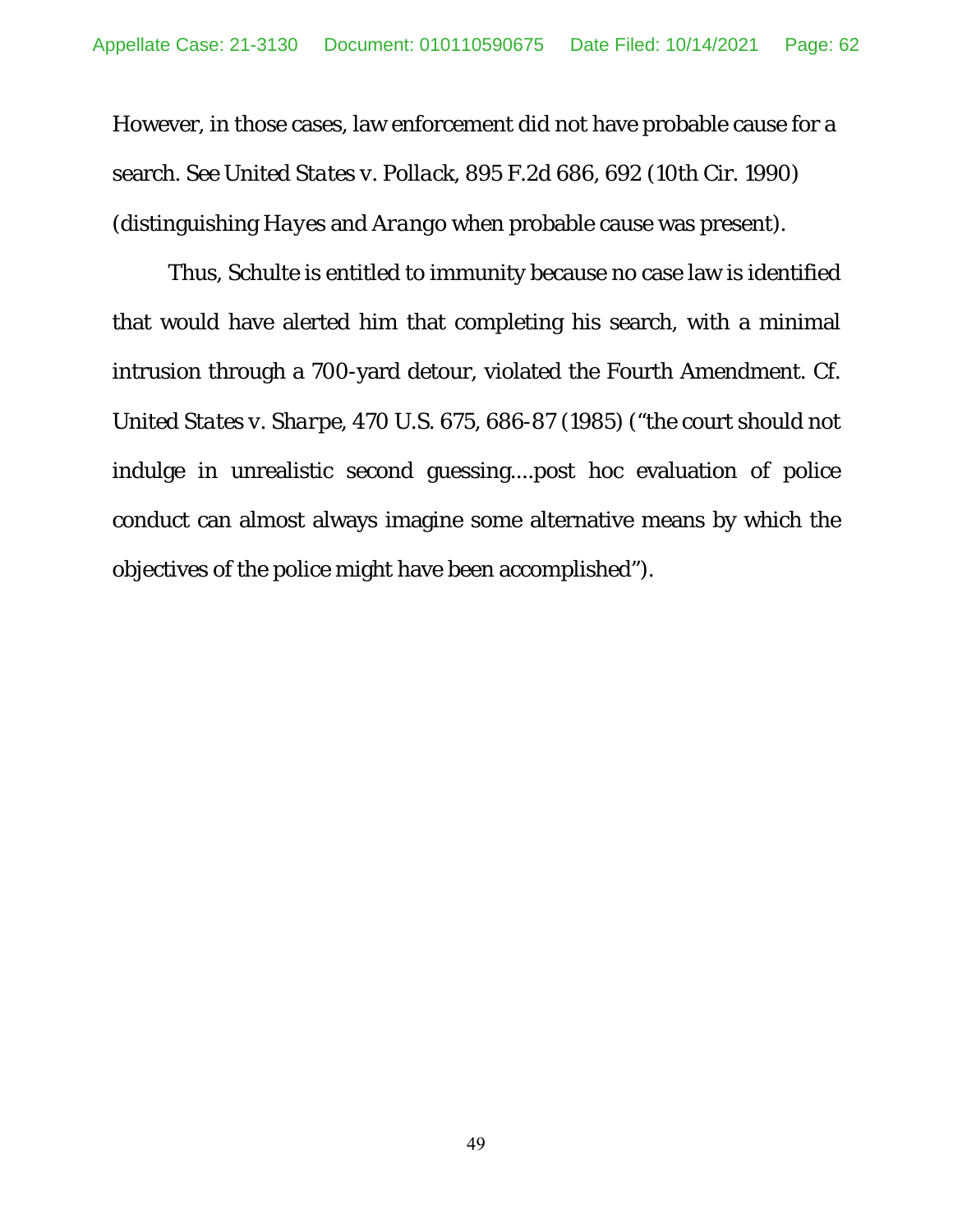However, in those cases, law enforcement did not have probable cause for a search. See *United States v. Pollack*, 895 F.2d 686, 692 (10th Cir. 1990) (distinguishing *Hayes* and *Arango* when probable cause was present).

Thus, Schulte is entitled to immunity because no case law is identified that would have alerted him that completing his search, with a minimal intrusion through a 700-yard detour, violated the Fourth Amendment. Cf. *United States v. Sharpe*, 470 U.S. 675, 686-87 (1985) ("the court should not indulge in unrealistic second guessing....post hoc evaluation of police conduct can almost always imagine some alternative means by which the objectives of the police might have been accomplished").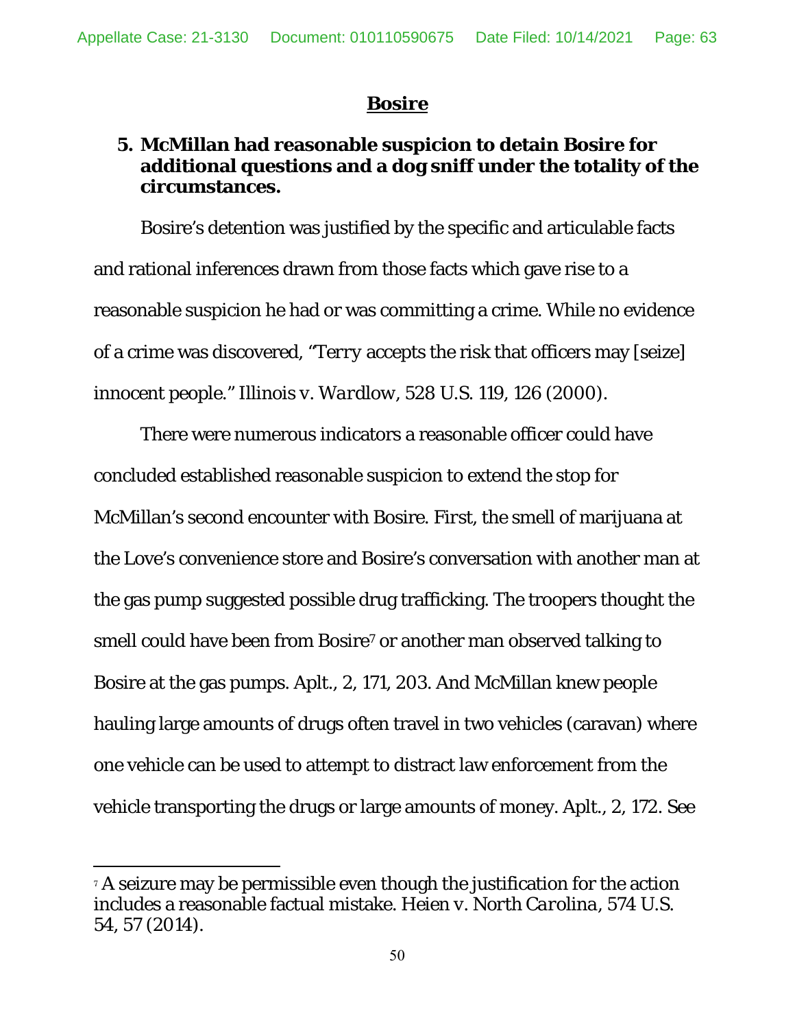## **Bosire**

### **5. McMillan had reasonable suspicion to detain Bosire for additional questions and a dog sniff under the totality of the circumstances.**

Bosire's detention was justified by the specific and articulable facts and rational inferences drawn from those facts which gave rise to a reasonable suspicion he had or was committing a crime. While no evidence of a crime was discovered, "*Terry* accepts the risk that officers may [seize] innocent people." *Illinois v. Wardlow*, 528 U.S. 119, 126 (2000).

There were numerous indicators a reasonable officer could have concluded established reasonable suspicion to extend the stop for McMillan's second encounter with Bosire. First, the smell of marijuana at the Love's convenience store and Bosire's conversation with another man at the gas pump suggested possible drug trafficking. The troopers thought the smell could have been from Bosire[7] or another man observed talking to Bosire at the gas pumps. Aplt., 2, 171, 203. And McMillan knew people hauling large amounts of drugs often travel in two vehicles (caravan) where one vehicle can be used to attempt to distract law enforcement from the vehicle transporting the drugs or large amounts of money. Aplt., 2, 172. *See*

---

[7] A seizure may be permissible even though the justification for the action includes a reasonable factual mistake. *Heien v. North Carolina*, 574 U.S. 54, 57 (2014).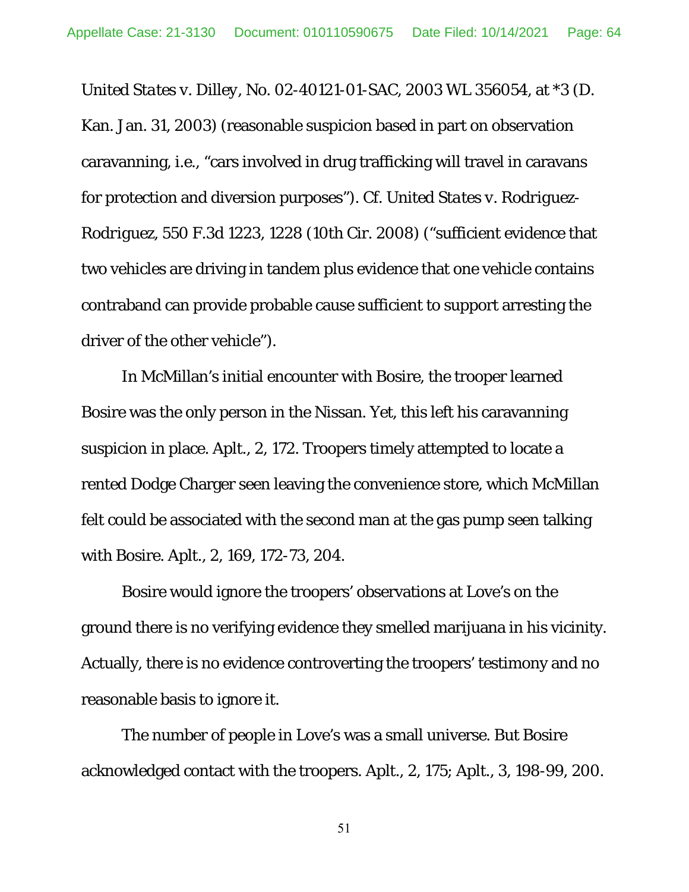*United States v. Dilley*, No. 02-40121-01-SAC, 2003 WL 356054, at *3 (D. Kan. Jan. 31, 2003) (reasonable suspicion based in part on observation caravanning, i.e., "cars involved in drug trafficking will travel in caravans for protection and diversion purposes"). *Cf. United States v. Rodriguez-Rodriguez*, 550 F.3d 1223, 1228 (10th Cir. 2008) ("sufficient evidence that two vehicles are driving in tandem plus evidence that one vehicle contains contraband can provide probable cause sufficient to support arresting the driver of the other vehicle").

In McMillan's initial encounter with Bosire, the trooper learned Bosire was the only person in the Nissan. Yet, this left his caravanning suspicion in place. Aplt., 2, 172. Troopers timely attempted to locate a rented Dodge Charger seen leaving the convenience store, which McMillan felt could be associated with the second man at the gas pump seen talking with Bosire. Aplt., 2, 169, 172-73, 204.

Bosire would ignore the troopers' observations at Love's on the ground there is no verifying evidence they smelled marijuana in his vicinity. Actually, there is no evidence controverting the troopers' testimony and no reasonable basis to ignore it.

The number of people in Love's was a small universe. But Bosire acknowledged contact with the troopers. Aplt., 2, 175; Aplt., 3, 198-99, 200.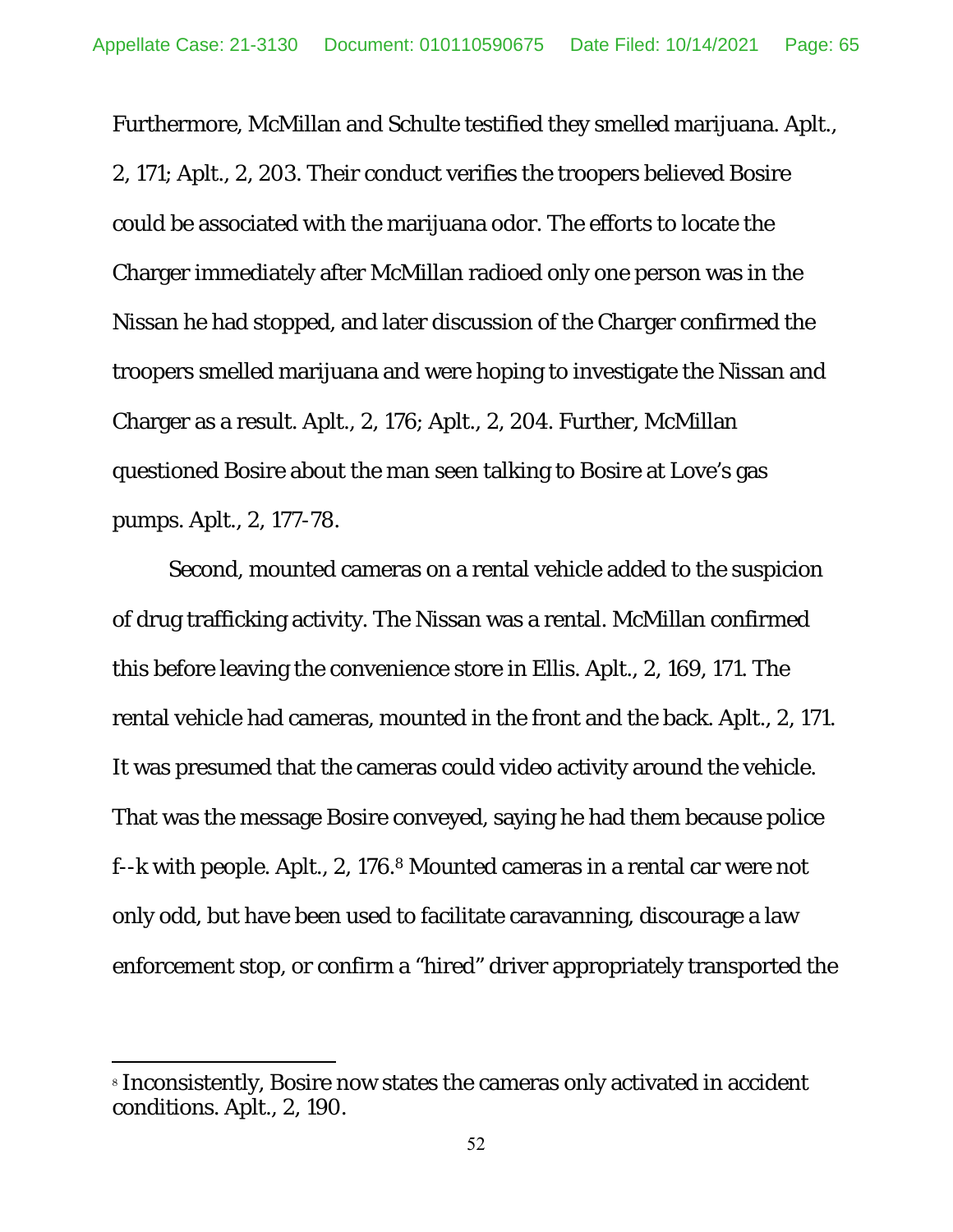Furthermore, McMillan and Schulte testified they smelled marijuana. Aplt., 2, 171; Aplt., 2, 203. Their conduct verifies the troopers believed Bosire could be associated with the marijuana odor. The efforts to locate the Charger immediately after McMillan radioed only one person was in the Nissan he had stopped, and later discussion of the Charger confirmed the troopers smelled marijuana and were hoping to investigate the Nissan and Charger as a result. Aplt., 2, 176; Aplt., 2, 204. Further, McMillan questioned Bosire about the man seen talking to Bosire at Love's gas pumps. Aplt., 2, 177-78.

Second, mounted cameras on a rental vehicle added to the suspicion of drug trafficking activity. The Nissan was a rental. McMillan confirmed this before leaving the convenience store in Ellis. Aplt., 2, 169, 171. The rental vehicle had cameras, mounted in the front and the back. Aplt., 2, 171. It was presumed that the cameras could video activity around the vehicle. That was the message Bosire conveyed, saying he had them because police f--k with people. Aplt., 2, 176.[8] Mounted cameras in a rental car were not only odd, but have been used to facilitate caravanning, discourage a law enforcement stop, or confirm a "hired" driver appropriately transported the

[8] Inconsistently, Bosire now states the cameras only activated in accident conditions. Aplt., 2, 190.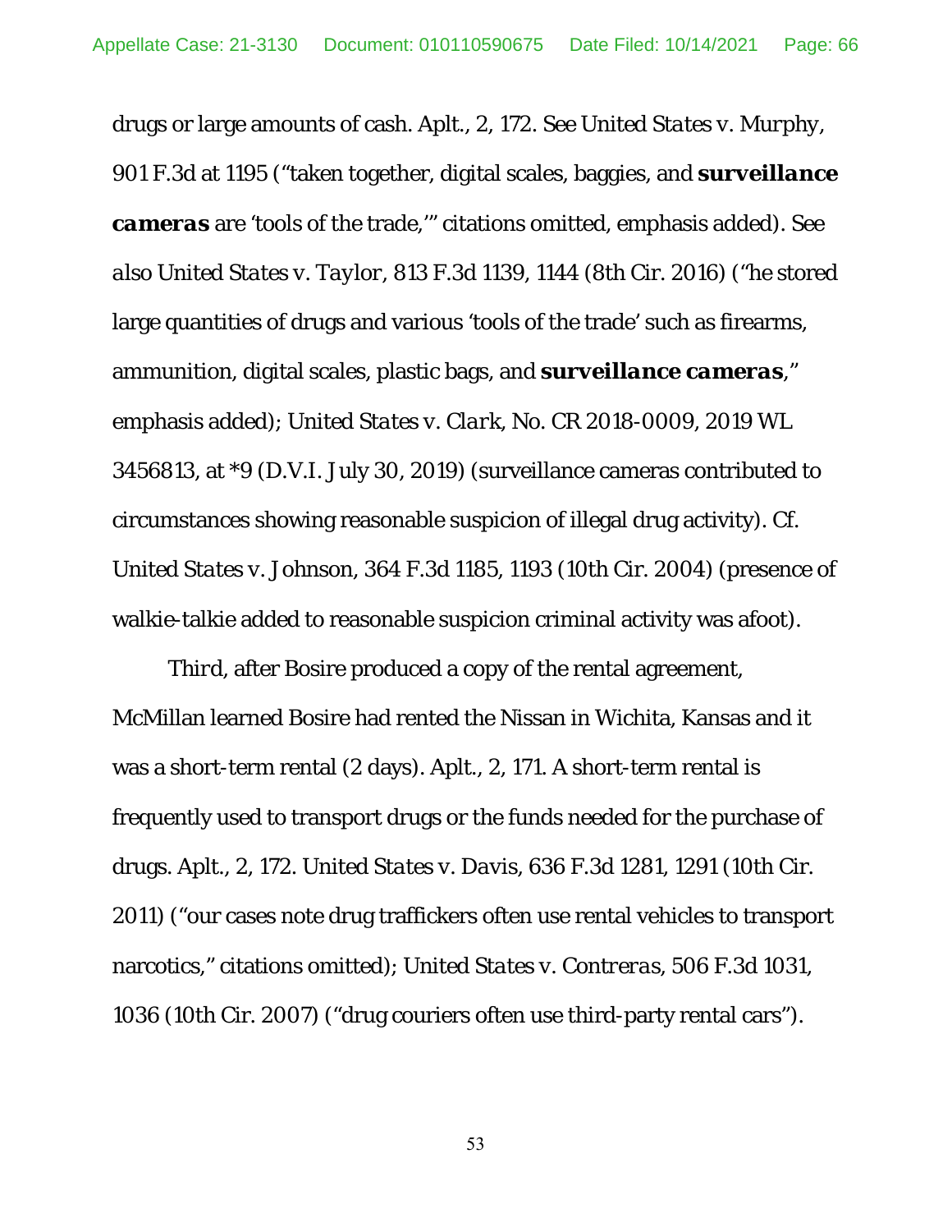drugs or large amounts of cash. Aplt., 2, 172. *See United States v. Murphy*, 901 F.3d at 1195 ("taken together, digital scales, baggies, and ***surveillance cameras*** are 'tools of the trade,'" citations omitted, emphasis added). *See also United States v. Taylor*, 813 F.3d 1139, 1144 (8th Cir. 2016) ("he stored large quantities of drugs and various 'tools of the trade' such as firearms, ammunition, digital scales, plastic bags, and ***surveillance cameras***," emphasis added); *United States v. Clark*, No. CR 2018-0009, 2019 WL 3456813, at *9 (D.V.I. July 30, 2019) (surveillance cameras contributed to circumstances showing reasonable suspicion of illegal drug activity). *Cf. United States v. Johnson*, 364 F.3d 1185, 1193 (10th Cir. 2004) (presence of walkie-talkie added to reasonable suspicion criminal activity was afoot).

*Third*, after Bosire produced a copy of the rental agreement, McMillan learned Bosire had rented the Nissan in Wichita, Kansas and it was a short-term rental (2 days). Aplt., 2, 171. A short-term rental is frequently used to transport drugs or the funds needed for the purchase of drugs. Aplt., 2, 172. *United States v. Davis*, 636 F.3d 1281, 1291 (10th Cir. 2011) ("our cases note drug traffickers often use rental vehicles to transport narcotics," citations omitted); *United States v. Contreras*, 506 F.3d 1031, 1036 (10th Cir. 2007) ("drug couriers often use third-party rental cars").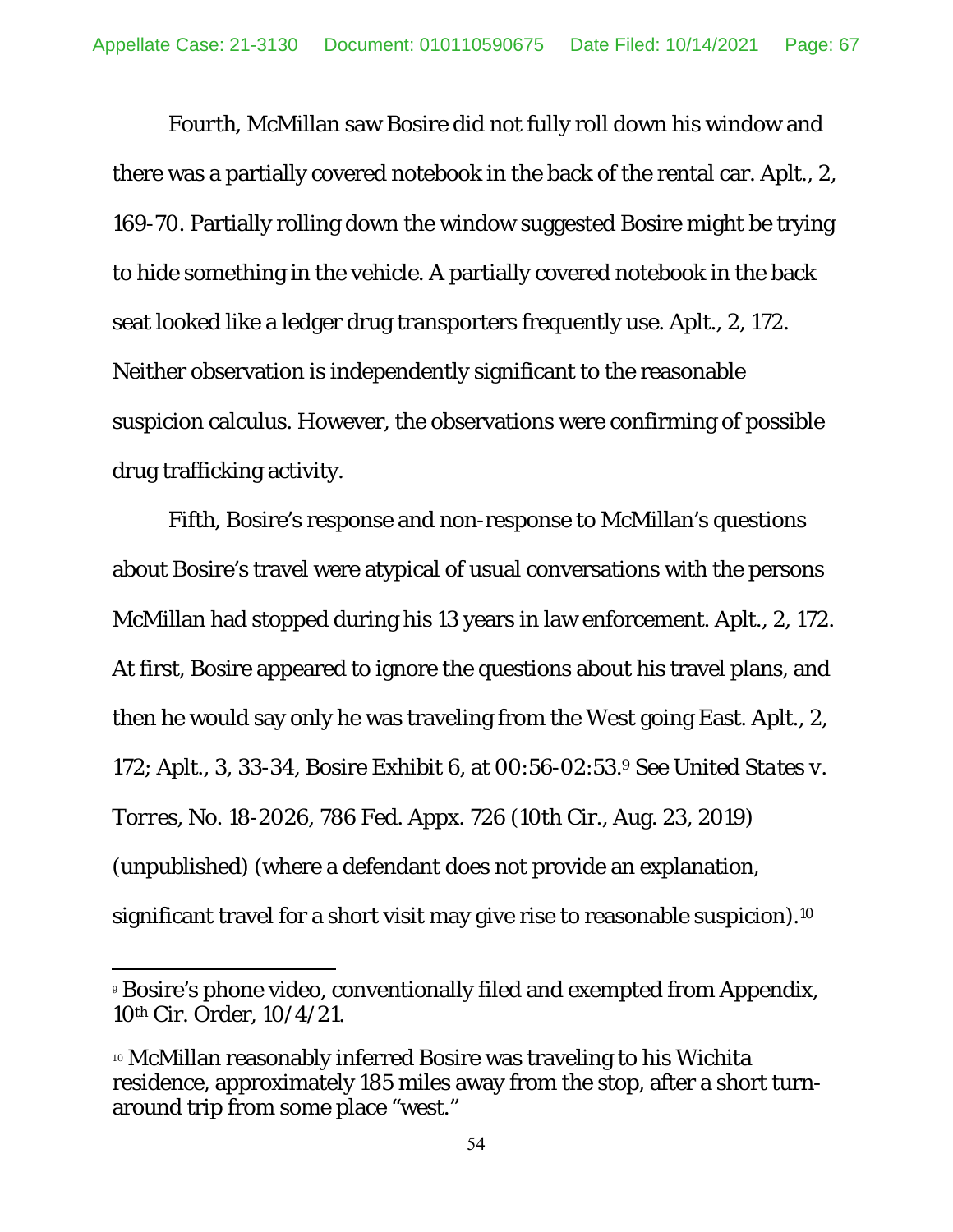Fourth, McMillan saw Bosire did not fully roll down his window and there was a partially covered notebook in the back of the rental car. Aplt., 2, 169-70. Partially rolling down the window suggested Bosire might be trying to hide something in the vehicle. A partially covered notebook in the back seat looked like a ledger drug transporters frequently use. Aplt., 2, 172. Neither observation is independently significant to the reasonable suspicion calculus. However, the observations were confirming of possible drug trafficking activity.

Fifth, Bosire's response and non-response to McMillan's questions about Bosire's travel were atypical of usual conversations with the persons McMillan had stopped during his 13 years in law enforcement. Aplt., 2, 172. At first, Bosire appeared to ignore the questions about his travel plans, and then he would say only he was traveling from the West going East. Aplt., 2, 172; Aplt., 3, 33-34, Bosire Exhibit 6, at 00:56-02:53.[9] *See United States v. Torres*, No. 18-2026, 786 Fed. Appx. 726 (10th Cir., Aug. 23, 2019) (unpublished) (where a defendant does not provide an explanation, significant travel for a short visit may give rise to reasonable suspicion).[10]

---

[9] Bosire's phone video, conventionally filed and exempted from Appendix, 10th Cir. Order, 10/4/21.

[10] McMillan reasonably inferred Bosire was traveling to his Wichita residence, approximately 185 miles away from the stop, after a short turn-around trip from some place "west."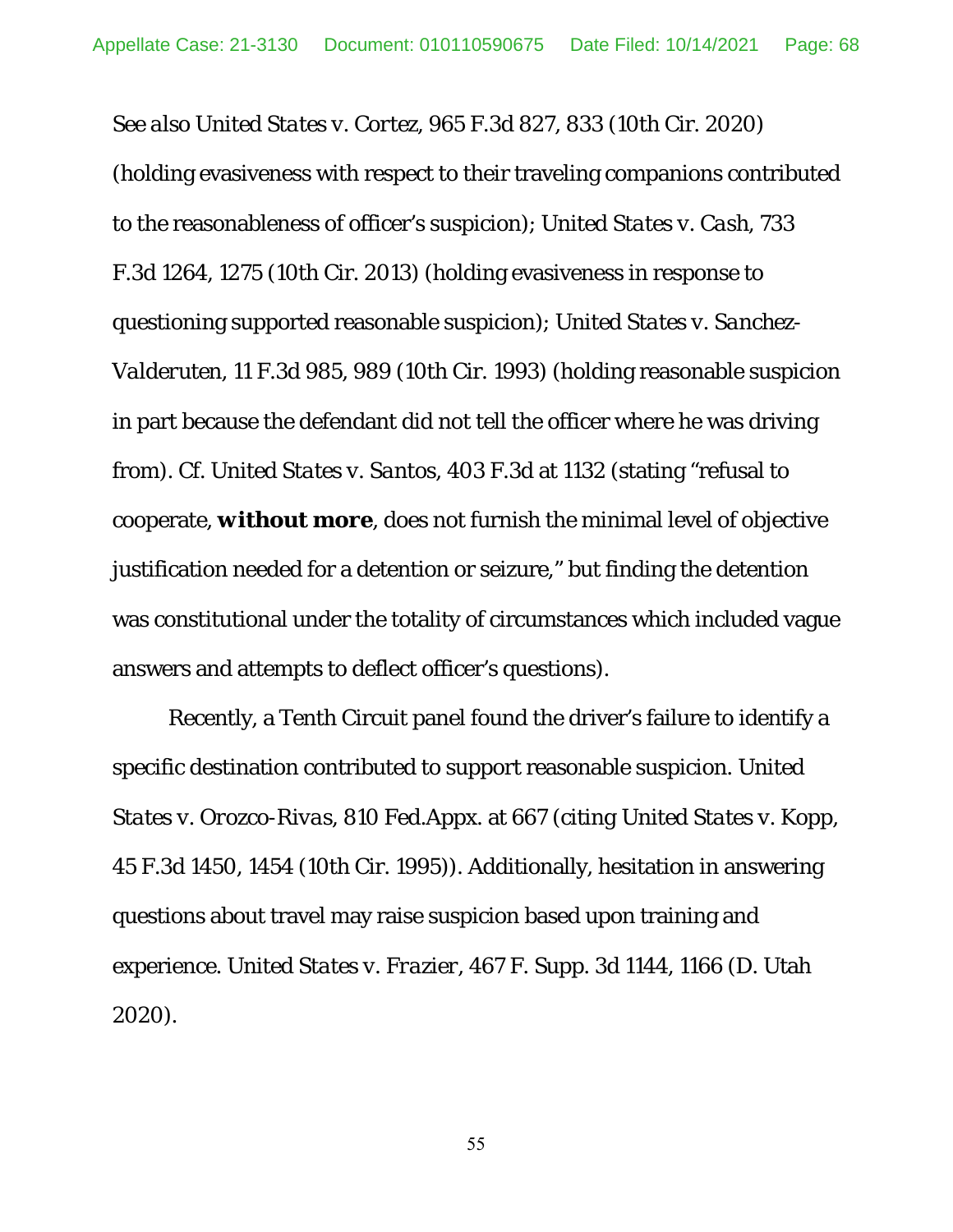*See also United States v. Cortez*, 965 F.3d 827, 833 (10th Cir. 2020) (holding evasiveness with respect to their traveling companions contributed to the reasonableness of officer's suspicion); *United States v. Cash*, 733 F.3d 1264, 1275 (10th Cir. 2013) (holding evasiveness in response to questioning supported reasonable suspicion); *United States v. Sanchez-Valderuten*, 11 F.3d 985, 989 (10th Cir. 1993) (holding reasonable suspicion in part because the defendant did not tell the officer where he was driving from). *Cf. United States v. Santos*, 403 F.3d at 1132 (stating "refusal to cooperate, ***without more***, does not furnish the minimal level of objective justification needed for a detention or seizure," but finding the detention was constitutional under the totality of circumstances which included vague answers and attempts to deflect officer's questions).

Recently, a Tenth Circuit panel found the driver's failure to identify a specific destination contributed to support reasonable suspicion. *United States v. Orozco-Rivas*, 810 Fed.Appx. at 667 (citing *United States v. Kopp*, 45 F.3d 1450, 1454 (10th Cir. 1995)). Additionally, hesitation in answering questions about travel may raise suspicion based upon training and experience. *United States v. Frazier*, 467 F. Supp. 3d 1144, 1166 (D. Utah 2020).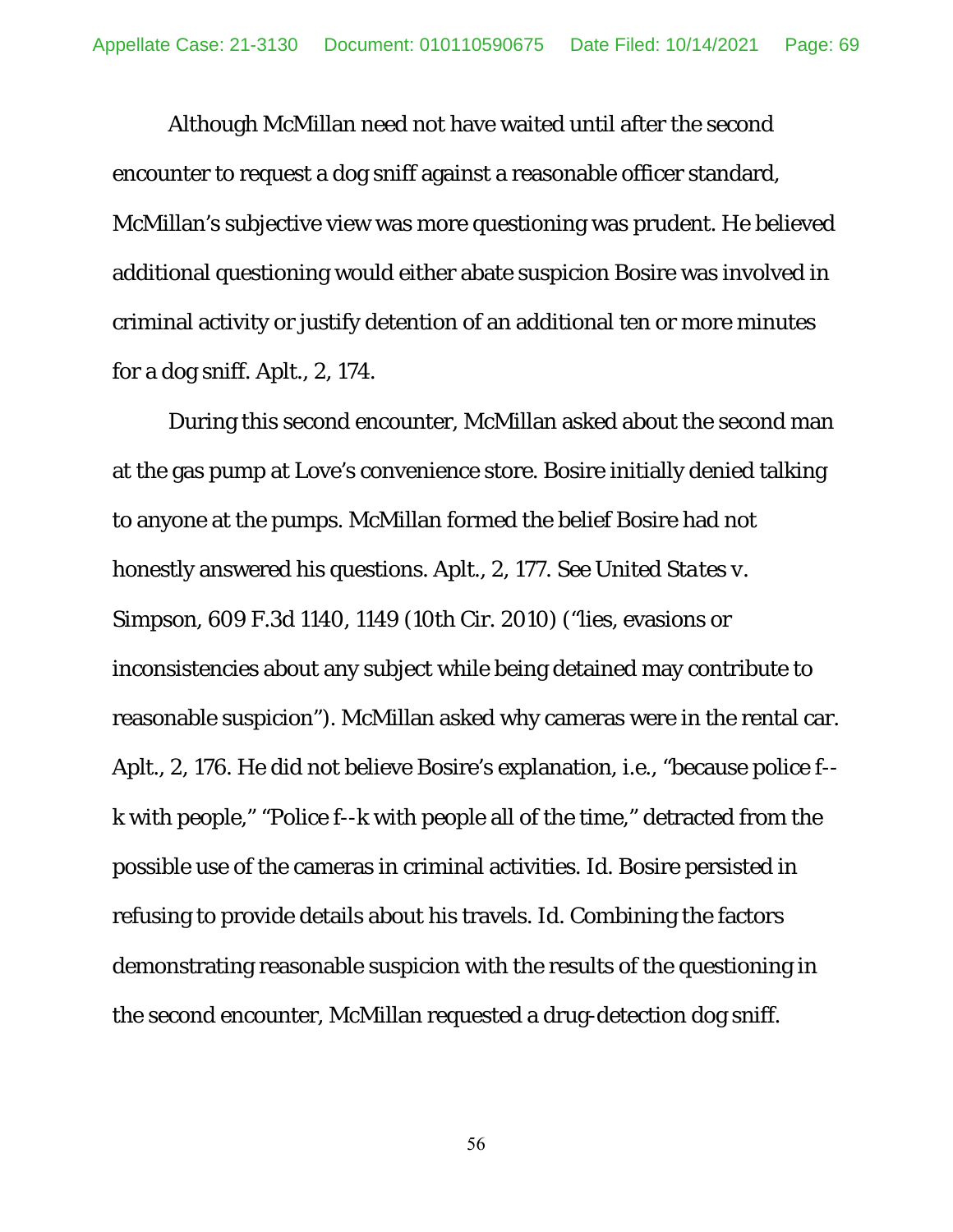Although McMillan need not have waited until after the second encounter to request a dog sniff against a reasonable officer standard, McMillan's subjective view was more questioning was prudent. He believed additional questioning would either abate suspicion Bosire was involved in criminal activity or justify detention of an additional ten or more minutes for a dog sniff. Aplt., 2, 174.

During this second encounter, McMillan asked about the second man at the gas pump at Love's convenience store. Bosire initially denied talking to anyone at the pumps. McMillan formed the belief Bosire had not honestly answered his questions. Aplt., 2, 177. See *United States v. Simpson*, 609 F.3d 1140, 1149 (10th Cir. 2010) ("lies, evasions or inconsistencies about any subject while being detained may contribute to reasonable suspicion"). McMillan asked why cameras were in the rental car. Aplt., 2, 176. He did not believe Bosire's explanation, i.e., "because police f--k with people," "Police f--k with people all of the time," detracted from the possible use of the cameras in criminal activities. *Id.* Bosire persisted in refusing to provide details about his travels. *Id.* Combining the factors demonstrating reasonable suspicion with the results of the questioning in the second encounter, McMillan requested a drug-detection dog sniff.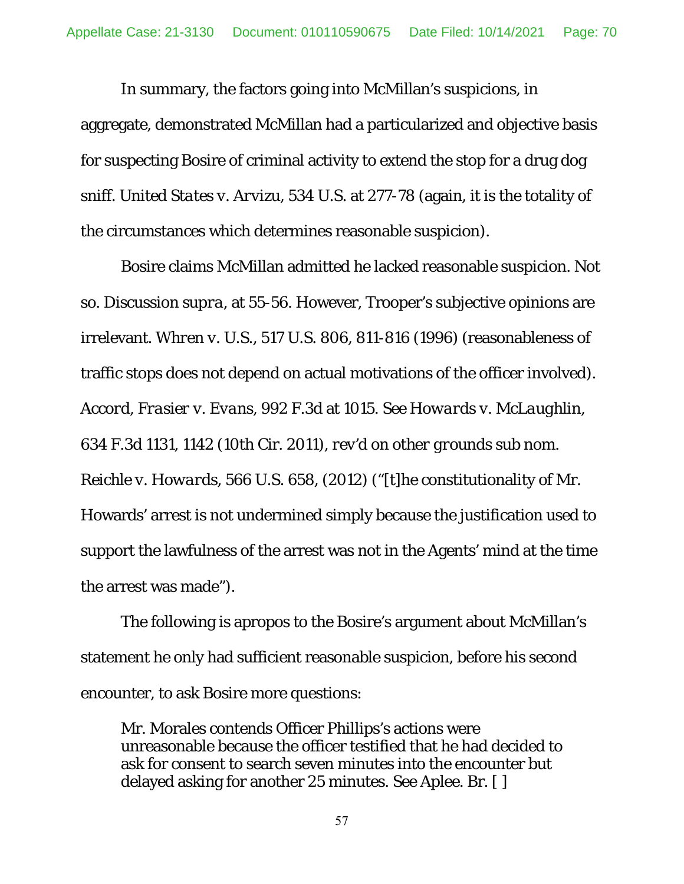In summary, the factors going into McMillan's suspicions, in aggregate, demonstrated McMillan had a particularized and objective basis for suspecting Bosire of criminal activity to extend the stop for a drug dog sniff. *United States v. Arvizu*, 534 U.S. at 277-78 (again, it is the totality of the circumstances which determines reasonable suspicion).

Bosire claims McMillan admitted he lacked reasonable suspicion. Not so. Discussion *supra*, at 55-56. However, Trooper's subjective opinions are irrelevant. *Whren v. U.S.*, 517 U.S. 806, 811-816 (1996) (reasonableness of traffic stops does not depend on actual motivations of the officer involved). *Accord*, *Frasier v. Evans*, 992 F.3d at 1015. *See Howards v. McLaughlin*, 634 F.3d 1131, 1142 (10th Cir. 2011), *rev'd on other grounds sub nom. Reichle v. Howards*, 566 U.S. 658, (2012) ("[t]he constitutionality of Mr. Howards' arrest is not undermined simply because the justification used to support the lawfulness of the arrest was not in the Agents' mind at the time the arrest was made").

The following is apropos to the Bosire's argument about McMillan's statement he only had sufficient reasonable suspicion, before his second encounter, to ask Bosire more questions:

> Mr. Morales contends Officer Phillips's actions were unreasonable because the officer testified that he had decided to ask for consent to search seven minutes into the encounter but delayed asking for another 25 minutes. See Aplee. Br. [ ]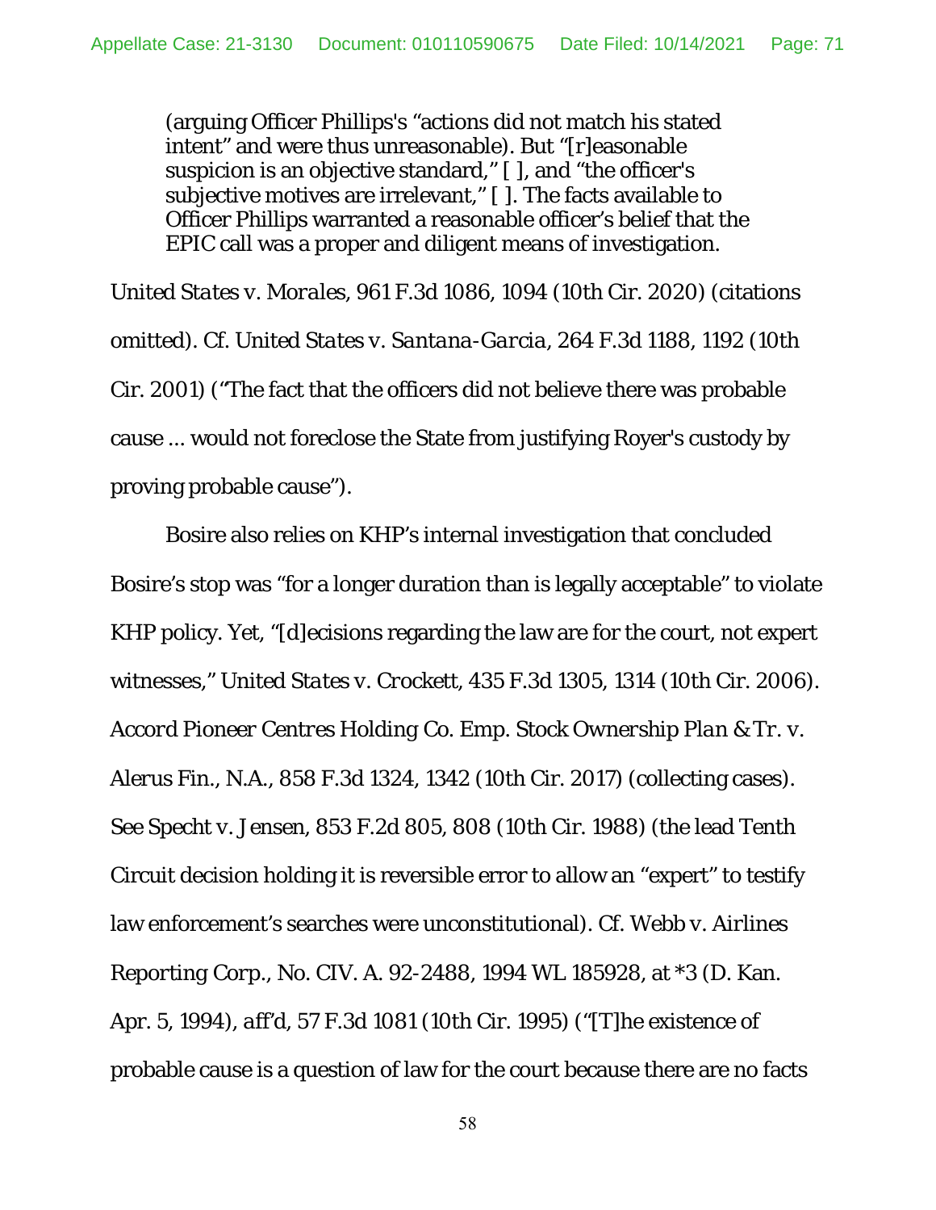> (arguing Officer Phillips's "actions did not match his stated intent" and were thus unreasonable). But "[r]easonable suspicion is an objective standard," [ ], and "the officer's subjective motives are irrelevant," [ ]. The facts available to Officer Phillips warranted a reasonable officer's belief that the EPIC call was a proper and diligent means of investigation.

*United States v. Morales*, 961 F.3d 1086, 1094 (10th Cir. 2020) (citations omitted). *Cf. United States v. Santana-Garcia*, 264 F.3d 1188, 1192 (10th Cir. 2001) ("The fact that the officers did not believe there was probable cause ... would not foreclose the State from justifying Royer's custody by proving probable cause").

Bosire also relies on KHP's internal investigation that concluded Bosire's stop was "for a longer duration than is legally acceptable" to violate KHP policy. Yet, "[d]ecisions regarding the law are for the court, not expert witnesses," *United States v. Crockett*, 435 F.3d 1305, 1314 (10th Cir. 2006). *Accord Pioneer Centres Holding Co. Emp. Stock Ownership Plan & Tr. v. Alerus Fin., N.A.*, 858 F.3d 1324, 1342 (10th Cir. 2017) (collecting cases). *See Specht v. Jensen*, 853 F.2d 805, 808 (10th Cir. 1988) (the lead Tenth Circuit decision holding it is reversible error to allow an "expert" to testify law enforcement's searches were unconstitutional). *Cf. Webb v. Airlines Reporting Corp.*, No. CIV. A. 92-2488, 1994 WL 185928, at *3 (D. Kan. Apr. 5, 1994), *aff'd*, 57 F.3d 1081 (10th Cir. 1995) ("[T]he existence of probable cause is a question of law for the court because there are no facts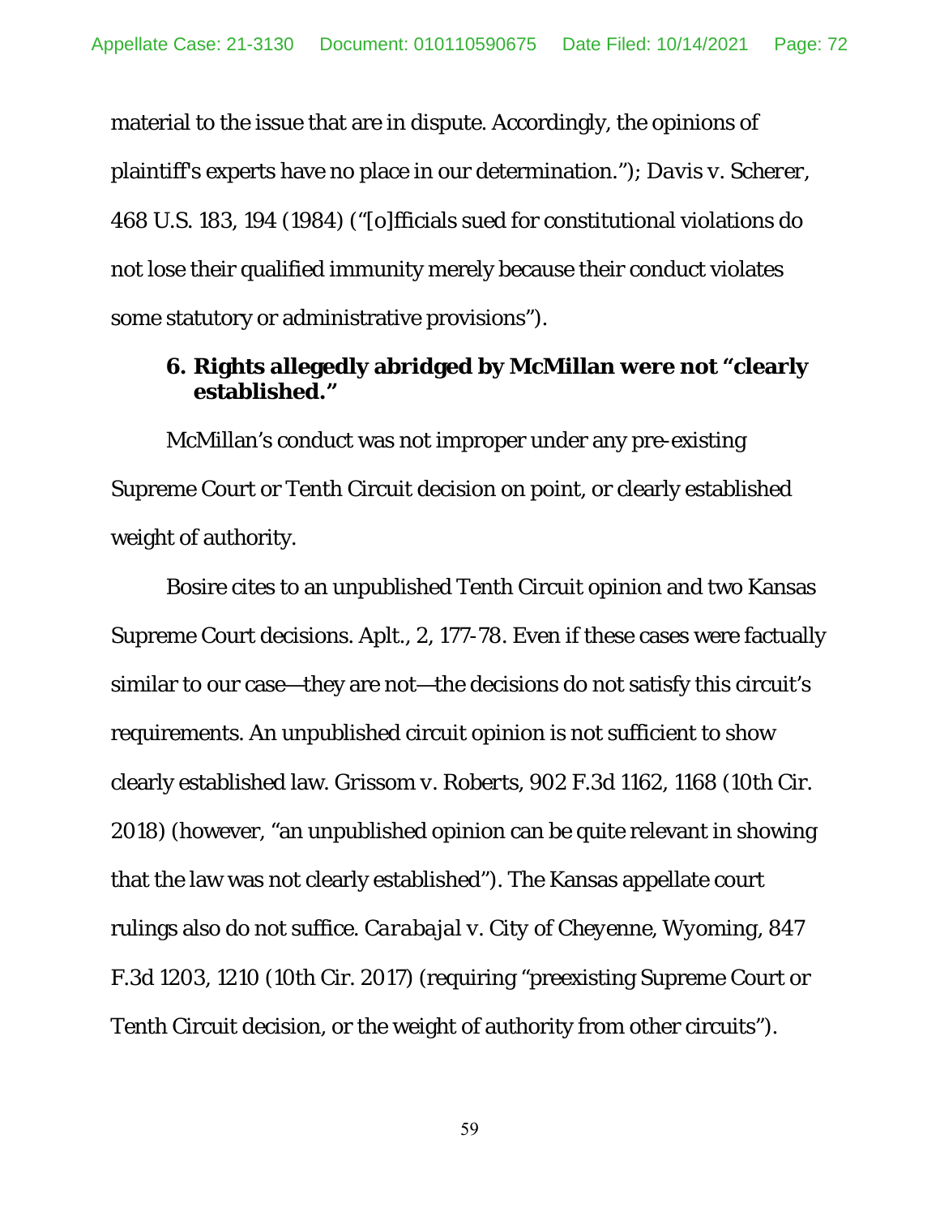material to the issue that are in dispute. Accordingly, the opinions of plaintiff's experts have no place in our determination."); *Davis v. Scherer*, 468 U.S. 183, 194 (1984) ("[o]fficials sued for constitutional violations do not lose their qualified immunity merely because their conduct violates some statutory or administrative provisions").

### 6. Rights allegedly abridged by McMillan were not "clearly established."

McMillan's conduct was not improper under any pre-existing Supreme Court or Tenth Circuit decision on point, or clearly established weight of authority.

Bosire cites to an unpublished Tenth Circuit opinion and two Kansas Supreme Court decisions. Aplt., 2, 177-78. Even if these cases were factually similar to our case—they are not—the decisions do not satisfy this circuit's requirements. An unpublished circuit opinion is not sufficient to show clearly established law. *Grissom v. Roberts*, 902 F.3d 1162, 1168 (10th Cir. 2018) (however, "an unpublished opinion can be quite relevant in showing that the law was not clearly established"). The Kansas appellate court rulings also do not suffice. *Carabajal v. City of Cheyenne, Wyoming*, 847 F.3d 1203, 1210 (10th Cir. 2017) (requiring "preexisting Supreme Court or Tenth Circuit decision, or the weight of authority from other circuits").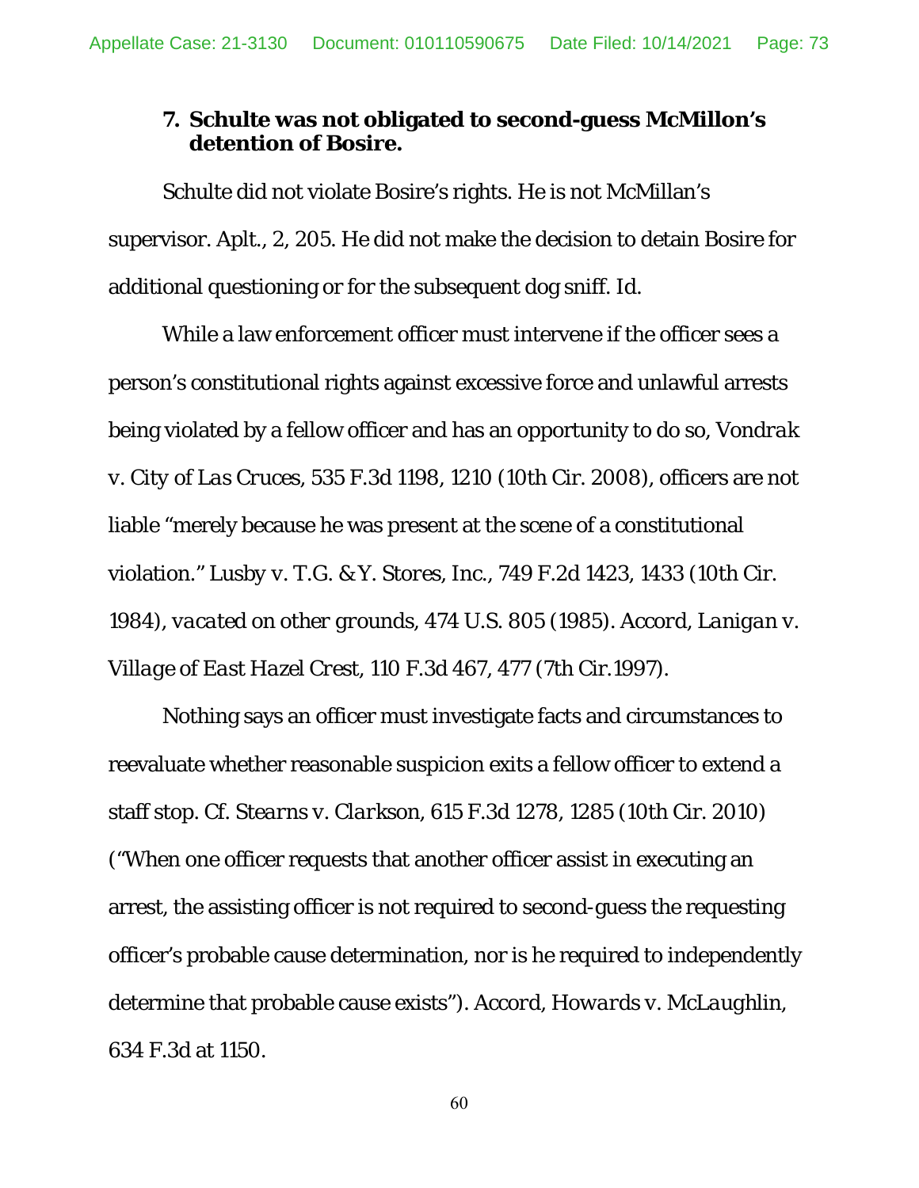### 7. Schulte was not obligated to second-guess McMillon's detention of Bosire.

Schulte did not violate Bosire's rights. He is not McMillan's supervisor. Aplt., 2, 205. He did not make the decision to detain Bosire for additional questioning or for the subsequent dog sniff. *Id.*

While a law enforcement officer must intervene if the officer sees a person's constitutional rights against excessive force and unlawful arrests being violated by a fellow officer and has an opportunity to do so, *Vondrak v. City of Las Cruces*, 535 F.3d 1198, 1210 (10th Cir. 2008), officers are not liable "merely because he was present at the scene of a constitutional violation." *Lusby v. T.G. & Y. Stores, Inc.*, 749 F.2d 1423, 1433 (10th Cir. 1984), *vacated on other grounds*, 474 U.S. 805 (1985). *Accord*, *Lanigan v. Village of East Hazel Crest*, 110 F.3d 467, 477 (7th Cir.1997).

Nothing says an officer must investigate facts and circumstances to reevaluate whether reasonable suspicion exits a fellow officer to extend a staff stop. *Cf. Stearns v. Clarkson*, 615 F.3d 1278, 1285 (10th Cir. 2010) ("When one officer requests that another officer assist in executing an arrest, the assisting officer is not required to second-guess the requesting officer's probable cause determination, nor is he required to independently determine that probable cause exists"). *Accord*, *Howards v. McLaughlin*, 634 F.3d at 1150.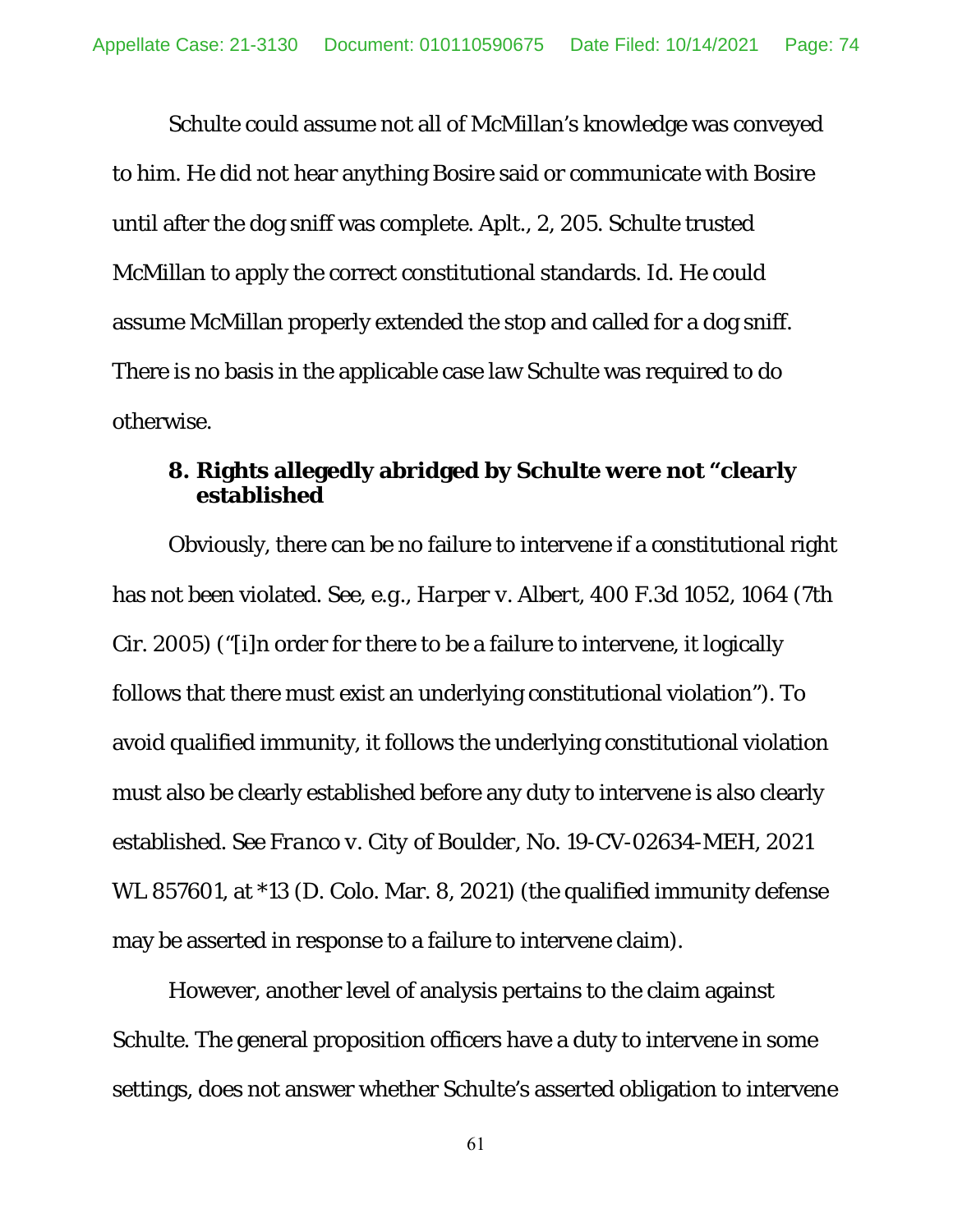Schulte could assume not all of McMillan's knowledge was conveyed to him. He did not hear anything Bosire said or communicate with Bosire until after the dog sniff was complete. Aplt., 2, 205. Schulte trusted McMillan to apply the correct constitutional standards. *Id.* He could assume McMillan properly extended the stop and called for a dog sniff. There is no basis in the applicable case law Schulte was required to do otherwise.

### 8. Rights allegedly abridged by Schulte were not "clearly established

Obviously, there can be no failure to intervene if a constitutional right has not been violated. *See, e.g., Harper v. Albert*, 400 F.3d 1052, 1064 (7th Cir. 2005) ("[i]n order for there to be a failure to intervene, it logically follows that there must exist an underlying constitutional violation"). To avoid qualified immunity, it follows the underlying constitutional violation must also be clearly established before any duty to intervene is also clearly established. *See Franco v. City of Boulder*, No. 19-CV-02634-MEH, 2021 WL 857601, at *13 (D. Colo. Mar. 8, 2021) (the qualified immunity defense may be asserted in response to a failure to intervene claim).

However, another level of analysis pertains to the claim against Schulte. The general proposition officers have a duty to intervene in some settings, does not answer whether Schulte's asserted obligation to intervene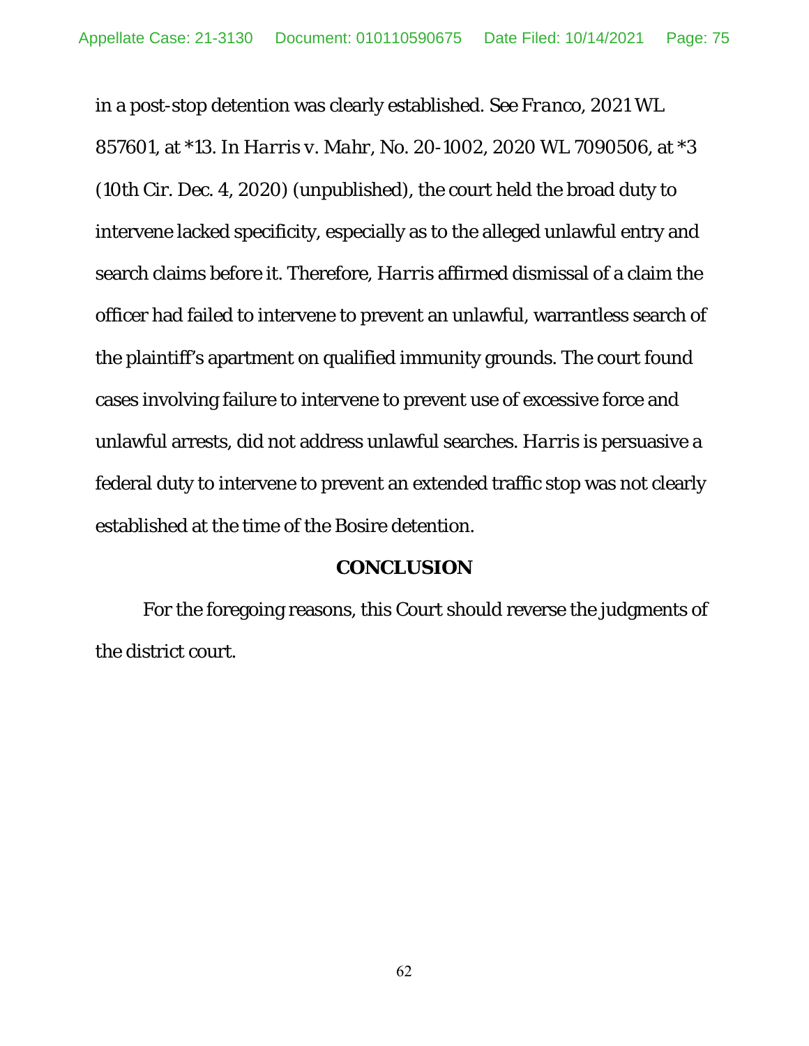in a post-stop detention was clearly established. See *Franco*, 2021 WL 857601, at *13. In *Harris v. Mahr*, No. 20-1002, 2020 WL 7090506, at *3 (10th Cir. Dec. 4, 2020) (unpublished), the court held the broad duty to intervene lacked specificity, especially as to the alleged unlawful entry and search claims before it. Therefore, *Harris* affirmed dismissal of a claim the officer had failed to intervene to prevent an unlawful, warrantless search of the plaintiff's apartment on qualified immunity grounds. The court found cases involving failure to intervene to prevent use of excessive force and unlawful arrests, did not address unlawful searches. *Harris* is persuasive a federal duty to intervene to prevent an extended traffic stop was not clearly established at the time of the Bosire detention.

## CONCLUSION

For the foregoing reasons, this Court should reverse the judgments of the district court.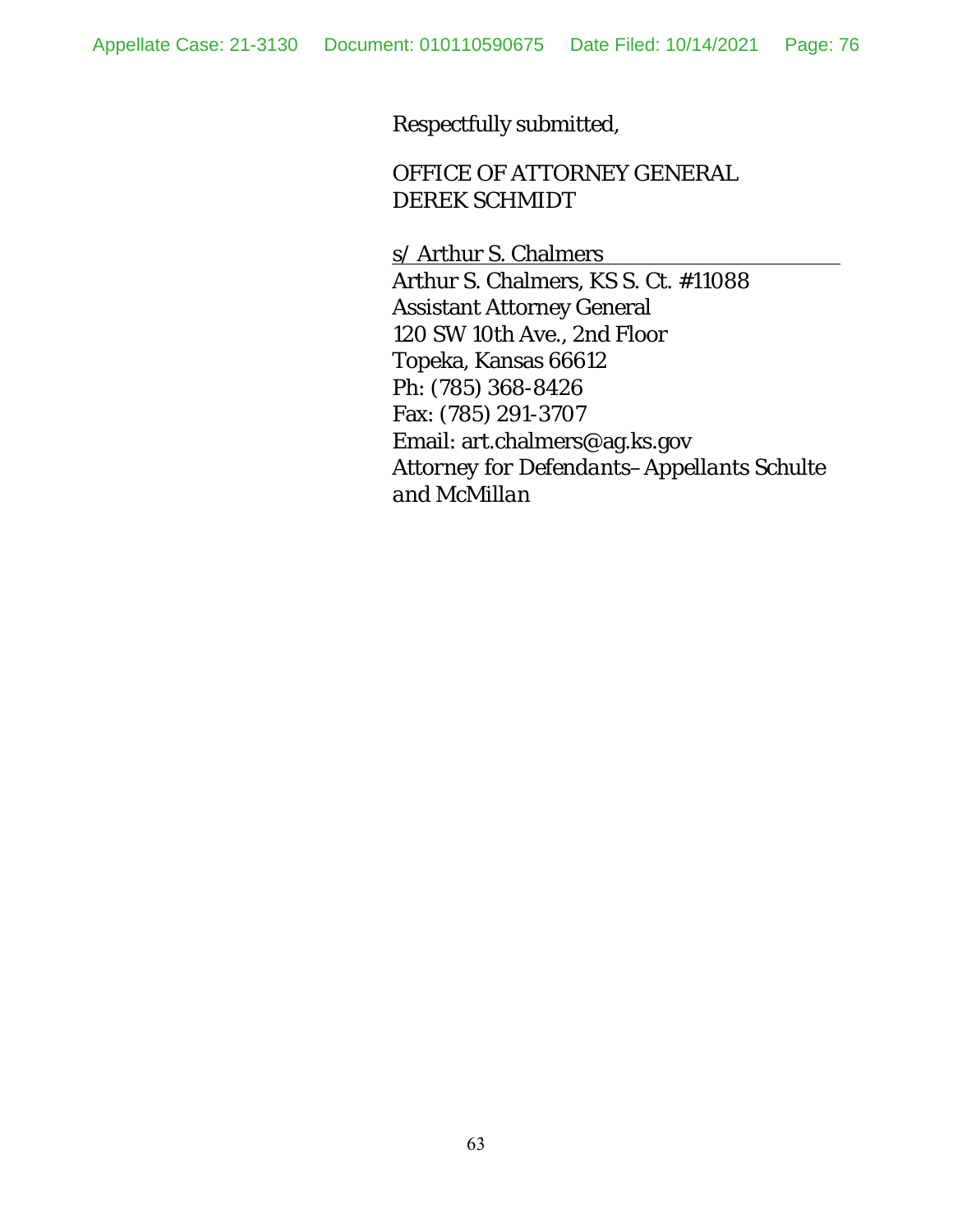Respectfully submitted,

OFFICE OF ATTORNEY GENERAL
DEREK SCHMIDT

s/ Arthur S. Chalmers
Arthur S. Chalmers, KS S. Ct. #11088
Assistant Attorney General
120 SW 10th Ave., 2nd Floor
Topeka, Kansas 66612
Ph: (785) 368-8426
Fax: (785) 291-3707
Email: art.chalmers@ag.ks.gov
*Attorney for Defendants–Appellants Schulte and McMillan*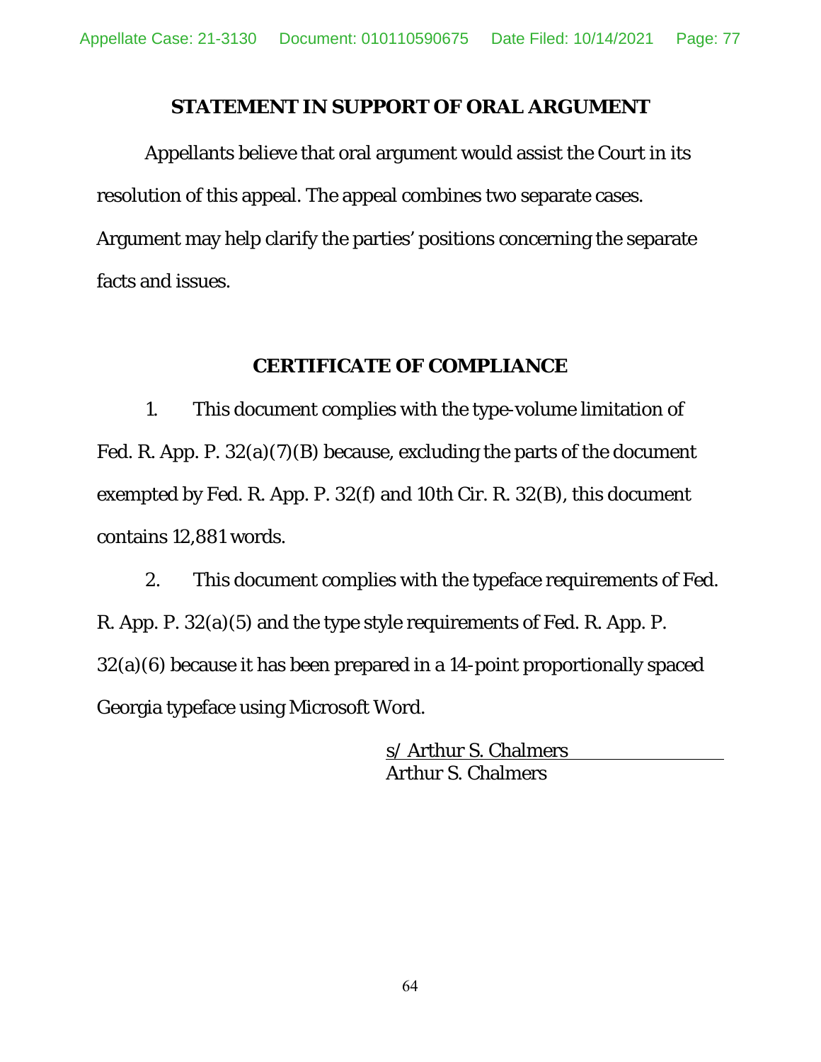## STATEMENT IN SUPPORT OF ORAL ARGUMENT

Appellants believe that oral argument would assist the Court in its resolution of this appeal. The appeal combines two separate cases. Argument may help clarify the parties' positions concerning the separate facts and issues.

## CERTIFICATE OF COMPLIANCE

1. This document complies with the type-volume limitation of Fed. R. App. P. 32(a)(7)(B) because, excluding the parts of the document exempted by Fed. R. App. P. 32(f) and 10th Cir. R. 32(B), this document contains 12,881 words.

2. This document complies with the typeface requirements of Fed. R. App. P. 32(a)(5) and the type style requirements of Fed. R. App. P. 32(a)(6) because it has been prepared in a 14-point proportionally spaced Georgia typeface using Microsoft Word.

s/ Arthur S. Chalmers
Arthur S. Chalmers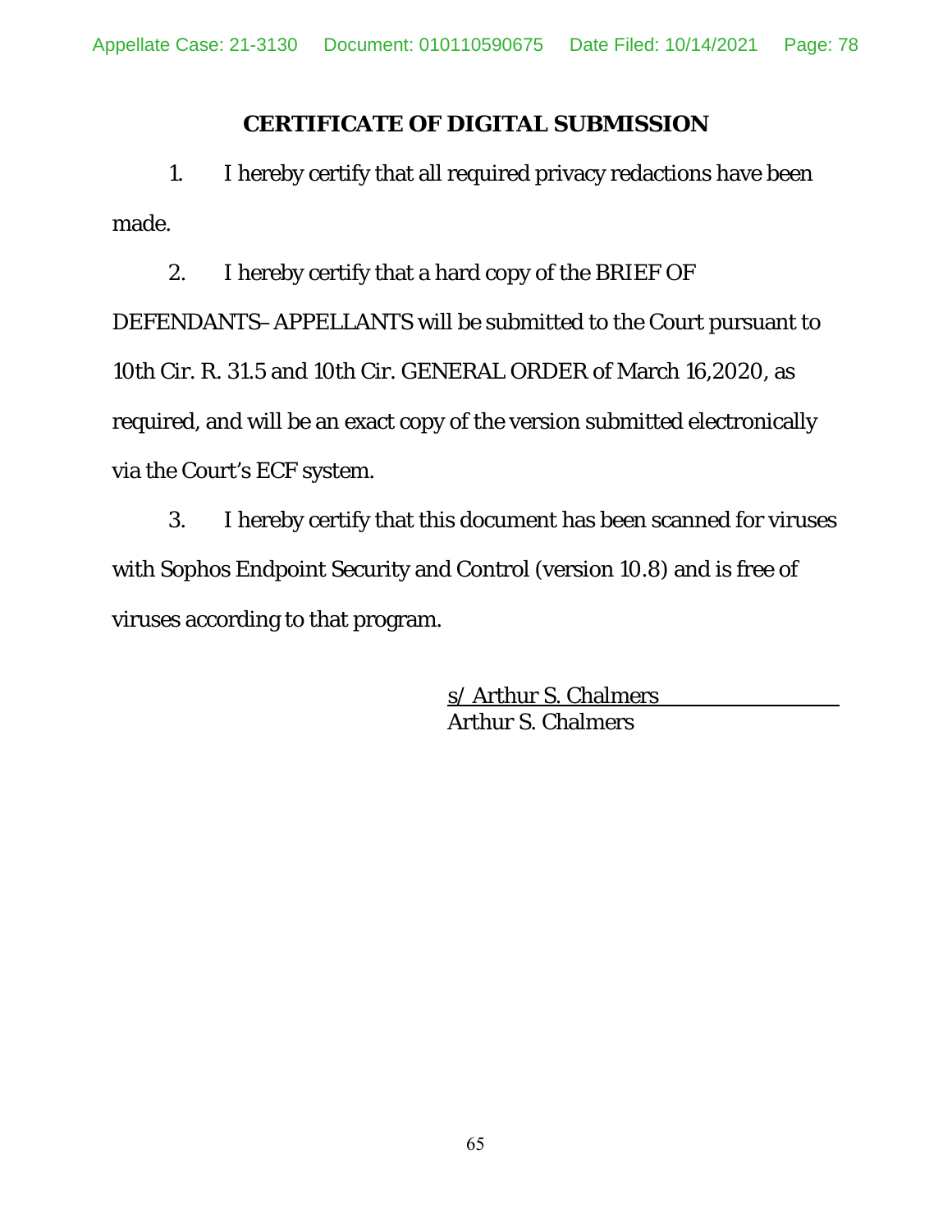## CERTIFICATE OF DIGITAL SUBMISSION

1. I hereby certify that all required privacy redactions have been made.

2. I hereby certify that a hard copy of the BRIEF OF DEFENDANTS–APPELLANTS will be submitted to the Court pursuant to 10th Cir. R. 31.5 and 10th Cir. GENERAL ORDER of March 16,2020, as required, and will be an exact copy of the version submitted electronically via the Court's ECF system.

3. I hereby certify that this document has been scanned for viruses with Sophos Endpoint Security and Control (version 10.8) and is free of viruses according to that program.

s/ Arthur S. Chalmers
Arthur S. Chalmers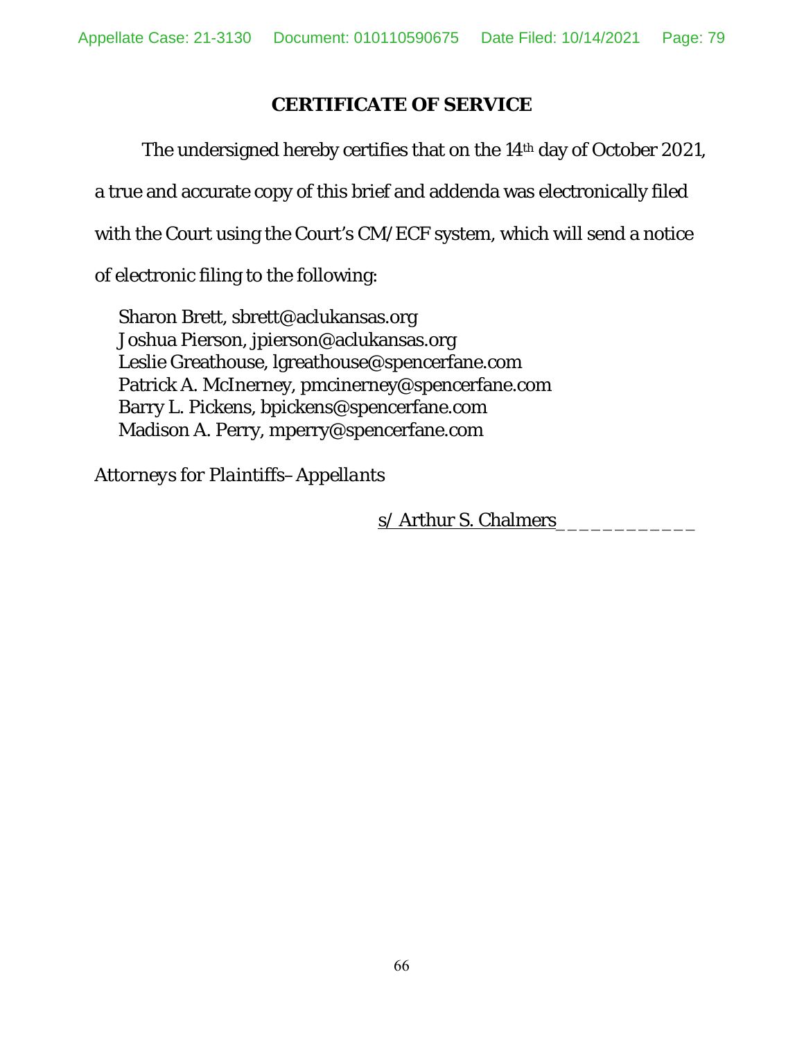# CERTIFICATE OF SERVICE

The undersigned hereby certifies that on the 14th day of October 2021, a true and accurate copy of this brief and addenda was electronically filed with the Court using the Court's CM/ECF system, which will send a notice of electronic filing to the following:

Sharon Brett, sbrett@aclukansas.org
Joshua Pierson, jpierson@aclukansas.org
Leslie Greathouse, lgreathouse@spencerfane.com
Patrick A. McInerney, pmcinerney@spencerfane.com
Barry L. Pickens, bpickens@spencerfane.com
Madison A. Perry, mperry@spencerfane.com

*Attorneys for Plaintiffs–Appellants*

s/ Arthur S. Chalmers____________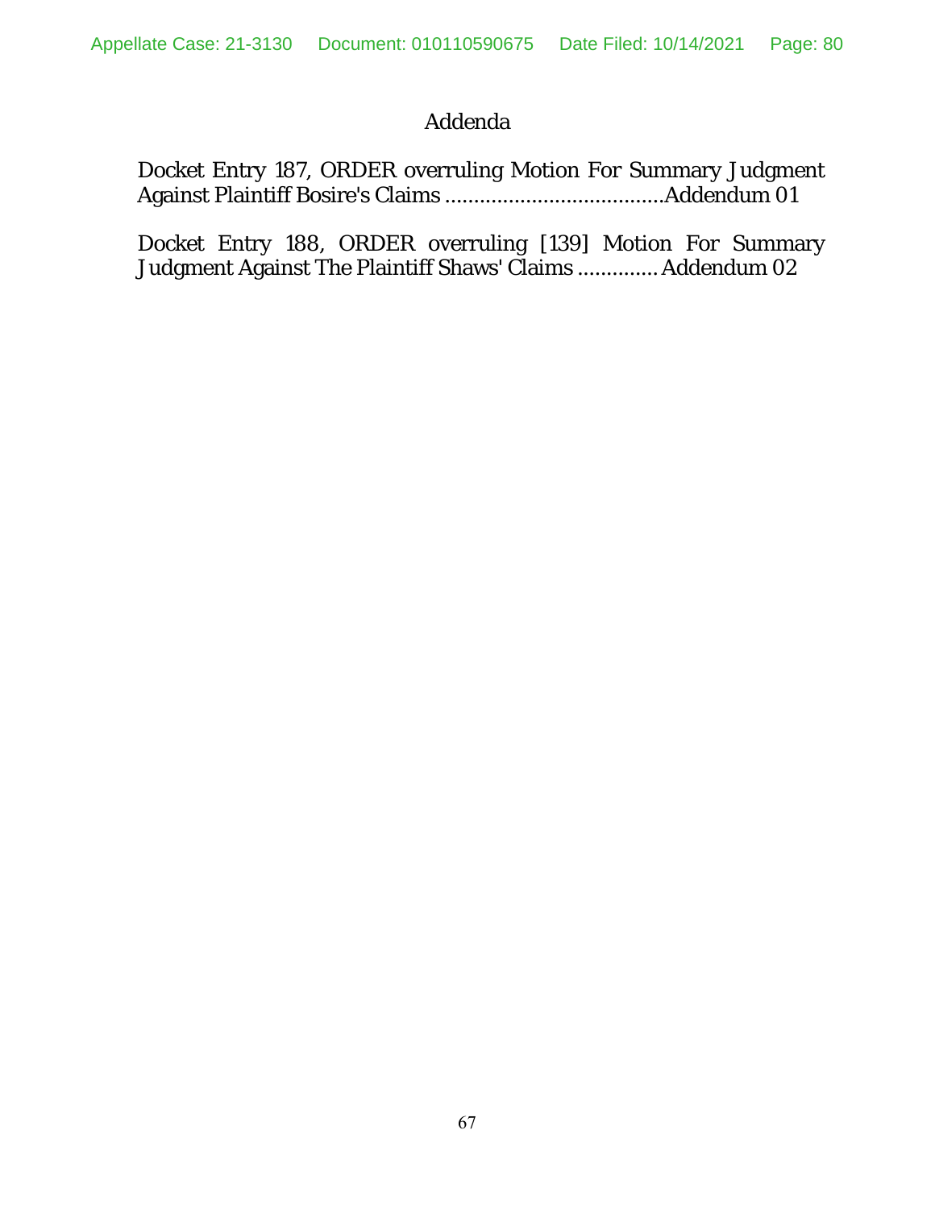# Addenda

Docket Entry 187, ORDER overruling Motion For Summary Judgment Against Plaintiff Bosire's Claims ......................................Addendum 01

Docket Entry 188, ORDER overruling [139] Motion For Summary Judgment Against The Plaintiff Shaws' Claims .............. Addendum 02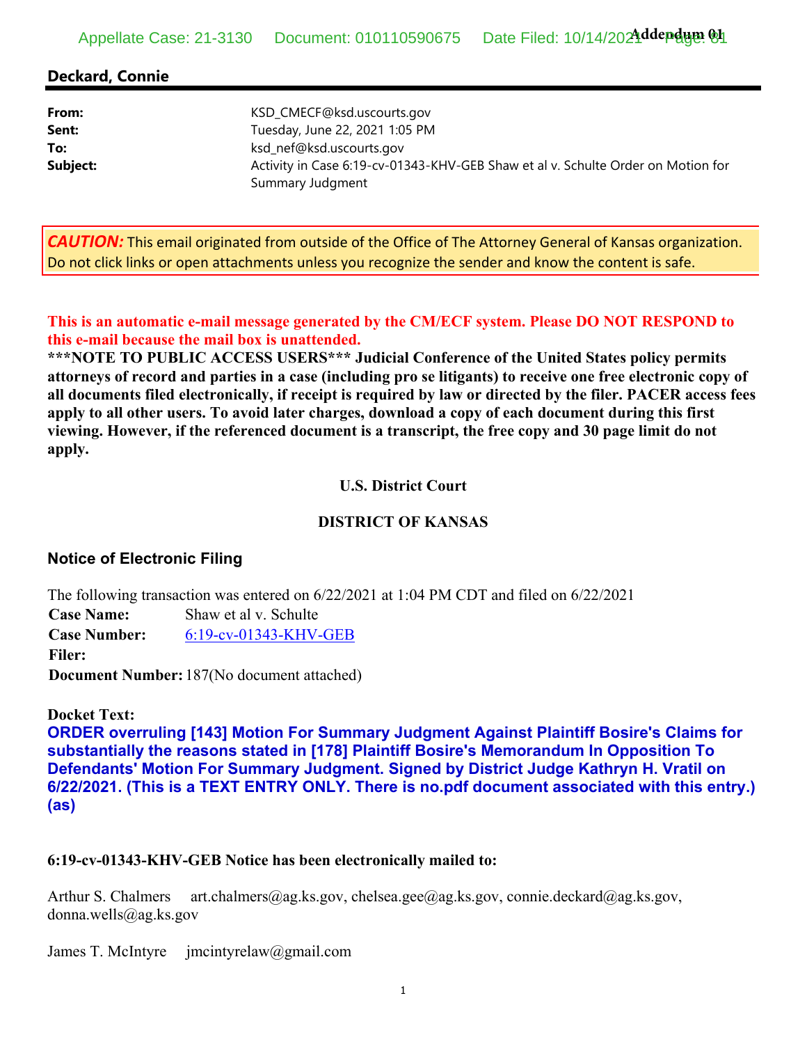Addendum 01

**Deckard, Connie**

| | |
|---|---|
| **From:** | KSD_CMECF@ksd.uscourts.gov |
| **Sent:** | Tuesday, June 22, 2021 1:05 PM |
| **To:** | ksd_nef@ksd.uscourts.gov |
| **Subject:** | Activity in Case 6:19-cv-01343-KHV-GEB Shaw et al v. Schulte Order on Motion for Summary Judgment |

***CAUTION:*** This email originated from outside of the Office of The Attorney General of Kansas organization. Do not click links or open attachments unless you recognize the sender and know the content is safe.

**This is an automatic e-mail message generated by the CM/ECF system. Please DO NOT RESPOND to this e-mail because the mail box is unattended.**
**\*\*\*NOTE TO PUBLIC ACCESS USERS\*\*\* Judicial Conference of the United States policy permits attorneys of record and parties in a case (including pro se litigants) to receive one free electronic copy of all documents filed electronically, if receipt is required by law or directed by the filer. PACER access fees apply to all other users. To avoid later charges, download a copy of each document during this first viewing. However, if the referenced document is a transcript, the free copy and 30 page limit do not apply.**

**U.S. District Court**

**DISTRICT OF KANSAS**

## Notice of Electronic Filing

The following transaction was entered on 6/22/2021 at 1:04 PM CDT and filed on 6/22/2021

| | |
|---|---|
| **Case Name:** | Shaw et al v. Schulte |
| **Case Number:** | 6:19-cv-01343-KHV-GEB |
| **Filer:** | |
| **Document Number:** | 187(No document attached) |

**Docket Text:**
**ORDER overruling [143] Motion For Summary Judgment Against Plaintiff Bosire's Claims for substantially the reasons stated in [178] Plaintiff Bosire's Memorandum In Opposition To Defendants' Motion For Summary Judgment. Signed by District Judge Kathryn H. Vratil on 6/22/2021. (This is a TEXT ENTRY ONLY. There is no.pdf document associated with this entry.) (as)**

**6:19-cv-01343-KHV-GEB Notice has been electronically mailed to:**

Arthur S. Chalmers art.chalmers@ag.ks.gov, chelsea.gee@ag.ks.gov, connie.deckard@ag.ks.gov, donna.wells@ag.ks.gov

James T. McIntyre jmcintyrelaw@gmail.com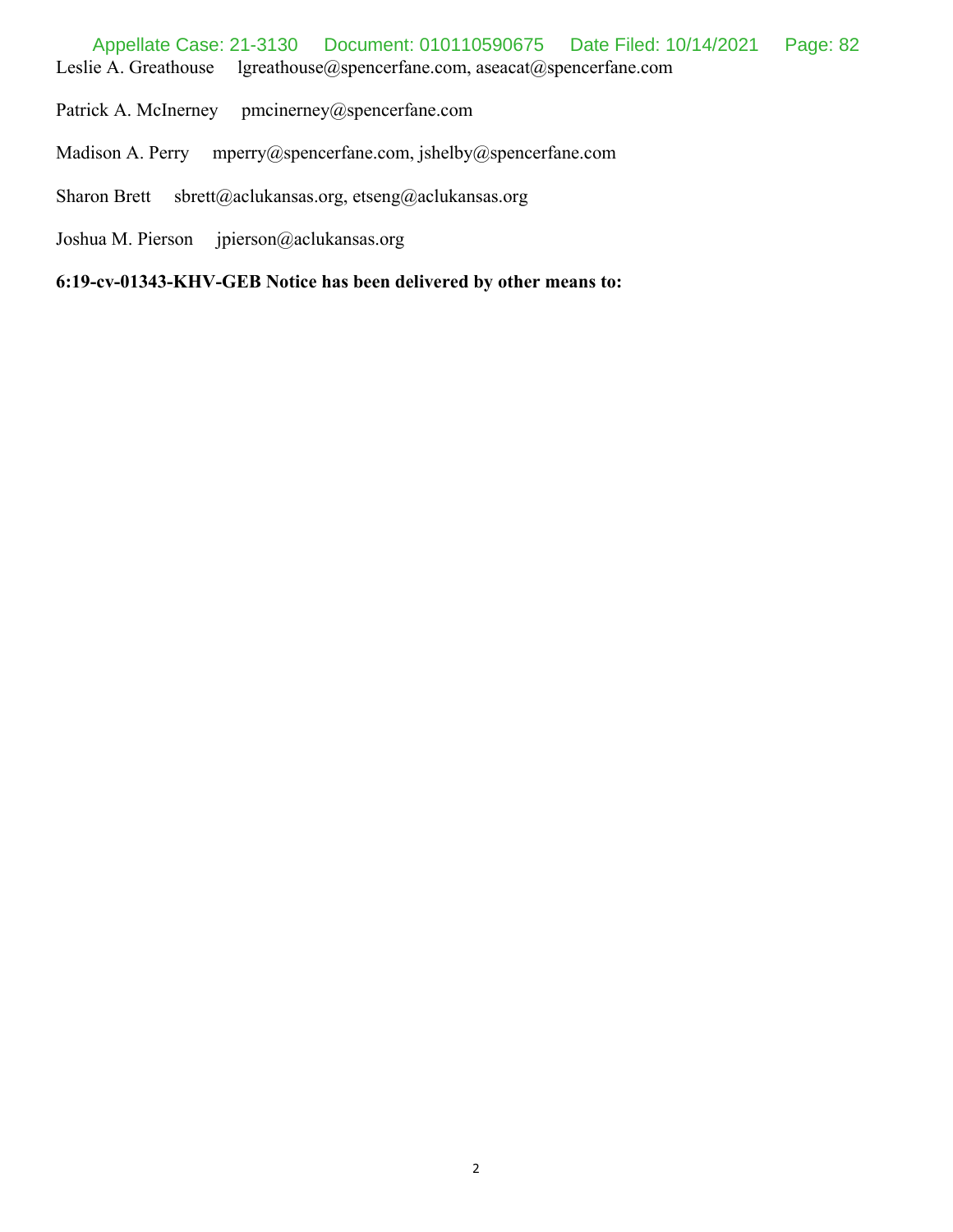Leslie A. Greathouse lgreathouse@spencerfane.com, aseacat@spencerfane.com

Patrick A. McInerney pmcinerney@spencerfane.com

Madison A. Perry mperry@spencerfane.com, jshelby@spencerfane.com

Sharon Brett sbrett@aclukansas.org, etseng@aclukansas.org

Joshua M. Pierson jpierson@aclukansas.org

**6:19-cv-01343-KHV-GEB Notice has been delivered by other means to:**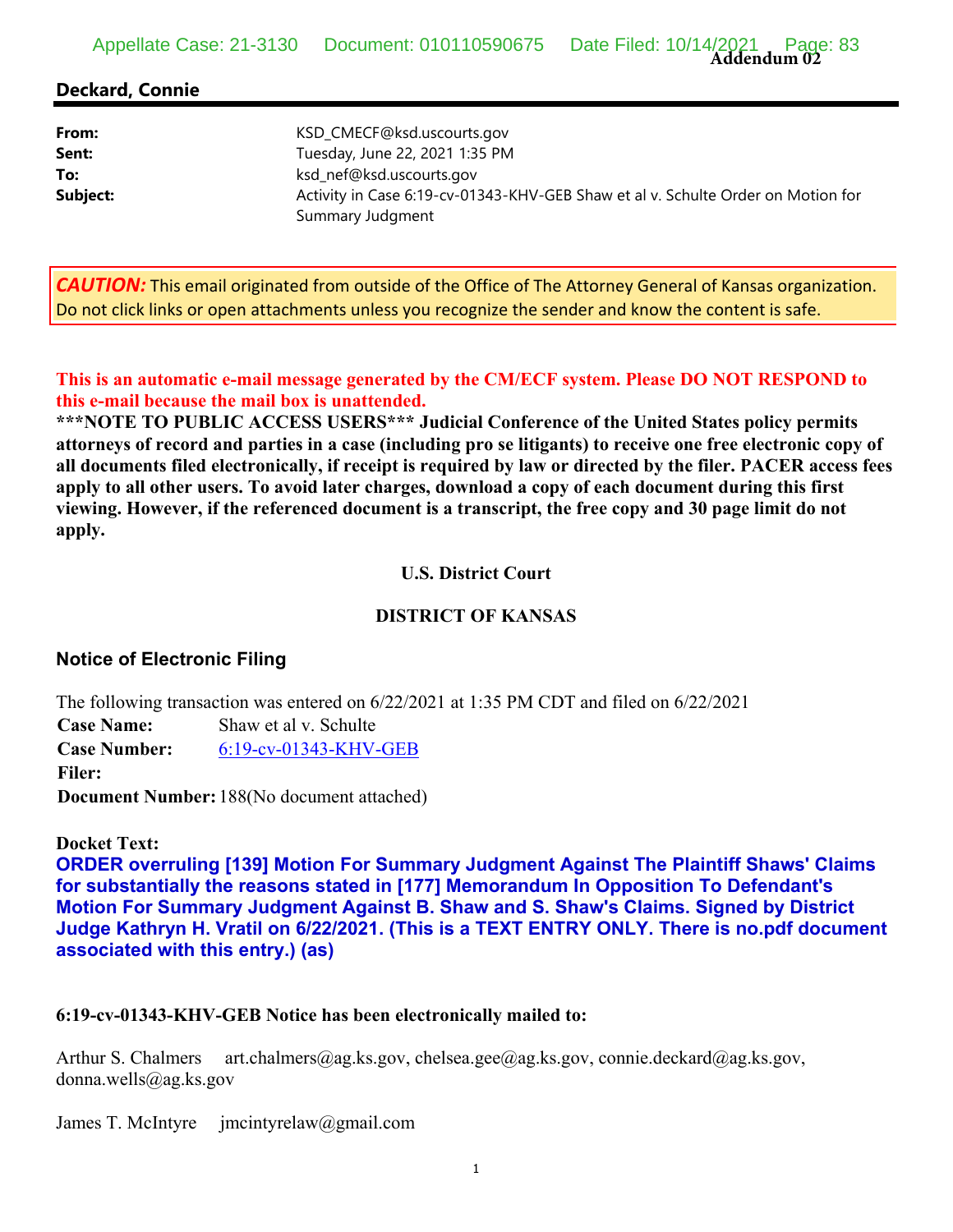Addendum 02

**Deckard, Connie**

| | |
|---|---|
| **From:** | KSD_CMECF@ksd.uscourts.gov |
| **Sent:** | Tuesday, June 22, 2021 1:35 PM |
| **To:** | ksd_nef@ksd.uscourts.gov |
| **Subject:** | Activity in Case 6:19-cv-01343-KHV-GEB Shaw et al v. Schulte Order on Motion for Summary Judgment |

***CAUTION:*** This email originated from outside of the Office of The Attorney General of Kansas organization. Do not click links or open attachments unless you recognize the sender and know the content is safe.

**This is an automatic e-mail message generated by the CM/ECF system. Please DO NOT RESPOND to this e-mail because the mail box is unattended.**

**\*\*\*NOTE TO PUBLIC ACCESS USERS\*\*\* Judicial Conference of the United States policy permits attorneys of record and parties in a case (including pro se litigants) to receive one free electronic copy of all documents filed electronically, if receipt is required by law or directed by the filer. PACER access fees apply to all other users. To avoid later charges, download a copy of each document during this first viewing. However, if the referenced document is a transcript, the free copy and 30 page limit do not apply.**

**U.S. District Court**

**DISTRICT OF KANSAS**

### Notice of Electronic Filing

The following transaction was entered on 6/22/2021 at 1:35 PM CDT and filed on 6/22/2021

**Case Name:** Shaw et al v. Schulte
**Case Number:** 6:19-cv-01343-KHV-GEB
**Filer:**
**Document Number:** 188(No document attached)

**Docket Text:**
**ORDER overruling [139] Motion For Summary Judgment Against The Plaintiff Shaws' Claims for substantially the reasons stated in [177] Memorandum In Opposition To Defendant's Motion For Summary Judgment Against B. Shaw and S. Shaw's Claims. Signed by District Judge Kathryn H. Vratil on 6/22/2021. (This is a TEXT ENTRY ONLY. There is no.pdf document associated with this entry.) (as)**

**6:19-cv-01343-KHV-GEB Notice has been electronically mailed to:**

Arthur S. Chalmers art.chalmers@ag.ks.gov, chelsea.gee@ag.ks.gov, connie.deckard@ag.ks.gov, donna.wells@ag.ks.gov

James T. McIntyre jmcintyrelaw@gmail.com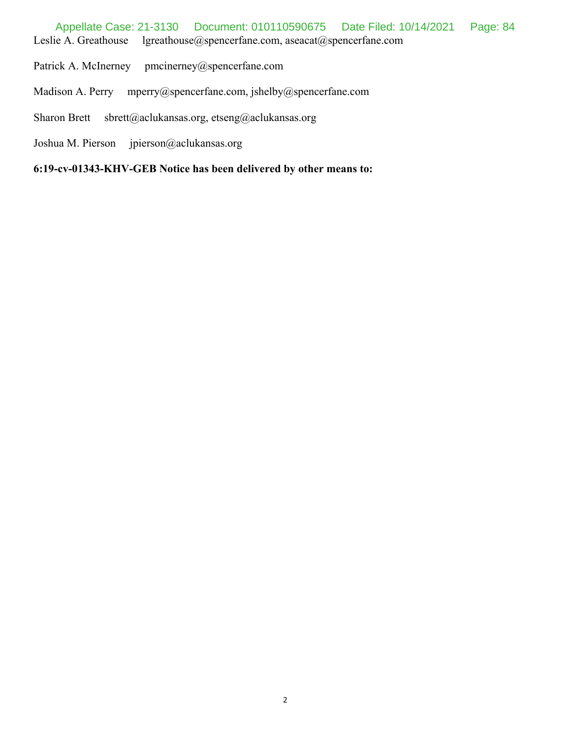Leslie A. Greathouse lgreathouse@spencerfane.com, aseacat@spencerfane.com

Patrick A. McInerney pmcinerney@spencerfane.com

Madison A. Perry mperry@spencerfane.com, jshelby@spencerfane.com

Sharon Brett sbrett@aclukansas.org, etseng@aclukansas.org

Joshua M. Pierson jpierson@aclukansas.org

**6:19-cv-01343-KHV-GEB Notice has been delivered by other means to:**